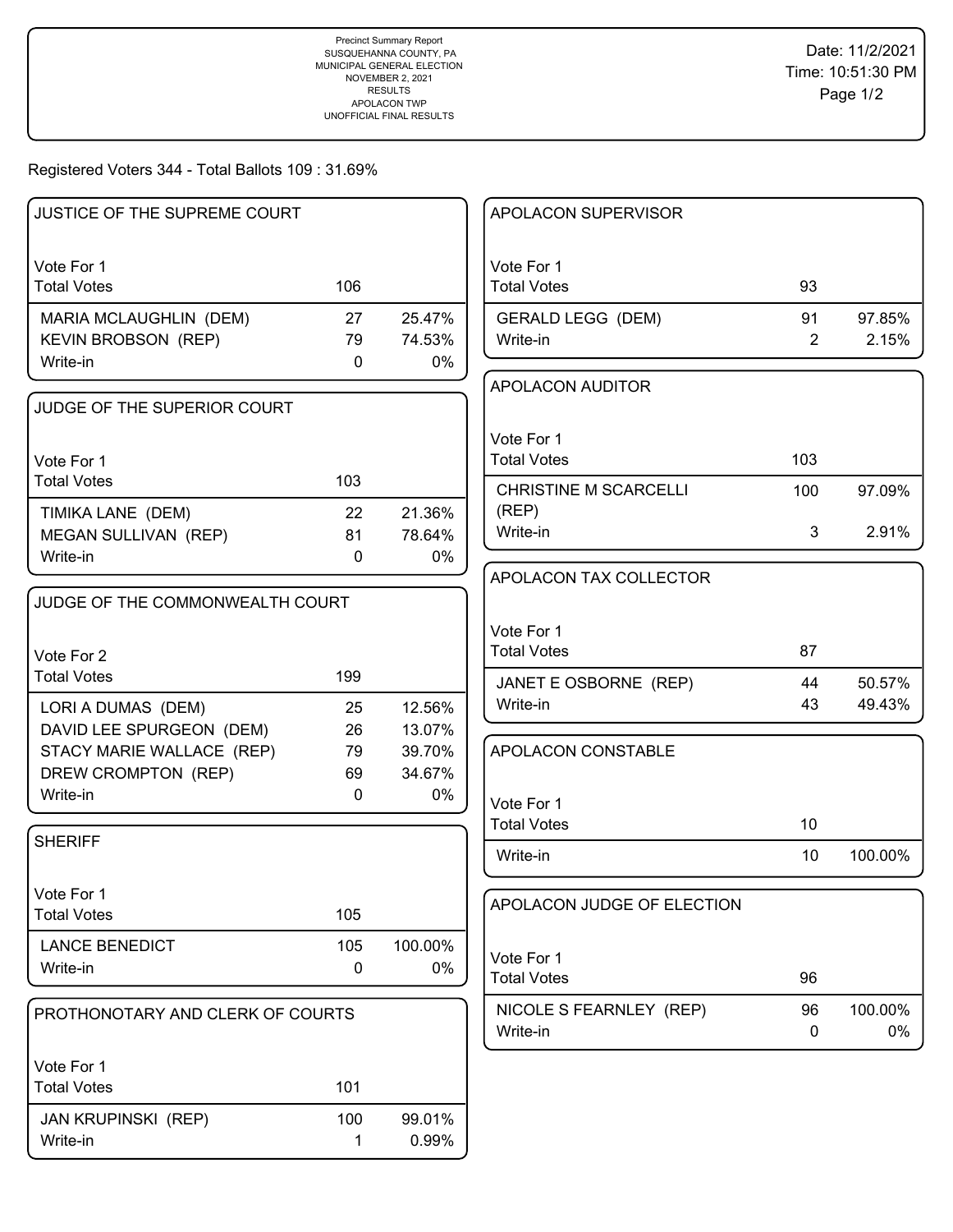Precinct Summary Report
SUSQUEHANNA COUNTY, PA
MUNICIPAL GENERAL ELECTION
NOVEMBER 2, 2021
RESULTS
APOLACON TWP
UNOFFICIAL FINAL RESULTS

Date: 11/2/2021
Time: 10:51:30 PM

Registered Voters 344 - Total Ballots 109 : 31.69%

## JUSTICE OF THE SUPREME COURT

Vote For 1

| | Votes | % |
|---|---|---|
| Total Votes | 106 | |
| MARIA MCLAUGHLIN (DEM) | 27 | 25.47% |
| KEVIN BROBSON (REP) | 79 | 74.53% |
| Write-in | 0 | 0% |

## JUDGE OF THE SUPERIOR COURT

Vote For 1

| | Votes | % |
|---|---|---|
| Total Votes | 103 | |
| TIMIKA LANE (DEM) | 22 | 21.36% |
| MEGAN SULLIVAN (REP) | 81 | 78.64% |
| Write-in | 0 | 0% |

## JUDGE OF THE COMMONWEALTH COURT

Vote For 2

| | Votes | % |
|---|---|---|
| Total Votes | 199 | |
| LORI A DUMAS (DEM) | 25 | 12.56% |
| DAVID LEE SPURGEON (DEM) | 26 | 13.07% |
| STACY MARIE WALLACE (REP) | 79 | 39.70% |
| DREW CROMPTON (REP) | 69 | 34.67% |
| Write-in | 0 | 0% |

## SHERIFF

Vote For 1

| | Votes | % |
|---|---|---|
| Total Votes | 105 | |
| LANCE BENEDICT | 105 | 100.00% |
| Write-in | 0 | 0% |

## PROTHONOTARY AND CLERK OF COURTS

Vote For 1

| | Votes | % |
|---|---|---|
| Total Votes | 101 | |
| JAN KRUPINSKI (REP) | 100 | 99.01% |
| Write-in | 1 | 0.99% |

## APOLACON SUPERVISOR

Vote For 1

| | Votes | % |
|---|---|---|
| Total Votes | 93 | |
| GERALD LEGG (DEM) | 91 | 97.85% |
| Write-in | 2 | 2.15% |

## APOLACON AUDITOR

Vote For 1

| | Votes | % |
|---|---|---|
| Total Votes | 103 | |
| CHRISTINE M SCARCELLI (REP) | 100 | 97.09% |
| Write-in | 3 | 2.91% |

## APOLACON TAX COLLECTOR

Vote For 1

| | Votes | % |
|---|---|---|
| Total Votes | 87 | |
| JANET E OSBORNE (REP) | 44 | 50.57% |
| Write-in | 43 | 49.43% |

## APOLACON CONSTABLE

Vote For 1

| | Votes | % |
|---|---|---|
| Total Votes | 10 | |
| Write-in | 10 | 100.00% |

## APOLACON JUDGE OF ELECTION

Vote For 1

| | Votes | % |
|---|---|---|
| Total Votes | 96 | |
| NICOLE S FEARNLEY (REP) | 96 | 100.00% |
| Write-in | 0 | 0% |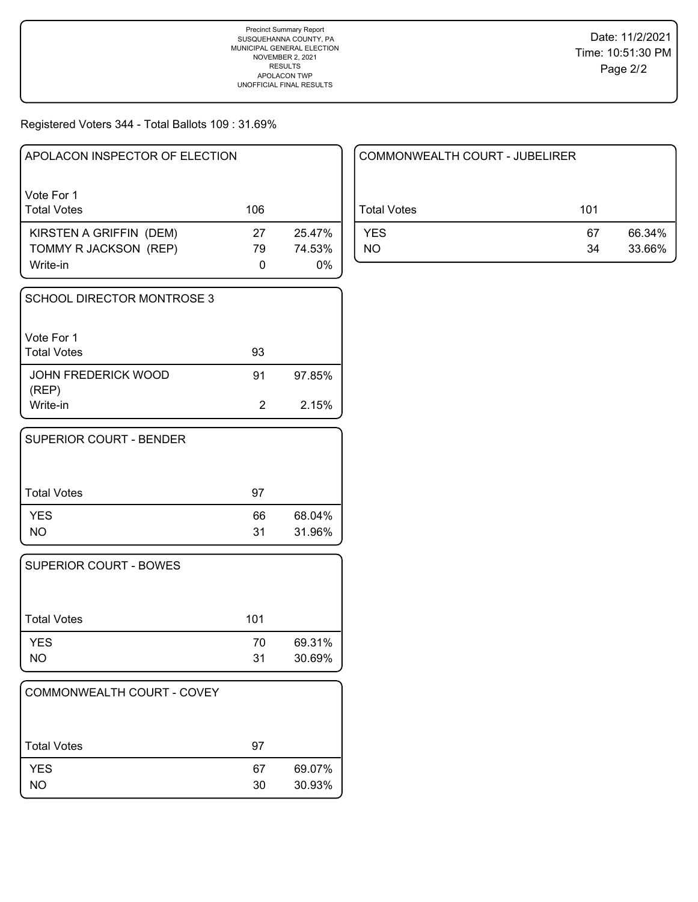Precinct Summary Report
SUSQUEHANNA COUNTY, PA
MUNICIPAL GENERAL ELECTION
NOVEMBER 2, 2021
RESULTS
APOLACON TWP
UNOFFICIAL FINAL RESULTS

Date: 11/2/2021
Time: 10:51:30 PM

Registered Voters 344 - Total Ballots 109 : 31.69%

## APOLACON INSPECTOR OF ELECTION

Vote For 1

| Total Votes | 106 | |
|---|---|---|
| KIRSTEN A GRIFFIN (DEM) | 27 | 25.47% |
| TOMMY R JACKSON (REP) | 79 | 74.53% |
| Write-in | 0 | 0% |

## SCHOOL DIRECTOR MONTROSE 3

Vote For 1

| Total Votes | 93 | |
|---|---|---|
| JOHN FREDERICK WOOD (REP) | 91 | 97.85% |
| Write-in | 2 | 2.15% |

## SUPERIOR COURT - BENDER

| Total Votes | 97 | |
|---|---|---|
| YES | 66 | 68.04% |
| NO | 31 | 31.96% |

## SUPERIOR COURT - BOWES

| Total Votes | 101 | |
|---|---|---|
| YES | 70 | 69.31% |
| NO | 31 | 30.69% |

## COMMONWEALTH COURT - COVEY

| Total Votes | 97 | |
|---|---|---|
| YES | 67 | 69.07% |
| NO | 30 | 30.93% |

## COMMONWEALTH COURT - JUBELIRER

| Total Votes | 101 | |
|---|---|---|
| YES | 67 | 66.34% |
| NO | 34 | 33.66% |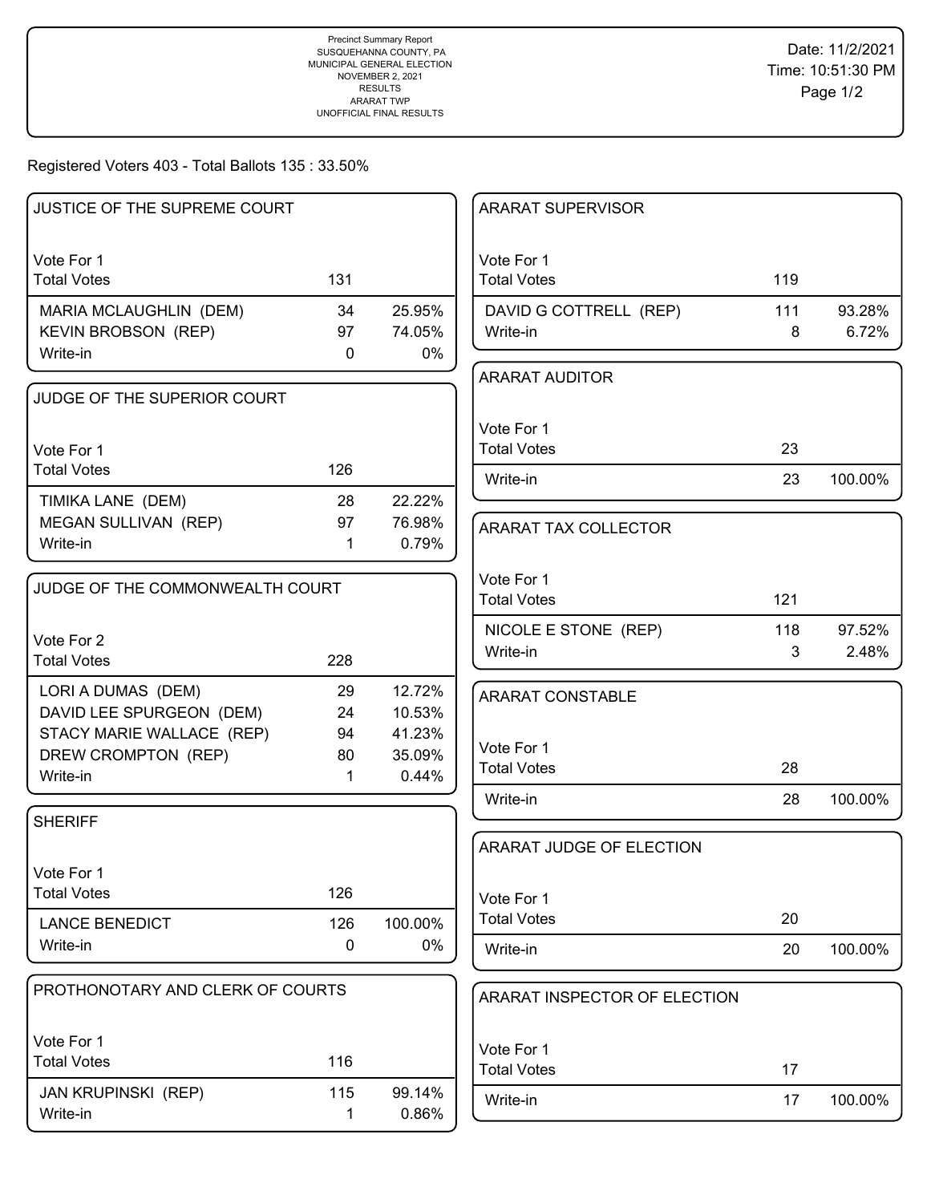Precinct Summary Report
SUSQUEHANNA COUNTY, PA
MUNICIPAL GENERAL ELECTION
NOVEMBER 2, 2021
RESULTS
ARARAT TWP
UNOFFICIAL FINAL RESULTS

Date: 11/2/2021
Time: 10:51:30 PM

Registered Voters 403 - Total Ballots 135 : 33.50%

## JUSTICE OF THE SUPREME COURT

Vote For 1

| | Votes | % |
|---|---|---|
| Total Votes | 131 | |
| MARIA MCLAUGHLIN (DEM) | 34 | 25.95% |
| KEVIN BROBSON (REP) | 97 | 74.05% |
| Write-in | 0 | 0% |

## JUDGE OF THE SUPERIOR COURT

Vote For 1

| | Votes | % |
|---|---|---|
| Total Votes | 126 | |
| TIMIKA LANE (DEM) | 28 | 22.22% |
| MEGAN SULLIVAN (REP) | 97 | 76.98% |
| Write-in | 1 | 0.79% |

## JUDGE OF THE COMMONWEALTH COURT

Vote For 2

| | Votes | % |
|---|---|---|
| Total Votes | 228 | |
| LORI A DUMAS (DEM) | 29 | 12.72% |
| DAVID LEE SPURGEON (DEM) | 24 | 10.53% |
| STACY MARIE WALLACE (REP) | 94 | 41.23% |
| DREW CROMPTON (REP) | 80 | 35.09% |
| Write-in | 1 | 0.44% |

## SHERIFF

Vote For 1

| | Votes | % |
|---|---|---|
| Total Votes | 126 | |
| LANCE BENEDICT | 126 | 100.00% |
| Write-in | 0 | 0% |

## PROTHONOTARY AND CLERK OF COURTS

Vote For 1

| | Votes | % |
|---|---|---|
| Total Votes | 116 | |
| JAN KRUPINSKI (REP) | 115 | 99.14% |
| Write-in | 1 | 0.86% |

## ARARAT SUPERVISOR

Vote For 1

| | Votes | % |
|---|---|---|
| Total Votes | 119 | |
| DAVID G COTTRELL (REP) | 111 | 93.28% |
| Write-in | 8 | 6.72% |

## ARARAT AUDITOR

Vote For 1

| | Votes | % |
|---|---|---|
| Total Votes | 23 | |
| Write-in | 23 | 100.00% |

## ARARAT TAX COLLECTOR

Vote For 1

| | Votes | % |
|---|---|---|
| Total Votes | 121 | |
| NICOLE E STONE (REP) | 118 | 97.52% |
| Write-in | 3 | 2.48% |

## ARARAT CONSTABLE

Vote For 1

| | Votes | % |
|---|---|---|
| Total Votes | 28 | |
| Write-in | 28 | 100.00% |

## ARARAT JUDGE OF ELECTION

Vote For 1

| | Votes | % |
|---|---|---|
| Total Votes | 20 | |
| Write-in | 20 | 100.00% |

## ARARAT INSPECTOR OF ELECTION

Vote For 1

| | Votes | % |
|---|---|---|
| Total Votes | 17 | |
| Write-in | 17 | 100.00% |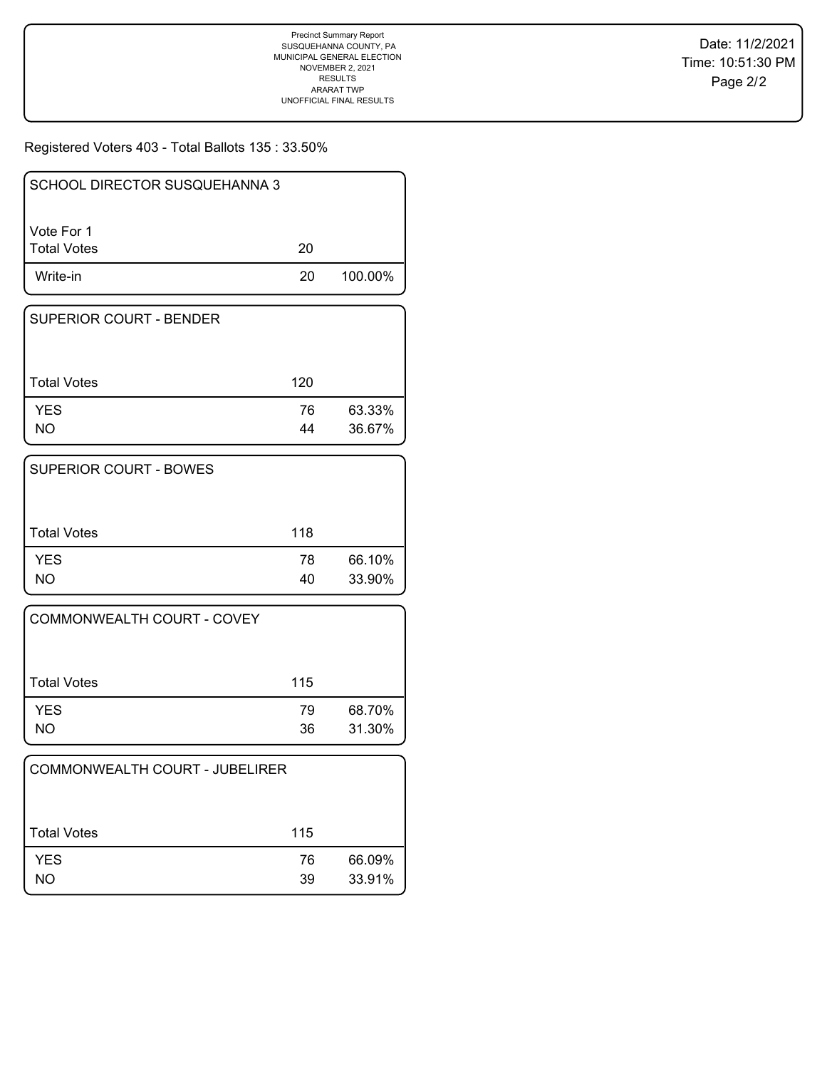Precinct Summary Report
SUSQUEHANNA COUNTY, PA
MUNICIPAL GENERAL ELECTION
NOVEMBER 2, 2021
RESULTS
ARARAT TWP
UNOFFICIAL FINAL RESULTS

Date: 11/2/2021
Time: 10:51:30 PM

Registered Voters 403 - Total Ballots 135 : 33.50%

| SCHOOL DIRECTOR SUSQUEHANNA 3 | | |
|---|---|---|
| Vote For 1 | | |
| Total Votes | 20 | |
| Write-in | 20 | 100.00% |

| SUPERIOR COURT - BENDER | | |
|---|---|---|
| Total Votes | 120 | |
| YES | 76 | 63.33% |
| NO | 44 | 36.67% |

| SUPERIOR COURT - BOWES | | |
|---|---|---|
| Total Votes | 118 | |
| YES | 78 | 66.10% |
| NO | 40 | 33.90% |

| COMMONWEALTH COURT - COVEY | | |
|---|---|---|
| Total Votes | 115 | |
| YES | 79 | 68.70% |
| NO | 36 | 31.30% |

| COMMONWEALTH COURT - JUBELIRER | | |
|---|---|---|
| Total Votes | 115 | |
| YES | 76 | 66.09% |
| NO | 39 | 33.91% |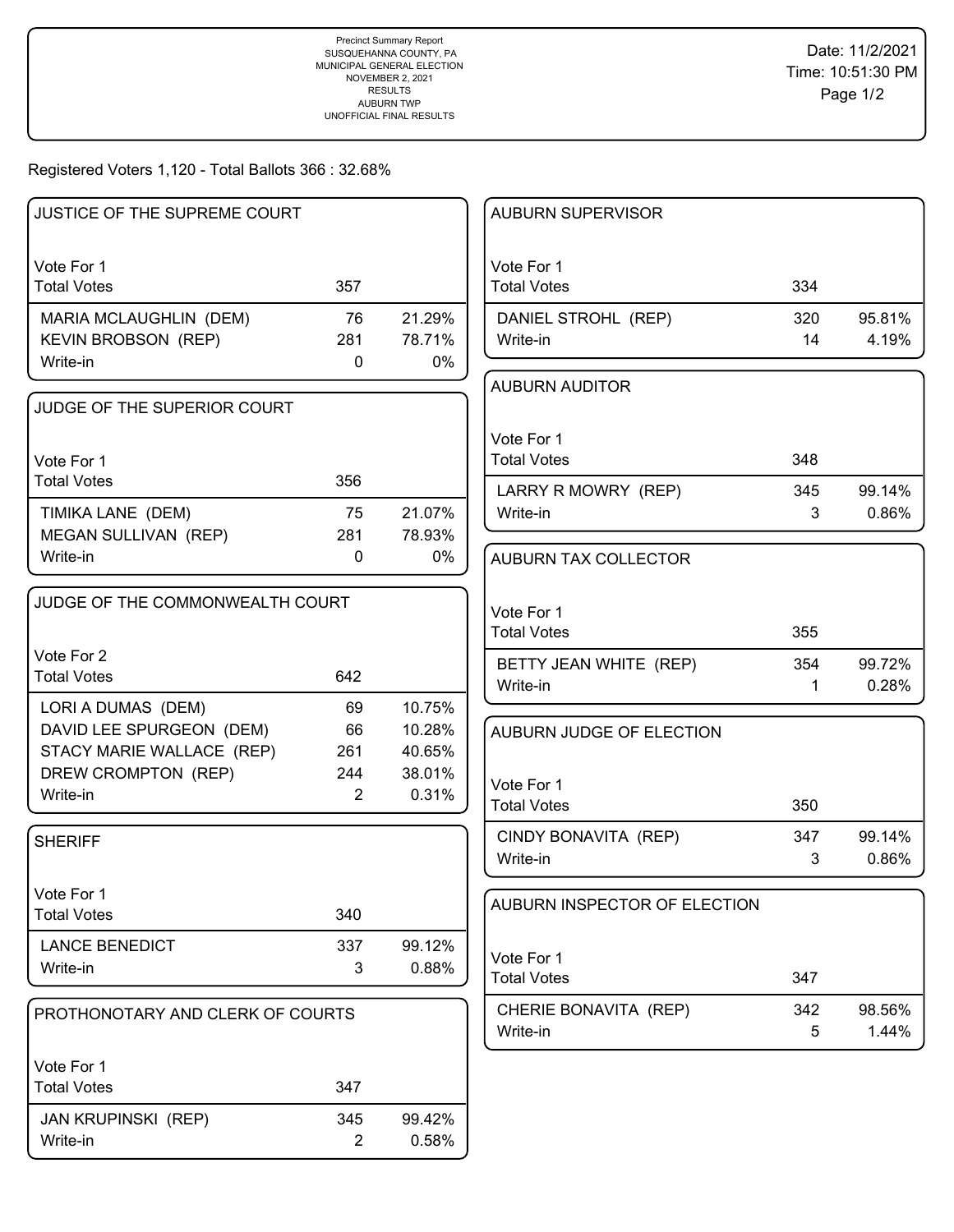Precinct Summary Report
SUSQUEHANNA COUNTY, PA
MUNICIPAL GENERAL ELECTION
NOVEMBER 2, 2021
RESULTS
AUBURN TWP
UNOFFICIAL FINAL RESULTS

Date: 11/2/2021
Time: 10:51:30 PM

Registered Voters 1,120 - Total Ballots 366 : 32.68%

### JUSTICE OF THE SUPREME COURT

| Vote For 1 | | |
|---|---|---|
| Total Votes | 357 | |
| MARIA MCLAUGHLIN (DEM) | 76 | 21.29% |
| KEVIN BROBSON (REP) | 281 | 78.71% |
| Write-in | 0 | 0% |

### JUDGE OF THE SUPERIOR COURT

| Vote For 1 | | |
|---|---|---|
| Total Votes | 356 | |
| TIMIKA LANE (DEM) | 75 | 21.07% |
| MEGAN SULLIVAN (REP) | 281 | 78.93% |
| Write-in | 0 | 0% |

### JUDGE OF THE COMMONWEALTH COURT

| Vote For 2 | | |
|---|---|---|
| Total Votes | 642 | |
| LORI A DUMAS (DEM) | 69 | 10.75% |
| DAVID LEE SPURGEON (DEM) | 66 | 10.28% |
| STACY MARIE WALLACE (REP) | 261 | 40.65% |
| DREW CROMPTON (REP) | 244 | 38.01% |
| Write-in | 2 | 0.31% |

### SHERIFF

| Vote For 1 | | |
|---|---|---|
| Total Votes | 340 | |
| LANCE BENEDICT | 337 | 99.12% |
| Write-in | 3 | 0.88% |

### PROTHONOTARY AND CLERK OF COURTS

| Vote For 1 | | |
|---|---|---|
| Total Votes | 347 | |
| JAN KRUPINSKI (REP) | 345 | 99.42% |
| Write-in | 2 | 0.58% |

### AUBURN SUPERVISOR

| Vote For 1 | | |
|---|---|---|
| Total Votes | 334 | |
| DANIEL STROHL (REP) | 320 | 95.81% |
| Write-in | 14 | 4.19% |

### AUBURN AUDITOR

| Vote For 1 | | |
|---|---|---|
| Total Votes | 348 | |
| LARRY R MOWRY (REP) | 345 | 99.14% |
| Write-in | 3 | 0.86% |

### AUBURN TAX COLLECTOR

| Vote For 1 | | |
|---|---|---|
| Total Votes | 355 | |
| BETTY JEAN WHITE (REP) | 354 | 99.72% |
| Write-in | 1 | 0.28% |

### AUBURN JUDGE OF ELECTION

| Vote For 1 | | |
|---|---|---|
| Total Votes | 350 | |
| CINDY BONAVITA (REP) | 347 | 99.14% |
| Write-in | 3 | 0.86% |

### AUBURN INSPECTOR OF ELECTION

| Vote For 1 | | |
|---|---|---|
| Total Votes | 347 | |
| CHERIE BONAVITA (REP) | 342 | 98.56% |
| Write-in | 5 | 1.44% |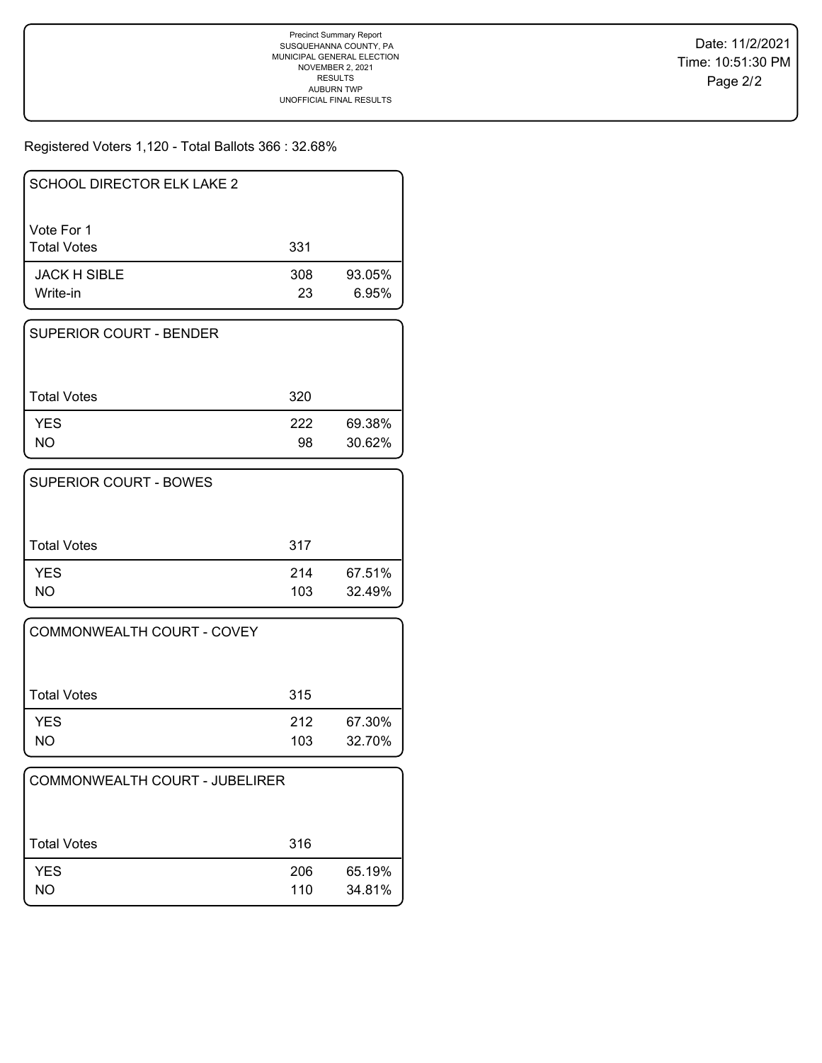Precinct Summary Report
SUSQUEHANNA COUNTY, PA
MUNICIPAL GENERAL ELECTION
NOVEMBER 2, 2021
RESULTS
AUBURN TWP
UNOFFICIAL FINAL RESULTS

Date: 11/2/2021
Time: 10:51:30 PM

Registered Voters 1,120 - Total Ballots 366 : 32.68%

| SCHOOL DIRECTOR ELK LAKE 2 | | |
|---|---|---|
| Vote For 1 | | |
| Total Votes | 331 | |
| JACK H SIBLE | 308 | 93.05% |
| Write-in | 23 | 6.95% |

| SUPERIOR COURT - BENDER | | |
|---|---|---|
| Total Votes | 320 | |
| YES | 222 | 69.38% |
| NO | 98 | 30.62% |

| SUPERIOR COURT - BOWES | | |
|---|---|---|
| Total Votes | 317 | |
| YES | 214 | 67.51% |
| NO | 103 | 32.49% |

| COMMONWEALTH COURT - COVEY | | |
|---|---|---|
| Total Votes | 315 | |
| YES | 212 | 67.30% |
| NO | 103 | 32.70% |

| COMMONWEALTH COURT - JUBELIRER | | |
|---|---|---|
| Total Votes | 316 | |
| YES | 206 | 65.19% |
| NO | 110 | 34.81% |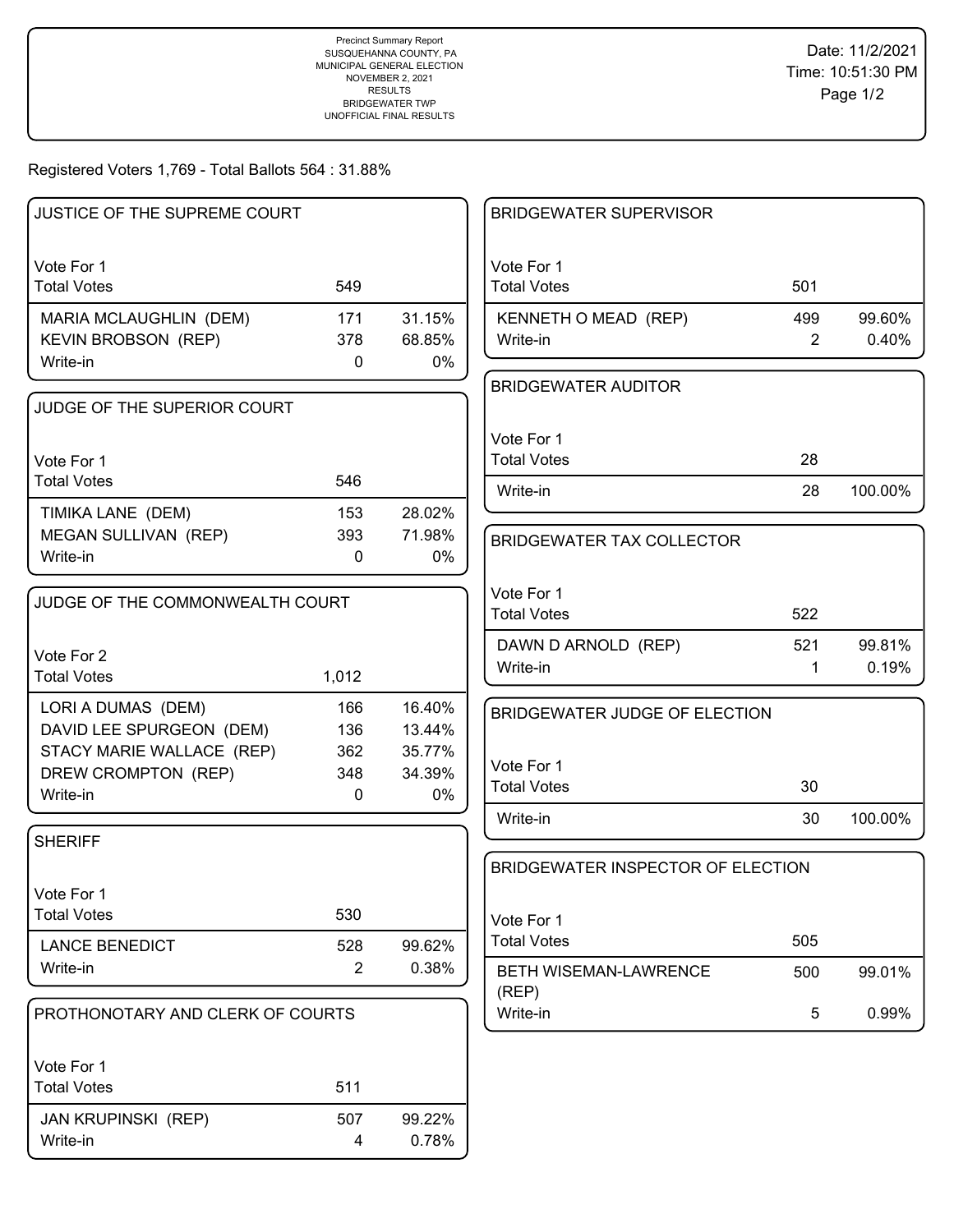Precinct Summary Report
SUSQUEHANNA COUNTY, PA
MUNICIPAL GENERAL ELECTION
NOVEMBER 2, 2021
RESULTS
BRIDGEWATER TWP
UNOFFICIAL FINAL RESULTS

Date: 11/2/2021
Time: 10:51:30 PM

Registered Voters 1,769 - Total Ballots 564 : 31.88%

## JUSTICE OF THE SUPREME COURT

Vote For 1

| Total Votes | 549 | |
|---|---|---|
| MARIA MCLAUGHLIN (DEM) | 171 | 31.15% |
| KEVIN BROBSON (REP) | 378 | 68.85% |
| Write-in | 0 | 0% |

## JUDGE OF THE SUPERIOR COURT

Vote For 1

| Total Votes | 546 | |
|---|---|---|
| TIMIKA LANE (DEM) | 153 | 28.02% |
| MEGAN SULLIVAN (REP) | 393 | 71.98% |
| Write-in | 0 | 0% |

## JUDGE OF THE COMMONWEALTH COURT

Vote For 2

| Total Votes | 1,012 | |
|---|---|---|
| LORI A DUMAS (DEM) | 166 | 16.40% |
| DAVID LEE SPURGEON (DEM) | 136 | 13.44% |
| STACY MARIE WALLACE (REP) | 362 | 35.77% |
| DREW CROMPTON (REP) | 348 | 34.39% |
| Write-in | 0 | 0% |

## SHERIFF

Vote For 1

| Total Votes | 530 | |
|---|---|---|
| LANCE BENEDICT | 528 | 99.62% |
| Write-in | 2 | 0.38% |

## PROTHONOTARY AND CLERK OF COURTS

Vote For 1

| Total Votes | 511 | |
|---|---|---|
| JAN KRUPINSKI (REP) | 507 | 99.22% |
| Write-in | 4 | 0.78% |

## BRIDGEWATER SUPERVISOR

Vote For 1

| Total Votes | 501 | |
|---|---|---|
| KENNETH O MEAD (REP) | 499 | 99.60% |
| Write-in | 2 | 0.40% |

## BRIDGEWATER AUDITOR

Vote For 1

| Total Votes | 28 | |
|---|---|---|
| Write-in | 28 | 100.00% |

## BRIDGEWATER TAX COLLECTOR

Vote For 1

| Total Votes | 522 | |
|---|---|---|
| DAWN D ARNOLD (REP) | 521 | 99.81% |
| Write-in | 1 | 0.19% |

## BRIDGEWATER JUDGE OF ELECTION

Vote For 1

| Total Votes | 30 | |
|---|---|---|
| Write-in | 30 | 100.00% |

## BRIDGEWATER INSPECTOR OF ELECTION

Vote For 1

| Total Votes | 505 | |
|---|---|---|
| BETH WISEMAN-LAWRENCE (REP) | 500 | 99.01% |
| Write-in | 5 | 0.99% |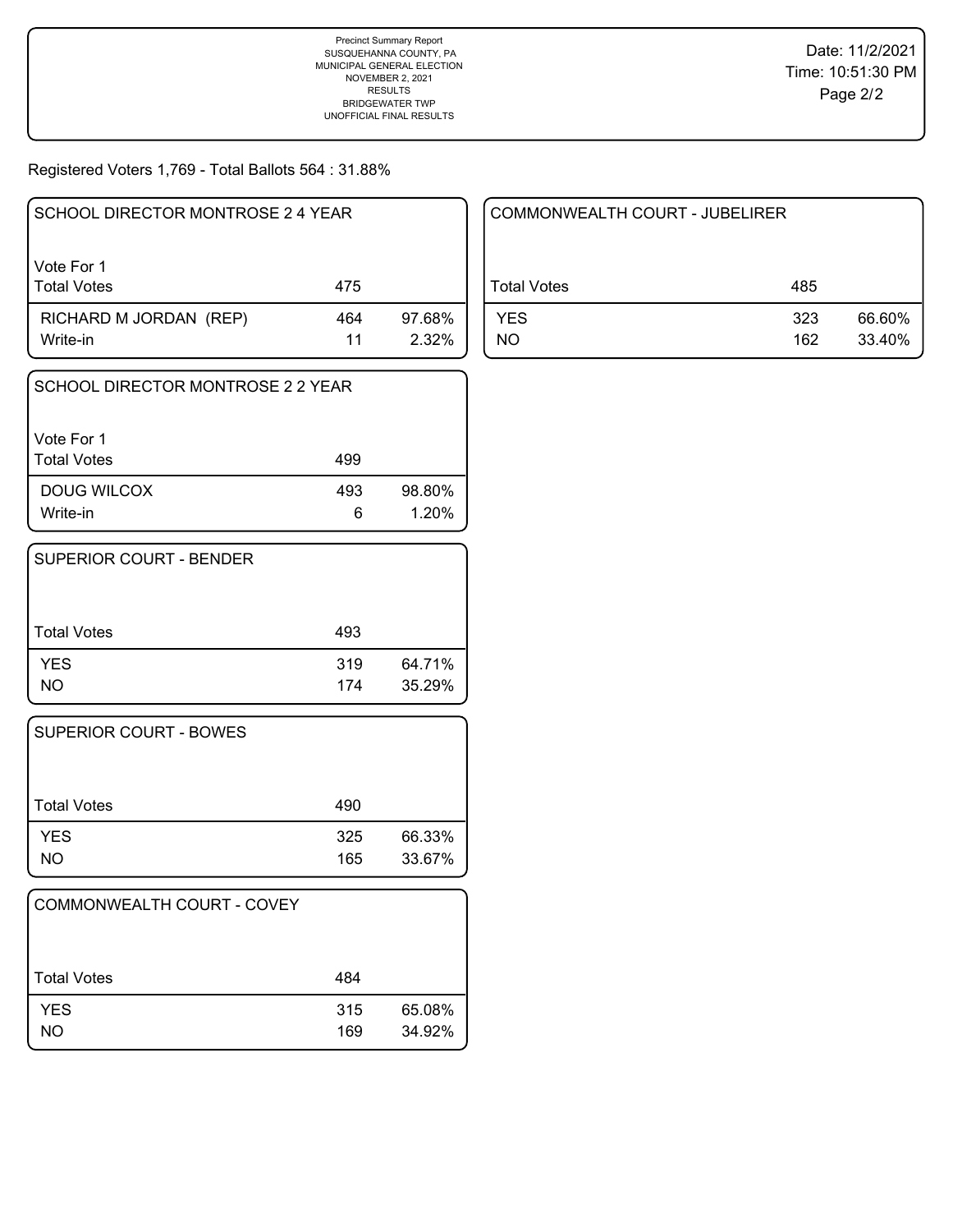Precinct Summary Report
SUSQUEHANNA COUNTY, PA
MUNICIPAL GENERAL ELECTION
NOVEMBER 2, 2021
RESULTS
BRIDGEWATER TWP
UNOFFICIAL FINAL RESULTS

Date: 11/2/2021
Time: 10:51:30 PM

Registered Voters 1,769 - Total Ballots 564 : 31.88%

## SCHOOL DIRECTOR MONTROSE 2 4 YEAR

Vote For 1

| Total Votes | 475 | |
|---|---|---|
| RICHARD M JORDAN (REP) | 464 | 97.68% |
| Write-in | 11 | 2.32% |

## SCHOOL DIRECTOR MONTROSE 2 2 YEAR

Vote For 1

| Total Votes | 499 | |
|---|---|---|
| DOUG WILCOX | 493 | 98.80% |
| Write-in | 6 | 1.20% |

## SUPERIOR COURT - BENDER

| Total Votes | 493 | |
|---|---|---|
| YES | 319 | 64.71% |
| NO | 174 | 35.29% |

## SUPERIOR COURT - BOWES

| Total Votes | 490 | |
|---|---|---|
| YES | 325 | 66.33% |
| NO | 165 | 33.67% |

## COMMONWEALTH COURT - COVEY

| Total Votes | 484 | |
|---|---|---|
| YES | 315 | 65.08% |
| NO | 169 | 34.92% |

## COMMONWEALTH COURT - JUBELIRER

| Total Votes | 485 | |
|---|---|---|
| YES | 323 | 66.60% |
| NO | 162 | 33.40% |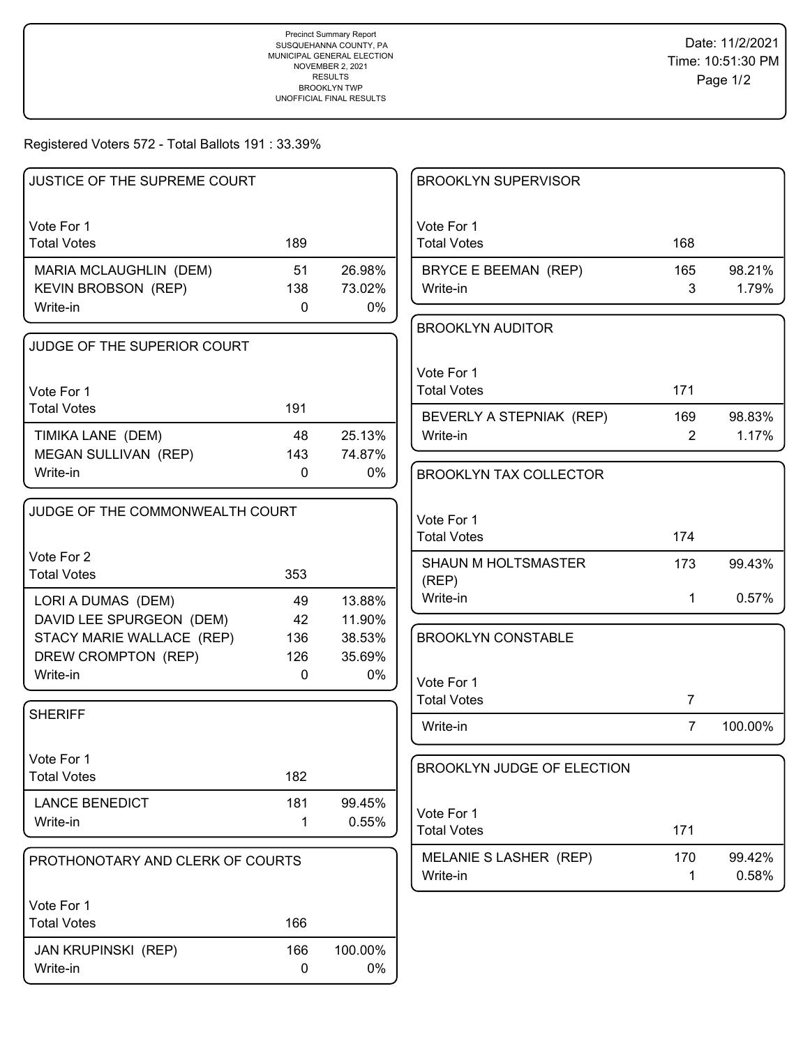Precinct Summary Report
SUSQUEHANNA COUNTY, PA
MUNICIPAL GENERAL ELECTION
NOVEMBER 2, 2021
RESULTS
BROOKLYN TWP
UNOFFICIAL FINAL RESULTS

Date: 11/2/2021
Time: 10:51:30 PM

Registered Voters 572 - Total Ballots 191 : 33.39%

### JUSTICE OF THE SUPREME COURT

Vote For 1

| | | |
|---|---|---|
| Total Votes | 189 | |
| MARIA MCLAUGHLIN (DEM) | 51 | 26.98% |
| KEVIN BROBSON (REP) | 138 | 73.02% |
| Write-in | 0 | 0% |

### JUDGE OF THE SUPERIOR COURT

Vote For 1

| | | |
|---|---|---|
| Total Votes | 191 | |
| TIMIKA LANE (DEM) | 48 | 25.13% |
| MEGAN SULLIVAN (REP) | 143 | 74.87% |
| Write-in | 0 | 0% |

### JUDGE OF THE COMMONWEALTH COURT

Vote For 2

| | | |
|---|---|---|
| Total Votes | 353 | |
| LORI A DUMAS (DEM) | 49 | 13.88% |
| DAVID LEE SPURGEON (DEM) | 42 | 11.90% |
| STACY MARIE WALLACE (REP) | 136 | 38.53% |
| DREW CROMPTON (REP) | 126 | 35.69% |
| Write-in | 0 | 0% |

### SHERIFF

Vote For 1

| | | |
|---|---|---|
| Total Votes | 182 | |
| LANCE BENEDICT | 181 | 99.45% |
| Write-in | 1 | 0.55% |

### PROTHONOTARY AND CLERK OF COURTS

Vote For 1

| | | |
|---|---|---|
| Total Votes | 166 | |
| JAN KRUPINSKI (REP) | 166 | 100.00% |
| Write-in | 0 | 0% |

### BROOKLYN SUPERVISOR

Vote For 1

| | | |
|---|---|---|
| Total Votes | 168 | |
| BRYCE E BEEMAN (REP) | 165 | 98.21% |
| Write-in | 3 | 1.79% |

### BROOKLYN AUDITOR

Vote For 1

| | | |
|---|---|---|
| Total Votes | 171 | |
| BEVERLY A STEPNIAK (REP) | 169 | 98.83% |
| Write-in | 2 | 1.17% |

### BROOKLYN TAX COLLECTOR

Vote For 1

| | | |
|---|---|---|
| Total Votes | 174 | |
| SHAUN M HOLTSMASTER (REP) | 173 | 99.43% |
| Write-in | 1 | 0.57% |

### BROOKLYN CONSTABLE

Vote For 1

| | | |
|---|---|---|
| Total Votes | 7 | |
| Write-in | 7 | 100.00% |

### BROOKLYN JUDGE OF ELECTION

Vote For 1

| | | |
|---|---|---|
| Total Votes | 171 | |
| MELANIE S LASHER (REP) | 170 | 99.42% |
| Write-in | 1 | 0.58% |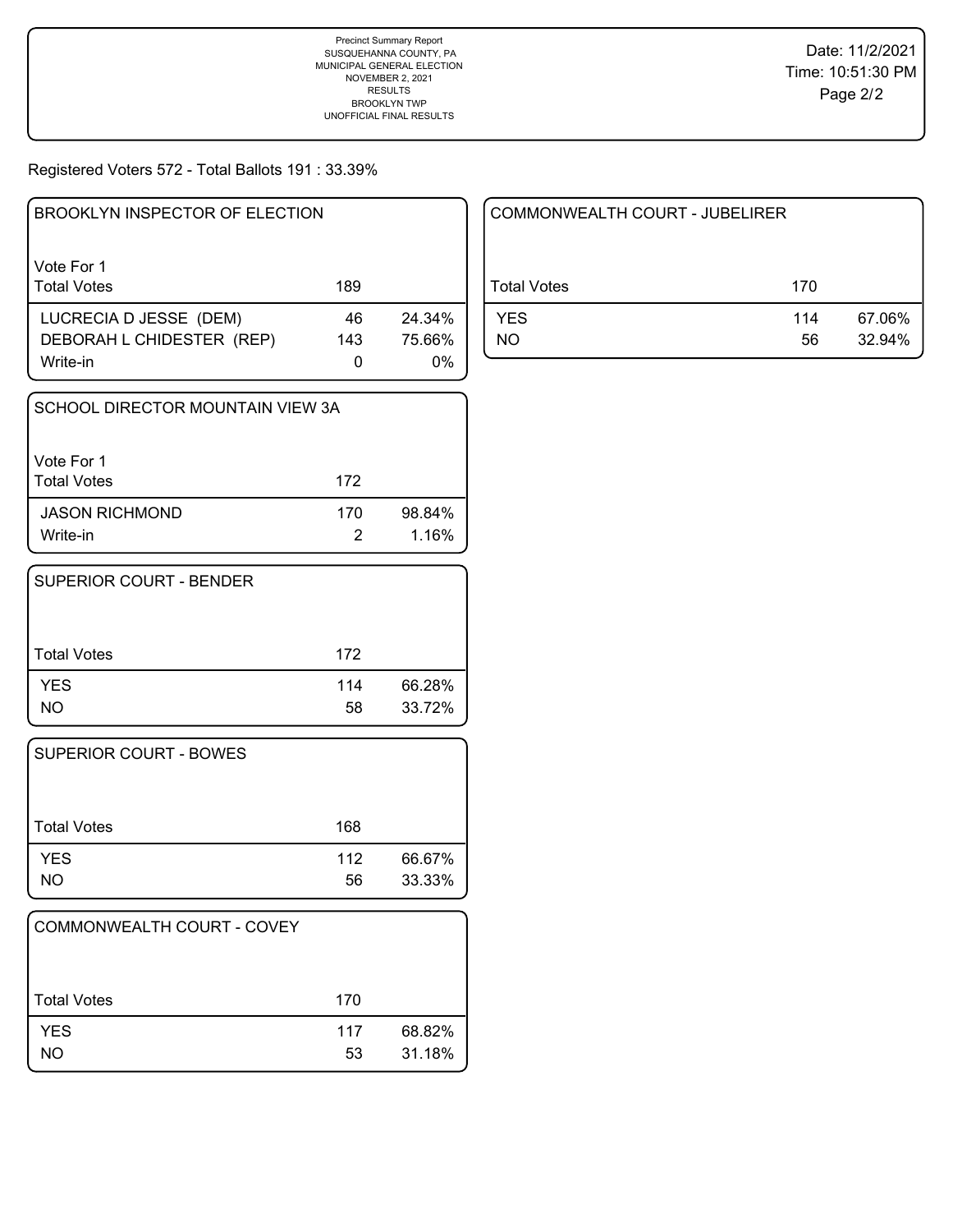Precinct Summary Report
SUSQUEHANNA COUNTY, PA
MUNICIPAL GENERAL ELECTION
NOVEMBER 2, 2021
RESULTS
BROOKLYN TWP
UNOFFICIAL FINAL RESULTS

Date: 11/2/2021
Time: 10:51:30 PM

Registered Voters 572 - Total Ballots 191 : 33.39%

### BROOKLYN INSPECTOR OF ELECTION

Vote For 1

| Total Votes | 189 | |
|---|---|---|
| LUCRECIA D JESSE (DEM) | 46 | 24.34% |
| DEBORAH L CHIDESTER (REP) | 143 | 75.66% |
| Write-in | 0 | 0% |

### SCHOOL DIRECTOR MOUNTAIN VIEW 3A

Vote For 1

| Total Votes | 172 | |
|---|---|---|
| JASON RICHMOND | 170 | 98.84% |
| Write-in | 2 | 1.16% |

### SUPERIOR COURT - BENDER

| Total Votes | 172 | |
|---|---|---|
| YES | 114 | 66.28% |
| NO | 58 | 33.72% |

### SUPERIOR COURT - BOWES

| Total Votes | 168 | |
|---|---|---|
| YES | 112 | 66.67% |
| NO | 56 | 33.33% |

### COMMONWEALTH COURT - COVEY

| Total Votes | 170 | |
|---|---|---|
| YES | 117 | 68.82% |
| NO | 53 | 31.18% |

### COMMONWEALTH COURT - JUBELIRER

| Total Votes | 170 | |
|---|---|---|
| YES | 114 | 67.06% |
| NO | 56 | 32.94% |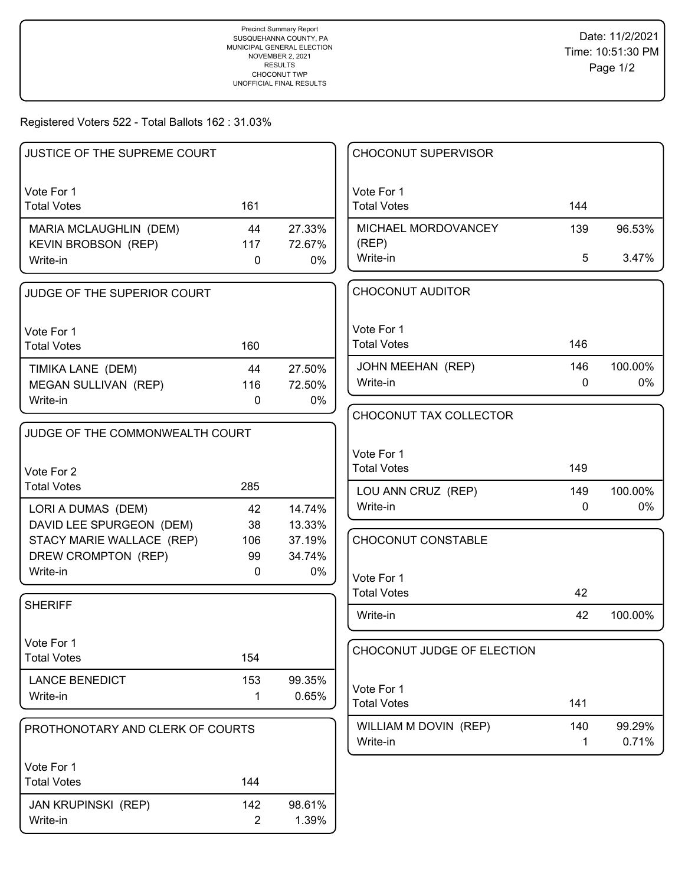Precinct Summary Report
SUSQUEHANNA COUNTY, PA
MUNICIPAL GENERAL ELECTION
NOVEMBER 2, 2021
RESULTS
CHOCONUT TWP
UNOFFICIAL FINAL RESULTS

Date: 11/2/2021
Time: 10:51:30 PM

Registered Voters 522 - Total Ballots 162 : 31.03%

### JUSTICE OF THE SUPREME COURT

| Vote For 1 | | |
|---|---|---|
| Total Votes | 161 | |
| MARIA MCLAUGHLIN (DEM) | 44 | 27.33% |
| KEVIN BROBSON (REP) | 117 | 72.67% |
| Write-in | 0 | 0% |

### JUDGE OF THE SUPERIOR COURT

| Vote For 1 | | |
|---|---|---|
| Total Votes | 160 | |
| TIMIKA LANE (DEM) | 44 | 27.50% |
| MEGAN SULLIVAN (REP) | 116 | 72.50% |
| Write-in | 0 | 0% |

### JUDGE OF THE COMMONWEALTH COURT

| Vote For 2 | | |
|---|---|---|
| Total Votes | 285 | |
| LORI A DUMAS (DEM) | 42 | 14.74% |
| DAVID LEE SPURGEON (DEM) | 38 | 13.33% |
| STACY MARIE WALLACE (REP) | 106 | 37.19% |
| DREW CROMPTON (REP) | 99 | 34.74% |
| Write-in | 0 | 0% |

### SHERIFF

| Vote For 1 | | |
|---|---|---|
| Total Votes | 154 | |
| LANCE BENEDICT | 153 | 99.35% |
| Write-in | 1 | 0.65% |

### PROTHONOTARY AND CLERK OF COURTS

| Vote For 1 | | |
|---|---|---|
| Total Votes | 144 | |
| JAN KRUPINSKI (REP) | 142 | 98.61% |
| Write-in | 2 | 1.39% |

### CHOCONUT SUPERVISOR

| Vote For 1 | | |
|---|---|---|
| Total Votes | 144 | |
| MICHAEL MORDOVANCEY (REP) | 139 | 96.53% |
| Write-in | 5 | 3.47% |

### CHOCONUT AUDITOR

| Vote For 1 | | |
|---|---|---|
| Total Votes | 146 | |
| JOHN MEEHAN (REP) | 146 | 100.00% |
| Write-in | 0 | 0% |

### CHOCONUT TAX COLLECTOR

| Vote For 1 | | |
|---|---|---|
| Total Votes | 149 | |
| LOU ANN CRUZ (REP) | 149 | 100.00% |
| Write-in | 0 | 0% |

### CHOCONUT CONSTABLE

| Vote For 1 | | |
|---|---|---|
| Total Votes | 42 | |
| Write-in | 42 | 100.00% |

### CHOCONUT JUDGE OF ELECTION

| Vote For 1 | | |
|---|---|---|
| Total Votes | 141 | |
| WILLIAM M DOVIN (REP) | 140 | 99.29% |
| Write-in | 1 | 0.71% |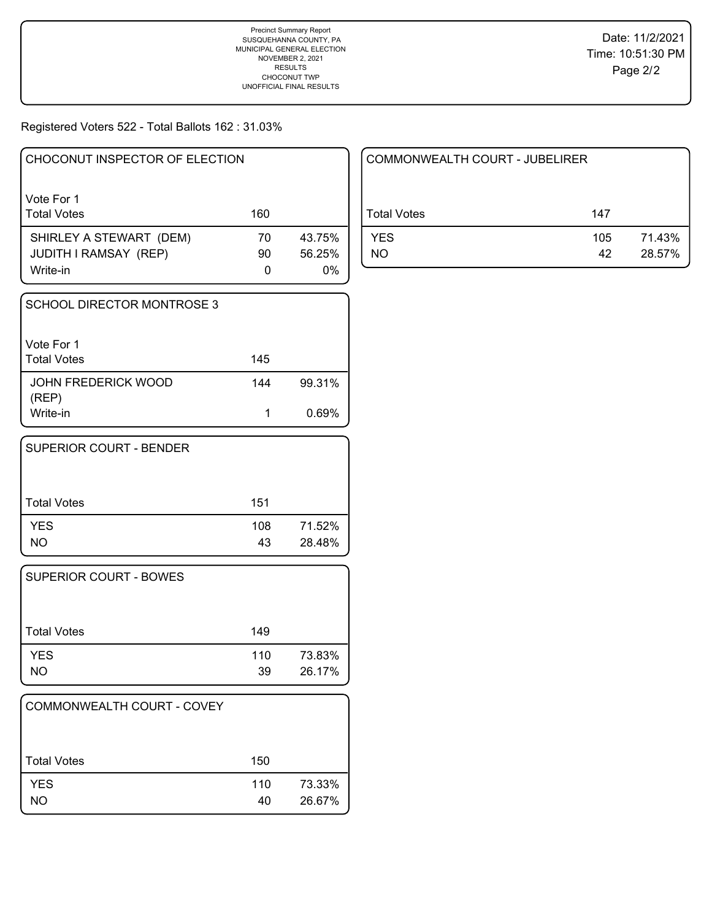Precinct Summary Report
SUSQUEHANNA COUNTY, PA
MUNICIPAL GENERAL ELECTION
NOVEMBER 2, 2021
RESULTS
CHOCONUT TWP
UNOFFICIAL FINAL RESULTS

Date: 11/2/2021
Time: 10:51:30 PM

Registered Voters 522 - Total Ballots 162 : 31.03%

## CHOCONUT INSPECTOR OF ELECTION

Vote For 1

| Total Votes | 160 | |
|---|---|---|
| SHIRLEY A STEWART (DEM) | 70 | 43.75% |
| JUDITH I RAMSAY (REP) | 90 | 56.25% |
| Write-in | 0 | 0% |

## SCHOOL DIRECTOR MONTROSE 3

Vote For 1

| Total Votes | 145 | |
|---|---|---|
| JOHN FREDERICK WOOD (REP) | 144 | 99.31% |
| Write-in | 1 | 0.69% |

## SUPERIOR COURT - BENDER

| Total Votes | 151 | |
|---|---|---|
| YES | 108 | 71.52% |
| NO | 43 | 28.48% |

## SUPERIOR COURT - BOWES

| Total Votes | 149 | |
|---|---|---|
| YES | 110 | 73.83% |
| NO | 39 | 26.17% |

## COMMONWEALTH COURT - COVEY

| Total Votes | 150 | |
|---|---|---|
| YES | 110 | 73.33% |
| NO | 40 | 26.67% |

## COMMONWEALTH COURT - JUBELIRER

| Total Votes | 147 | |
|---|---|---|
| YES | 105 | 71.43% |
| NO | 42 | 28.57% |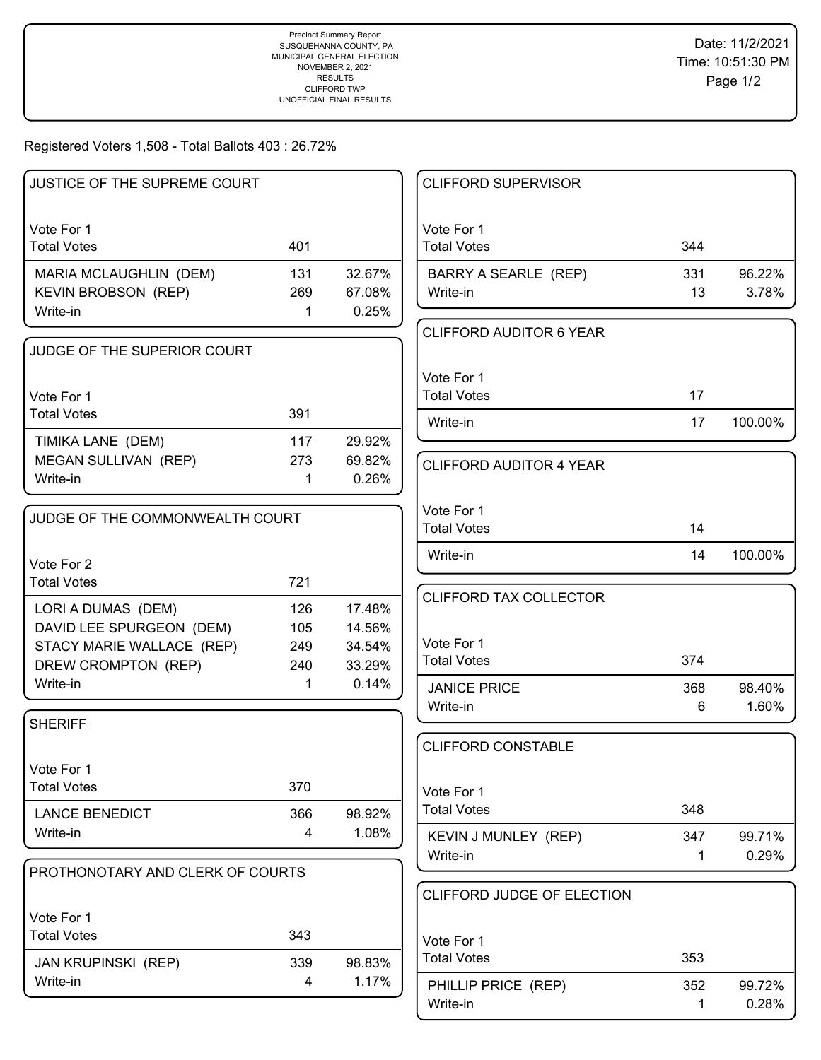Precinct Summary Report
SUSQUEHANNA COUNTY, PA
MUNICIPAL GENERAL ELECTION
NOVEMBER 2, 2021
RESULTS
CLIFFORD TWP
UNOFFICIAL FINAL RESULTS

Date: 11/2/2021
Time: 10:51:30 PM

Registered Voters 1,508 - Total Ballots 403 : 26.72%

### JUSTICE OF THE SUPREME COURT

| Vote For 1 | | |
|---|---|---|
| Total Votes | 401 | |
| MARIA MCLAUGHLIN (DEM) | 131 | 32.67% |
| KEVIN BROBSON (REP) | 269 | 67.08% |
| Write-in | 1 | 0.25% |

### JUDGE OF THE SUPERIOR COURT

| Vote For 1 | | |
|---|---|---|
| Total Votes | 391 | |
| TIMIKA LANE (DEM) | 117 | 29.92% |
| MEGAN SULLIVAN (REP) | 273 | 69.82% |
| Write-in | 1 | 0.26% |

### JUDGE OF THE COMMONWEALTH COURT

| Vote For 2 | | |
|---|---|---|
| Total Votes | 721 | |
| LORI A DUMAS (DEM) | 126 | 17.48% |
| DAVID LEE SPURGEON (DEM) | 105 | 14.56% |
| STACY MARIE WALLACE (REP) | 249 | 34.54% |
| DREW CROMPTON (REP) | 240 | 33.29% |
| Write-in | 1 | 0.14% |

### SHERIFF

| Vote For 1 | | |
|---|---|---|
| Total Votes | 370 | |
| LANCE BENEDICT | 366 | 98.92% |
| Write-in | 4 | 1.08% |

### PROTHONOTARY AND CLERK OF COURTS

| Vote For 1 | | |
|---|---|---|
| Total Votes | 343 | |
| JAN KRUPINSKI (REP) | 339 | 98.83% |
| Write-in | 4 | 1.17% |

### CLIFFORD SUPERVISOR

| Vote For 1 | | |
|---|---|---|
| Total Votes | 344 | |
| BARRY A SEARLE (REP) | 331 | 96.22% |
| Write-in | 13 | 3.78% |

### CLIFFORD AUDITOR 6 YEAR

| Vote For 1 | | |
|---|---|---|
| Total Votes | 17 | |
| Write-in | 17 | 100.00% |

### CLIFFORD AUDITOR 4 YEAR

| Vote For 1 | | |
|---|---|---|
| Total Votes | 14 | |
| Write-in | 14 | 100.00% |

### CLIFFORD TAX COLLECTOR

| Vote For 1 | | |
|---|---|---|
| Total Votes | 374 | |
| JANICE PRICE | 368 | 98.40% |
| Write-in | 6 | 1.60% |

### CLIFFORD CONSTABLE

| Vote For 1 | | |
|---|---|---|
| Total Votes | 348 | |
| KEVIN J MUNLEY (REP) | 347 | 99.71% |
| Write-in | 1 | 0.29% |

### CLIFFORD JUDGE OF ELECTION

| Vote For 1 | | |
|---|---|---|
| Total Votes | 353 | |
| PHILLIP PRICE (REP) | 352 | 99.72% |
| Write-in | 1 | 0.28% |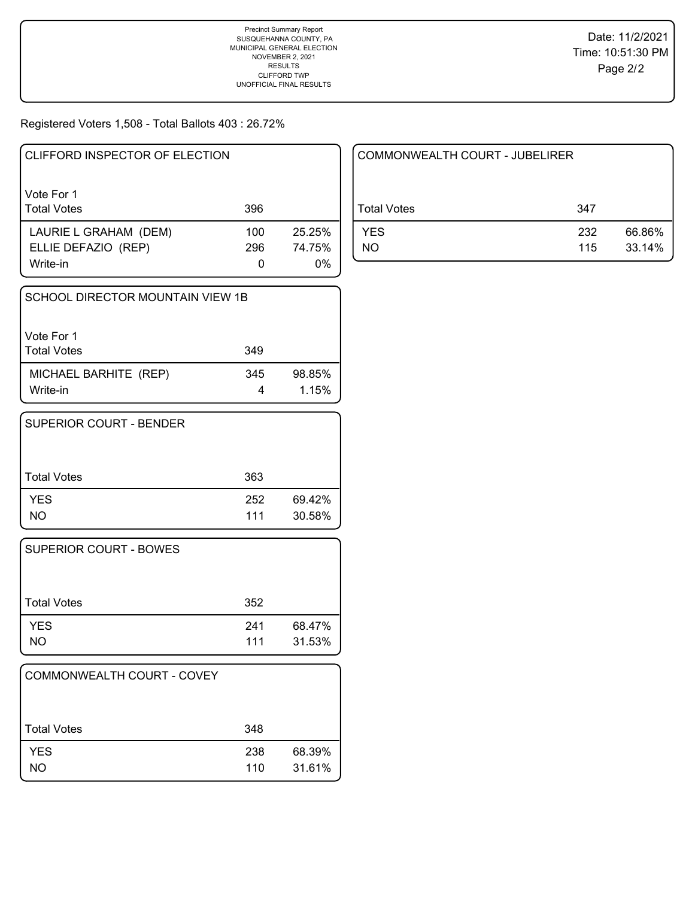Precinct Summary Report
SUSQUEHANNA COUNTY, PA
MUNICIPAL GENERAL ELECTION
NOVEMBER 2, 2021
RESULTS
CLIFFORD TWP
UNOFFICIAL FINAL RESULTS

Date: 11/2/2021
Time: 10:51:30 PM

Registered Voters 1,508 - Total Ballots 403 : 26.72%

### CLIFFORD INSPECTOR OF ELECTION

Vote For 1

| Total Votes | 396 | |
|---|---|---|
| LAURIE L GRAHAM (DEM) | 100 | 25.25% |
| ELLIE DEFAZIO (REP) | 296 | 74.75% |
| Write-in | 0 | 0% |

### SCHOOL DIRECTOR MOUNTAIN VIEW 1B

Vote For 1

| Total Votes | 349 | |
|---|---|---|
| MICHAEL BARHITE (REP) | 345 | 98.85% |
| Write-in | 4 | 1.15% |

### SUPERIOR COURT - BENDER

| Total Votes | 363 | |
|---|---|---|
| YES | 252 | 69.42% |
| NO | 111 | 30.58% |

### SUPERIOR COURT - BOWES

| Total Votes | 352 | |
|---|---|---|
| YES | 241 | 68.47% |
| NO | 111 | 31.53% |

### COMMONWEALTH COURT - COVEY

| Total Votes | 348 | |
|---|---|---|
| YES | 238 | 68.39% |
| NO | 110 | 31.61% |

### COMMONWEALTH COURT - JUBELIRER

| Total Votes | 347 | |
|---|---|---|
| YES | 232 | 66.86% |
| NO | 115 | 33.14% |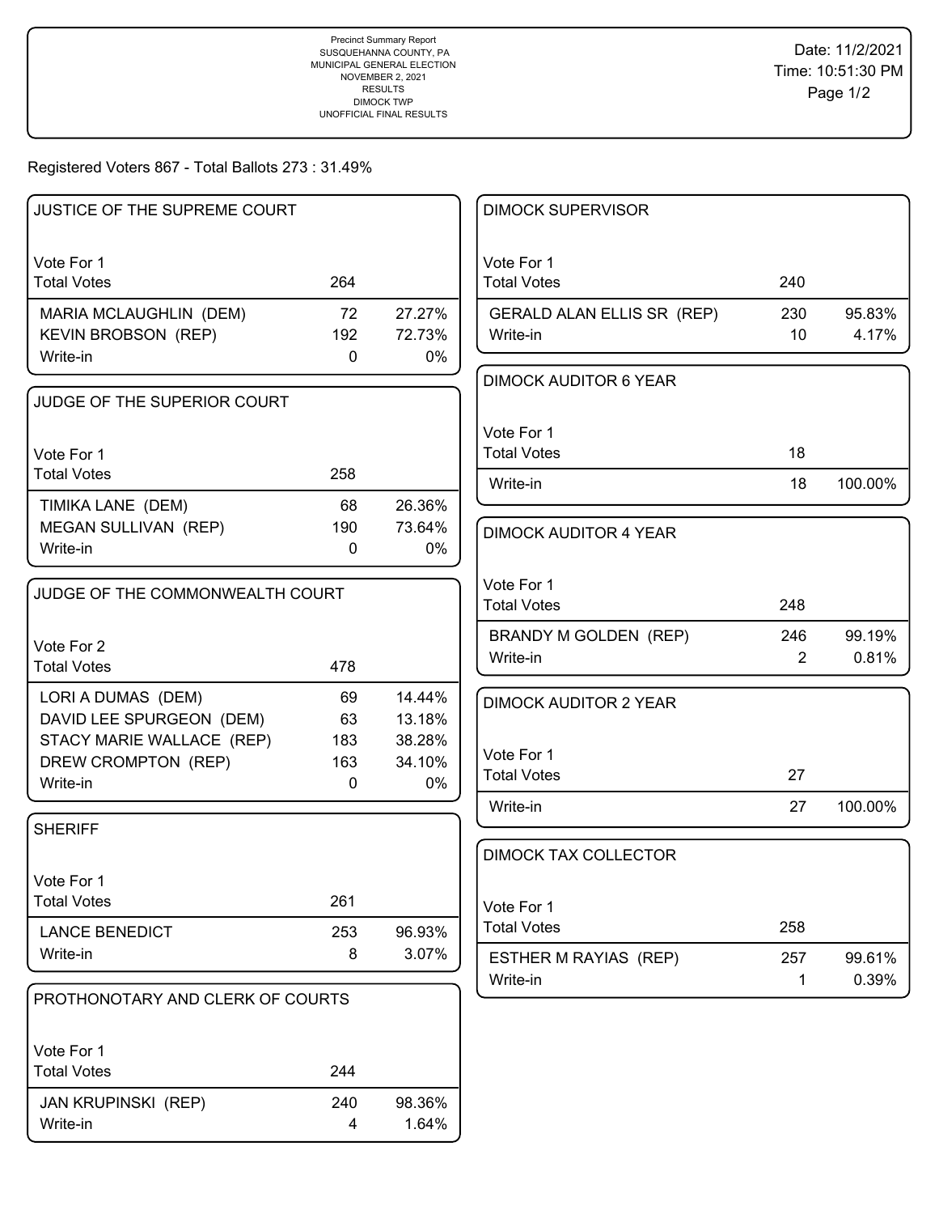Precinct Summary Report
SUSQUEHANNA COUNTY, PA
MUNICIPAL GENERAL ELECTION
NOVEMBER 2, 2021
RESULTS
DIMOCK TWP
UNOFFICIAL FINAL RESULTS

Date: 11/2/2021
Time: 10:51:30 PM

Registered Voters 867 - Total Ballots 273 : 31.49%

## JUSTICE OF THE SUPREME COURT

Vote For 1

| Total Votes | 264 | |
|---|---|---|
| MARIA MCLAUGHLIN (DEM) | 72 | 27.27% |
| KEVIN BROBSON (REP) | 192 | 72.73% |
| Write-in | 0 | 0% |

## JUDGE OF THE SUPERIOR COURT

Vote For 1

| Total Votes | 258 | |
|---|---|---|
| TIMIKA LANE (DEM) | 68 | 26.36% |
| MEGAN SULLIVAN (REP) | 190 | 73.64% |
| Write-in | 0 | 0% |

## JUDGE OF THE COMMONWEALTH COURT

Vote For 2

| Total Votes | 478 | |
|---|---|---|
| LORI A DUMAS (DEM) | 69 | 14.44% |
| DAVID LEE SPURGEON (DEM) | 63 | 13.18% |
| STACY MARIE WALLACE (REP) | 183 | 38.28% |
| DREW CROMPTON (REP) | 163 | 34.10% |
| Write-in | 0 | 0% |

## SHERIFF

Vote For 1

| Total Votes | 261 | |
|---|---|---|
| LANCE BENEDICT | 253 | 96.93% |
| Write-in | 8 | 3.07% |

## PROTHONOTARY AND CLERK OF COURTS

Vote For 1

| Total Votes | 244 | |
|---|---|---|
| JAN KRUPINSKI (REP) | 240 | 98.36% |
| Write-in | 4 | 1.64% |

## DIMOCK SUPERVISOR

Vote For 1

| Total Votes | 240 | |
|---|---|---|
| GERALD ALAN ELLIS SR (REP) | 230 | 95.83% |
| Write-in | 10 | 4.17% |

## DIMOCK AUDITOR 6 YEAR

Vote For 1

| Total Votes | 18 | |
|---|---|---|
| Write-in | 18 | 100.00% |

## DIMOCK AUDITOR 4 YEAR

Vote For 1

| Total Votes | 248 | |
|---|---|---|
| BRANDY M GOLDEN (REP) | 246 | 99.19% |
| Write-in | 2 | 0.81% |

## DIMOCK AUDITOR 2 YEAR

Vote For 1

| Total Votes | 27 | |
|---|---|---|
| Write-in | 27 | 100.00% |

## DIMOCK TAX COLLECTOR

Vote For 1

| Total Votes | 258 | |
|---|---|---|
| ESTHER M RAYIAS (REP) | 257 | 99.61% |
| Write-in | 1 | 0.39% |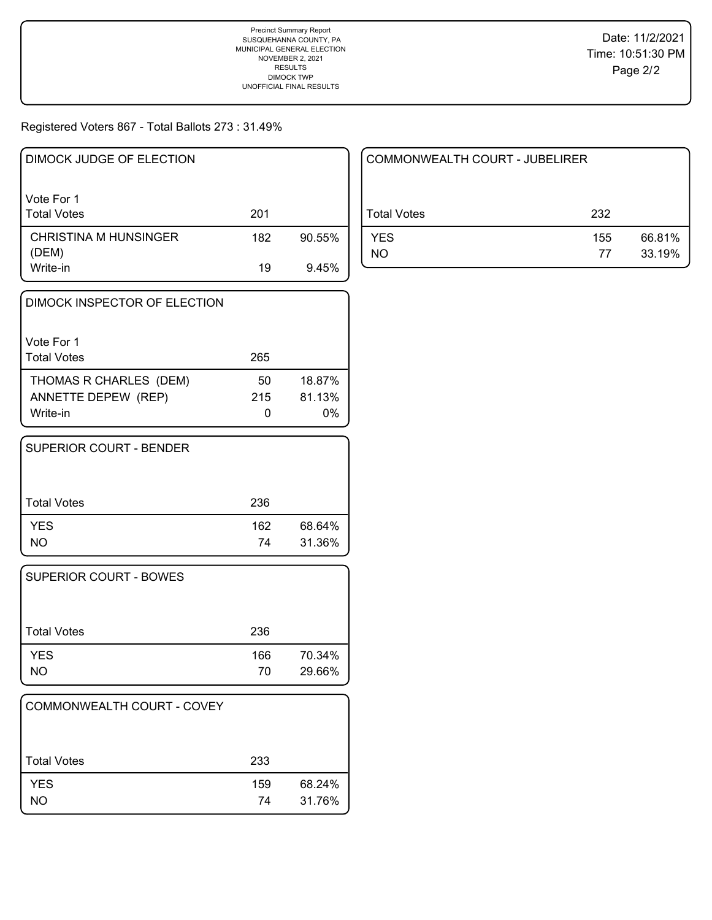Precinct Summary Report
SUSQUEHANNA COUNTY, PA
MUNICIPAL GENERAL ELECTION
NOVEMBER 2, 2021
RESULTS
DIMOCK TWP
UNOFFICIAL FINAL RESULTS

Date: 11/2/2021
Time: 10:51:30 PM

Registered Voters 867 - Total Ballots 273 : 31.49%

## DIMOCK JUDGE OF ELECTION

Vote For 1

| | Votes | % |
|---|---|---|
| Total Votes | 201 | |
| CHRISTINA M HUNSINGER (DEM) | 182 | 90.55% |
| Write-in | 19 | 9.45% |

## DIMOCK INSPECTOR OF ELECTION

Vote For 1

| | Votes | % |
|---|---|---|
| Total Votes | 265 | |
| THOMAS R CHARLES (DEM) | 50 | 18.87% |
| ANNETTE DEPEW (REP) | 215 | 81.13% |
| Write-in | 0 | 0% |

## SUPERIOR COURT - BENDER

| | Votes | % |
|---|---|---|
| Total Votes | 236 | |
| YES | 162 | 68.64% |
| NO | 74 | 31.36% |

## SUPERIOR COURT - BOWES

| | Votes | % |
|---|---|---|
| Total Votes | 236 | |
| YES | 166 | 70.34% |
| NO | 70 | 29.66% |

## COMMONWEALTH COURT - COVEY

| | Votes | % |
|---|---|---|
| Total Votes | 233 | |
| YES | 159 | 68.24% |
| NO | 74 | 31.76% |

## COMMONWEALTH COURT - JUBELIRER

| | Votes | % |
|---|---|---|
| Total Votes | 232 | |
| YES | 155 | 66.81% |
| NO | 77 | 33.19% |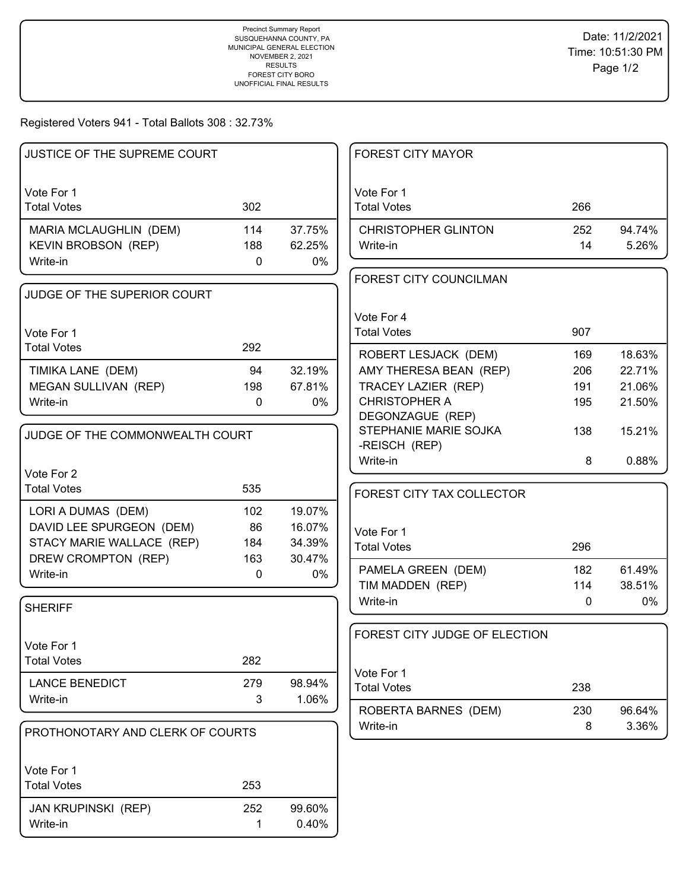Precinct Summary Report
SUSQUEHANNA COUNTY, PA
MUNICIPAL GENERAL ELECTION
NOVEMBER 2, 2021
RESULTS
FOREST CITY BORO
UNOFFICIAL FINAL RESULTS

Date: 11/2/2021
Time: 10:51:30 PM

Registered Voters 941 - Total Ballots 308 : 32.73%

### JUSTICE OF THE SUPREME COURT

Vote For 1

| Total Votes | 302 | |
|---|---|---|
| MARIA MCLAUGHLIN (DEM) | 114 | 37.75% |
| KEVIN BROBSON (REP) | 188 | 62.25% |
| Write-in | 0 | 0% |

### JUDGE OF THE SUPERIOR COURT

Vote For 1

| Total Votes | 292 | |
|---|---|---|
| TIMIKA LANE (DEM) | 94 | 32.19% |
| MEGAN SULLIVAN (REP) | 198 | 67.81% |
| Write-in | 0 | 0% |

### JUDGE OF THE COMMONWEALTH COURT

Vote For 2

| Total Votes | 535 | |
|---|---|---|
| LORI A DUMAS (DEM) | 102 | 19.07% |
| DAVID LEE SPURGEON (DEM) | 86 | 16.07% |
| STACY MARIE WALLACE (REP) | 184 | 34.39% |
| DREW CROMPTON (REP) | 163 | 30.47% |
| Write-in | 0 | 0% |

### SHERIFF

Vote For 1

| Total Votes | 282 | |
|---|---|---|
| LANCE BENEDICT | 279 | 98.94% |
| Write-in | 3 | 1.06% |

### PROTHONOTARY AND CLERK OF COURTS

Vote For 1

| Total Votes | 253 | |
|---|---|---|
| JAN KRUPINSKI (REP) | 252 | 99.60% |
| Write-in | 1 | 0.40% |

### FOREST CITY MAYOR

Vote For 1

| Total Votes | 266 | |
|---|---|---|
| CHRISTOPHER GLINTON | 252 | 94.74% |
| Write-in | 14 | 5.26% |

### FOREST CITY COUNCILMAN

Vote For 4

| Total Votes | 907 | |
|---|---|---|
| ROBERT LESJACK (DEM) | 169 | 18.63% |
| AMY THERESA BEAN (REP) | 206 | 22.71% |
| TRACEY LAZIER (REP) | 191 | 21.06% |
| CHRISTOPHER A DEGONZAGUE (REP) | 195 | 21.50% |
| STEPHANIE MARIE SOJKA -REISCH (REP) | 138 | 15.21% |
| Write-in | 8 | 0.88% |

### FOREST CITY TAX COLLECTOR

Vote For 1

| Total Votes | 296 | |
|---|---|---|
| PAMELA GREEN (DEM) | 182 | 61.49% |
| TIM MADDEN (REP) | 114 | 38.51% |
| Write-in | 0 | 0% |

### FOREST CITY JUDGE OF ELECTION

Vote For 1

| Total Votes | 238 | |
|---|---|---|
| ROBERTA BARNES (DEM) | 230 | 96.64% |
| Write-in | 8 | 3.36% |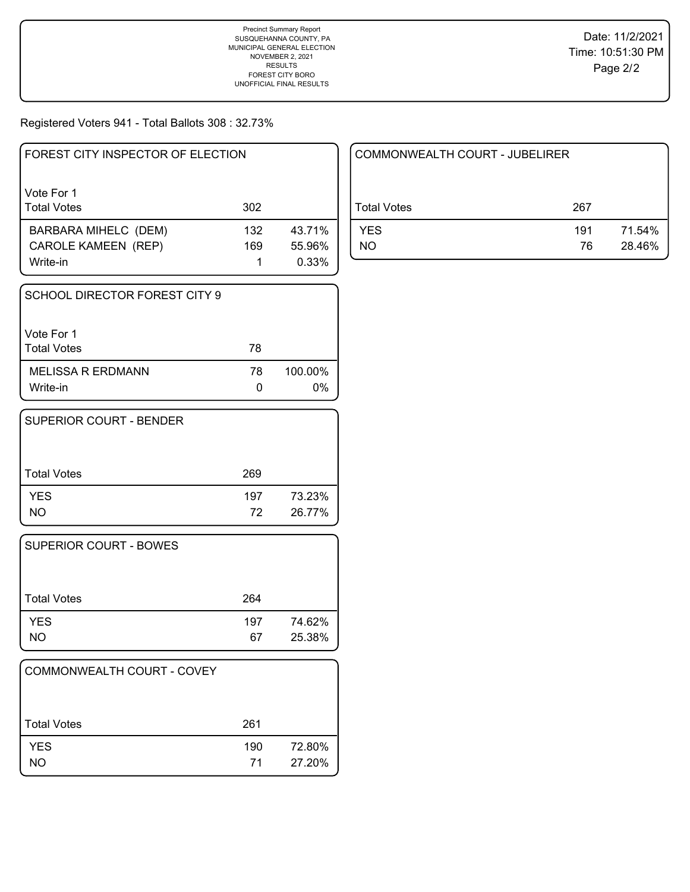Precinct Summary Report
SUSQUEHANNA COUNTY, PA
MUNICIPAL GENERAL ELECTION
NOVEMBER 2, 2021
RESULTS
FOREST CITY BORO
UNOFFICIAL FINAL RESULTS

Date: 11/2/2021
Time: 10:51:30 PM

Registered Voters 941 - Total Ballots 308 : 32.73%

### FOREST CITY INSPECTOR OF ELECTION

Vote For 1

| Total Votes | 302 | |
|---|---|---|
| BARBARA MIHELC (DEM) | 132 | 43.71% |
| CAROLE KAMEEN (REP) | 169 | 55.96% |
| Write-in | 1 | 0.33% |

### SCHOOL DIRECTOR FOREST CITY 9

Vote For 1

| Total Votes | 78 | |
|---|---|---|
| MELISSA R ERDMANN | 78 | 100.00% |
| Write-in | 0 | 0% |

### SUPERIOR COURT - BENDER

| Total Votes | 269 | |
|---|---|---|
| YES | 197 | 73.23% |
| NO | 72 | 26.77% |

### SUPERIOR COURT - BOWES

| Total Votes | 264 | |
|---|---|---|
| YES | 197 | 74.62% |
| NO | 67 | 25.38% |

### COMMONWEALTH COURT - COVEY

| Total Votes | 261 | |
|---|---|---|
| YES | 190 | 72.80% |
| NO | 71 | 27.20% |

### COMMONWEALTH COURT - JUBELIRER

| Total Votes | 267 | |
|---|---|---|
| YES | 191 | 71.54% |
| NO | 76 | 28.46% |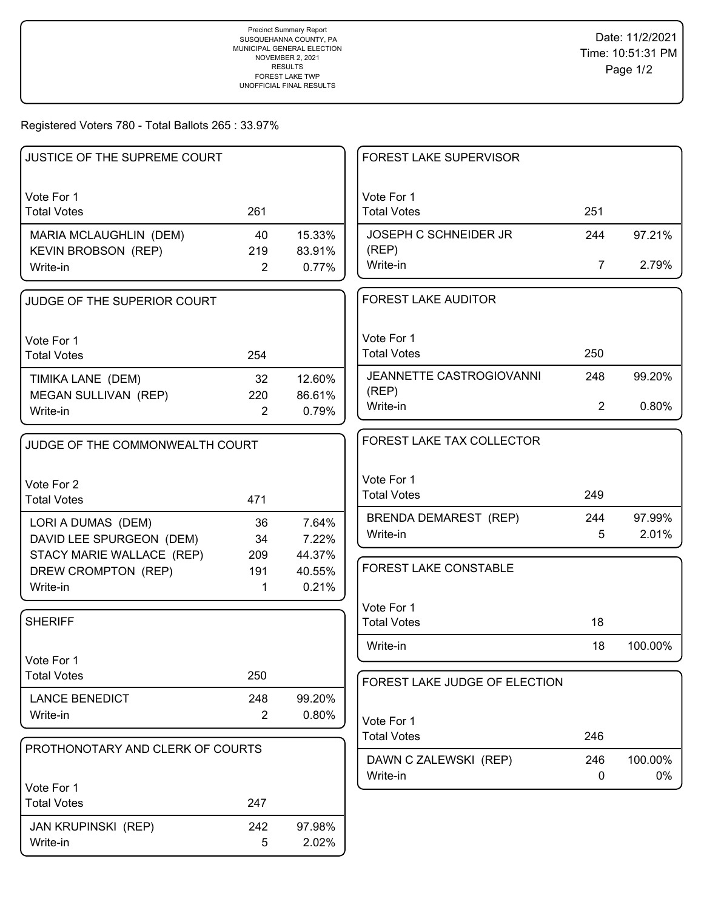Precinct Summary Report
SUSQUEHANNA COUNTY, PA
MUNICIPAL GENERAL ELECTION
NOVEMBER 2, 2021
RESULTS
FOREST LAKE TWP
UNOFFICIAL FINAL RESULTS

Date: 11/2/2021
Time: 10:51:31 PM

Registered Voters 780 - Total Ballots 265 : 33.97%

### JUSTICE OF THE SUPREME COURT

Vote For 1

| | | |
|---|---|---|
| Total Votes | 261 | |
| MARIA MCLAUGHLIN (DEM) | 40 | 15.33% |
| KEVIN BROBSON (REP) | 219 | 83.91% |
| Write-in | 2 | 0.77% |

### JUDGE OF THE SUPERIOR COURT

Vote For 1

| | | |
|---|---|---|
| Total Votes | 254 | |
| TIMIKA LANE (DEM) | 32 | 12.60% |
| MEGAN SULLIVAN (REP) | 220 | 86.61% |
| Write-in | 2 | 0.79% |

### JUDGE OF THE COMMONWEALTH COURT

Vote For 2

| | | |
|---|---|---|
| Total Votes | 471 | |
| LORI A DUMAS (DEM) | 36 | 7.64% |
| DAVID LEE SPURGEON (DEM) | 34 | 7.22% |
| STACY MARIE WALLACE (REP) | 209 | 44.37% |
| DREW CROMPTON (REP) | 191 | 40.55% |
| Write-in | 1 | 0.21% |

### SHERIFF

Vote For 1

| | | |
|---|---|---|
| Total Votes | 250 | |
| LANCE BENEDICT | 248 | 99.20% |
| Write-in | 2 | 0.80% |

### PROTHONOTARY AND CLERK OF COURTS

Vote For 1

| | | |
|---|---|---|
| Total Votes | 247 | |
| JAN KRUPINSKI (REP) | 242 | 97.98% |
| Write-in | 5 | 2.02% |

### FOREST LAKE SUPERVISOR

Vote For 1

| | | |
|---|---|---|
| Total Votes | 251 | |
| JOSEPH C SCHNEIDER JR (REP) | 244 | 97.21% |
| Write-in | 7 | 2.79% |

### FOREST LAKE AUDITOR

Vote For 1

| | | |
|---|---|---|
| Total Votes | 250 | |
| JEANNETTE CASTROGIOVANNI (REP) | 248 | 99.20% |
| Write-in | 2 | 0.80% |

### FOREST LAKE TAX COLLECTOR

Vote For 1

| | | |
|---|---|---|
| Total Votes | 249 | |
| BRENDA DEMAREST (REP) | 244 | 97.99% |
| Write-in | 5 | 2.01% |

### FOREST LAKE CONSTABLE

Vote For 1

| | | |
|---|---|---|
| Total Votes | 18 | |
| Write-in | 18 | 100.00% |

### FOREST LAKE JUDGE OF ELECTION

Vote For 1

| | | |
|---|---|---|
| Total Votes | 246 | |
| DAWN C ZALEWSKI (REP) | 246 | 100.00% |
| Write-in | 0 | 0% |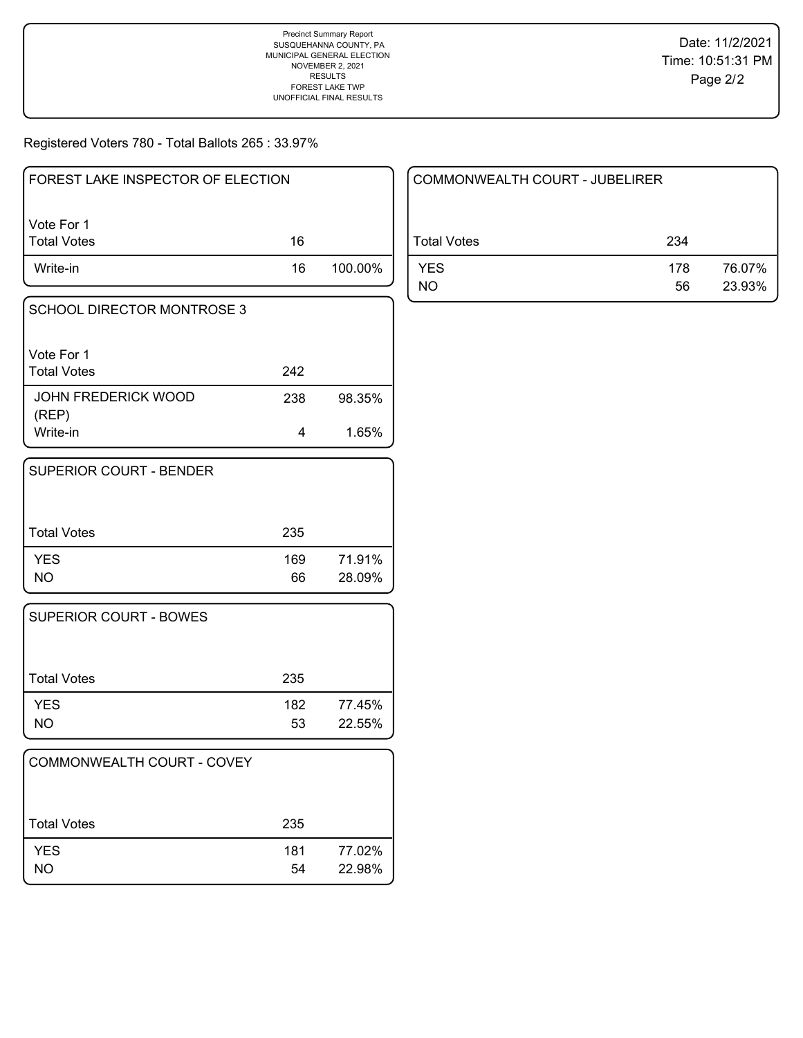Precinct Summary Report
SUSQUEHANNA COUNTY, PA
MUNICIPAL GENERAL ELECTION
NOVEMBER 2, 2021
RESULTS
FOREST LAKE TWP
UNOFFICIAL FINAL RESULTS

Date: 11/2/2021
Time: 10:51:31 PM

Registered Voters 780 - Total Ballots 265 : 33.97%

## FOREST LAKE INSPECTOR OF ELECTION

Vote For 1

| Total Votes | 16 | |
|---|---|---|
| Write-in | 16 | 100.00% |

## SCHOOL DIRECTOR MONTROSE 3

Vote For 1

| Total Votes | 242 | |
|---|---|---|
| JOHN FREDERICK WOOD (REP) | 238 | 98.35% |
| Write-in | 4 | 1.65% |

## SUPERIOR COURT - BENDER

| Total Votes | 235 | |
|---|---|---|
| YES | 169 | 71.91% |
| NO | 66 | 28.09% |

## SUPERIOR COURT - BOWES

| Total Votes | 235 | |
|---|---|---|
| YES | 182 | 77.45% |
| NO | 53 | 22.55% |

## COMMONWEALTH COURT - COVEY

| Total Votes | 235 | |
|---|---|---|
| YES | 181 | 77.02% |
| NO | 54 | 22.98% |

## COMMONWEALTH COURT - JUBELIRER

| Total Votes | 234 | |
|---|---|---|
| YES | 178 | 76.07% |
| NO | 56 | 23.93% |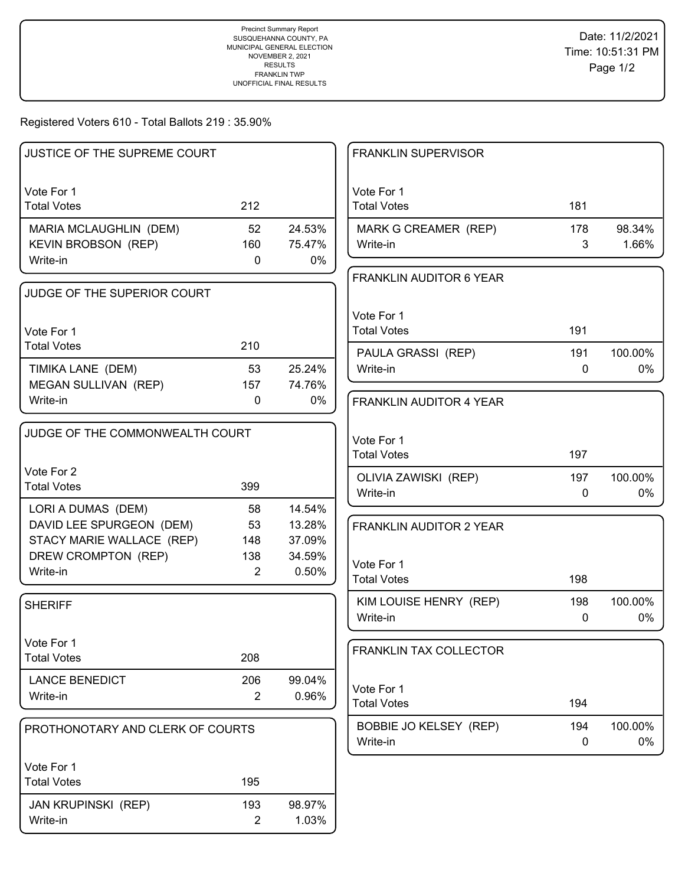Precinct Summary Report
SUSQUEHANNA COUNTY, PA
MUNICIPAL GENERAL ELECTION
NOVEMBER 2, 2021
RESULTS
FRANKLIN TWP
UNOFFICIAL FINAL RESULTS

Date: 11/2/2021
Time: 10:51:31 PM

Registered Voters 610 - Total Ballots 219 : 35.90%

### JUSTICE OF THE SUPREME COURT

| Vote For 1 | | |
|---|---|---|
| Total Votes | 212 | |
| MARIA MCLAUGHLIN (DEM) | 52 | 24.53% |
| KEVIN BROBSON (REP) | 160 | 75.47% |
| Write-in | 0 | 0% |

### JUDGE OF THE SUPERIOR COURT

| Vote For 1 | | |
|---|---|---|
| Total Votes | 210 | |
| TIMIKA LANE (DEM) | 53 | 25.24% |
| MEGAN SULLIVAN (REP) | 157 | 74.76% |
| Write-in | 0 | 0% |

### JUDGE OF THE COMMONWEALTH COURT

| Vote For 2 | | |
|---|---|---|
| Total Votes | 399 | |
| LORI A DUMAS (DEM) | 58 | 14.54% |
| DAVID LEE SPURGEON (DEM) | 53 | 13.28% |
| STACY MARIE WALLACE (REP) | 148 | 37.09% |
| DREW CROMPTON (REP) | 138 | 34.59% |
| Write-in | 2 | 0.50% |

### SHERIFF

| Vote For 1 | | |
|---|---|---|
| Total Votes | 208 | |
| LANCE BENEDICT | 206 | 99.04% |
| Write-in | 2 | 0.96% |

### PROTHONOTARY AND CLERK OF COURTS

| Vote For 1 | | |
|---|---|---|
| Total Votes | 195 | |
| JAN KRUPINSKI (REP) | 193 | 98.97% |
| Write-in | 2 | 1.03% |

### FRANKLIN SUPERVISOR

| Vote For 1 | | |
|---|---|---|
| Total Votes | 181 | |
| MARK G CREAMER (REP) | 178 | 98.34% |
| Write-in | 3 | 1.66% |

### FRANKLIN AUDITOR 6 YEAR

| Vote For 1 | | |
|---|---|---|
| Total Votes | 191 | |
| PAULA GRASSI (REP) | 191 | 100.00% |
| Write-in | 0 | 0% |

### FRANKLIN AUDITOR 4 YEAR

| Vote For 1 | | |
|---|---|---|
| Total Votes | 197 | |
| OLIVIA ZAWISKI (REP) | 197 | 100.00% |
| Write-in | 0 | 0% |

### FRANKLIN AUDITOR 2 YEAR

| Vote For 1 | | |
|---|---|---|
| Total Votes | 198 | |
| KIM LOUISE HENRY (REP) | 198 | 100.00% |
| Write-in | 0 | 0% |

### FRANKLIN TAX COLLECTOR

| Vote For 1 | | |
|---|---|---|
| Total Votes | 194 | |
| BOBBIE JO KELSEY (REP) | 194 | 100.00% |
| Write-in | 0 | 0% |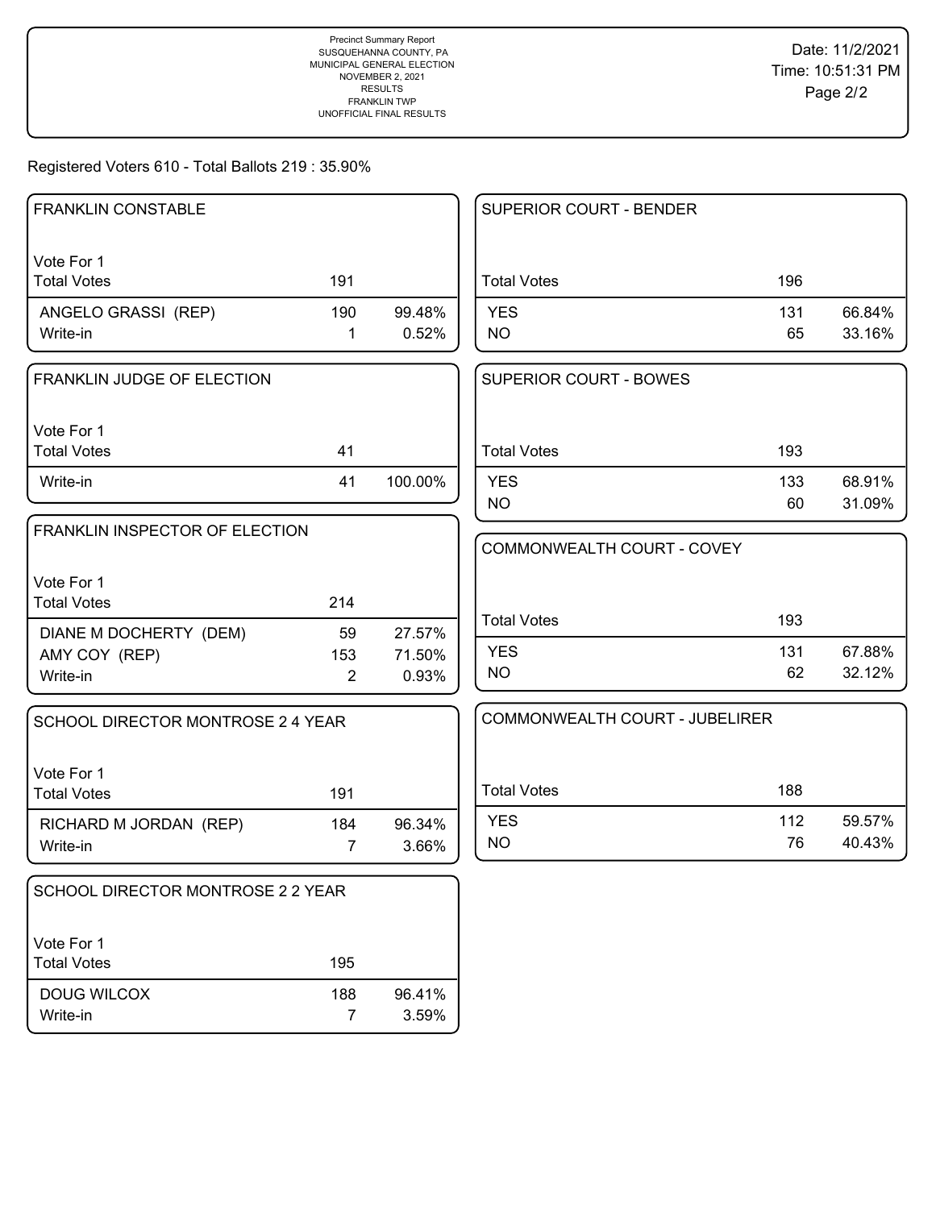Precinct Summary Report
SUSQUEHANNA COUNTY, PA
MUNICIPAL GENERAL ELECTION
NOVEMBER 2, 2021
RESULTS
FRANKLIN TWP
UNOFFICIAL FINAL RESULTS

Date: 11/2/2021
Time: 10:51:31 PM

Registered Voters 610 - Total Ballots 219 : 35.90%

## FRANKLIN CONSTABLE

Vote For 1

| | | |
|---|---|---|
| Total Votes | 191 | |
| ANGELO GRASSI (REP) | 190 | 99.48% |
| Write-in | 1 | 0.52% |

## FRANKLIN JUDGE OF ELECTION

Vote For 1

| | | |
|---|---|---|
| Total Votes | 41 | |
| Write-in | 41 | 100.00% |

## FRANKLIN INSPECTOR OF ELECTION

Vote For 1

| | | |
|---|---|---|
| Total Votes | 214 | |
| DIANE M DOCHERTY (DEM) | 59 | 27.57% |
| AMY COY (REP) | 153 | 71.50% |
| Write-in | 2 | 0.93% |

## SCHOOL DIRECTOR MONTROSE 2 4 YEAR

Vote For 1

| | | |
|---|---|---|
| Total Votes | 191 | |
| RICHARD M JORDAN (REP) | 184 | 96.34% |
| Write-in | 7 | 3.66% |

## SCHOOL DIRECTOR MONTROSE 2 2 YEAR

Vote For 1

| | | |
|---|---|---|
| Total Votes | 195 | |
| DOUG WILCOX | 188 | 96.41% |
| Write-in | 7 | 3.59% |

## SUPERIOR COURT - BENDER

| | | |
|---|---|---|
| Total Votes | 196 | |
| YES | 131 | 66.84% |
| NO | 65 | 33.16% |

## SUPERIOR COURT - BOWES

| | | |
|---|---|---|
| Total Votes | 193 | |
| YES | 133 | 68.91% |
| NO | 60 | 31.09% |

## COMMONWEALTH COURT - COVEY

| | | |
|---|---|---|
| Total Votes | 193 | |
| YES | 131 | 67.88% |
| NO | 62 | 32.12% |

## COMMONWEALTH COURT - JUBELIRER

| | | |
|---|---|---|
| Total Votes | 188 | |
| YES | 112 | 59.57% |
| NO | 76 | 40.43% |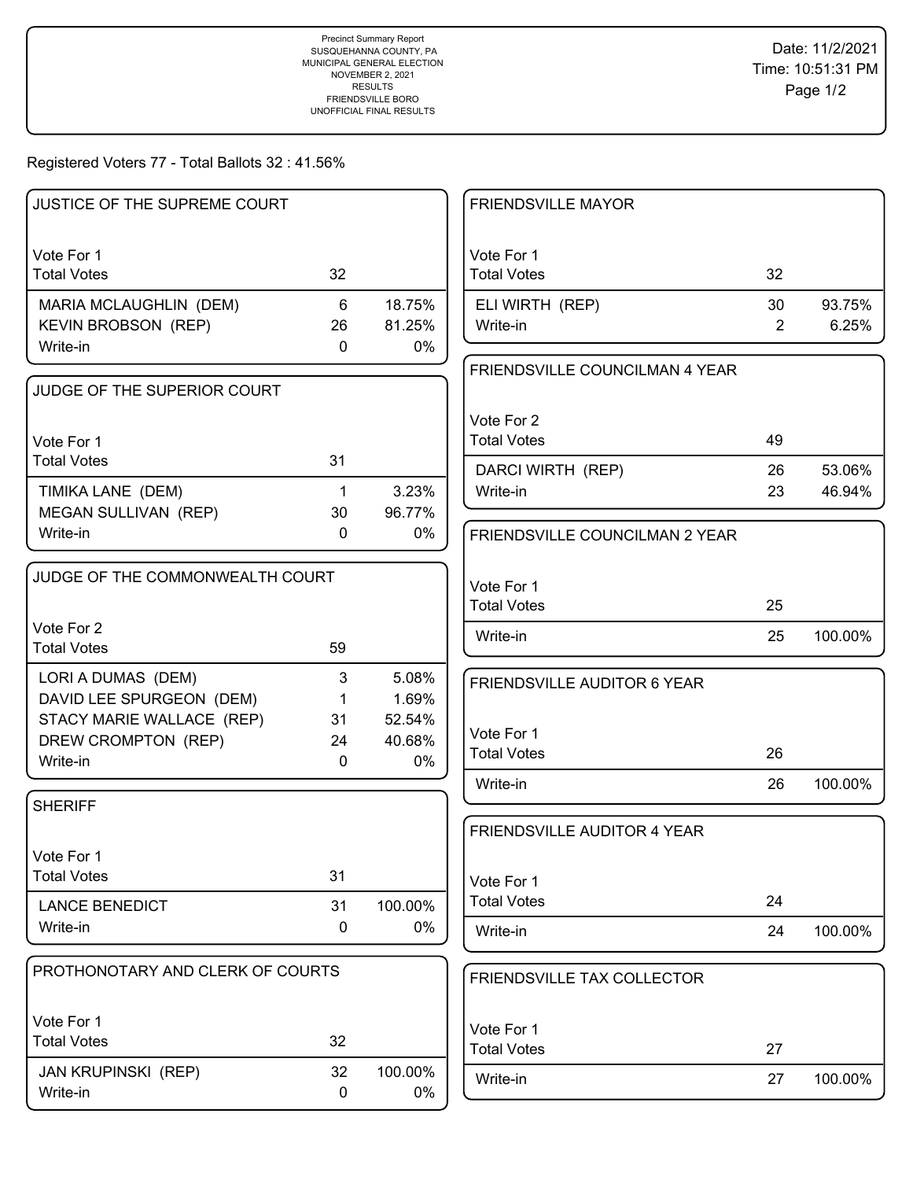Precinct Summary Report
SUSQUEHANNA COUNTY, PA
MUNICIPAL GENERAL ELECTION
NOVEMBER 2, 2021
RESULTS
FRIENDSVILLE BORO
UNOFFICIAL FINAL RESULTS

Date: 11/2/2021
Time: 10:51:31 PM

Registered Voters 77 - Total Ballots 32 : 41.56%

### JUSTICE OF THE SUPREME COURT

Vote For 1

| | | |
|---|---|---|
| Total Votes | 32 | |
| MARIA MCLAUGHLIN (DEM) | 6 | 18.75% |
| KEVIN BROBSON (REP) | 26 | 81.25% |
| Write-in | 0 | 0% |

### JUDGE OF THE SUPERIOR COURT

Vote For 1

| | | |
|---|---|---|
| Total Votes | 31 | |
| TIMIKA LANE (DEM) | 1 | 3.23% |
| MEGAN SULLIVAN (REP) | 30 | 96.77% |
| Write-in | 0 | 0% |

### JUDGE OF THE COMMONWEALTH COURT

Vote For 2

| | | |
|---|---|---|
| Total Votes | 59 | |
| LORI A DUMAS (DEM) | 3 | 5.08% |
| DAVID LEE SPURGEON (DEM) | 1 | 1.69% |
| STACY MARIE WALLACE (REP) | 31 | 52.54% |
| DREW CROMPTON (REP) | 24 | 40.68% |
| Write-in | 0 | 0% |

### SHERIFF

Vote For 1

| | | |
|---|---|---|
| Total Votes | 31 | |
| LANCE BENEDICT | 31 | 100.00% |
| Write-in | 0 | 0% |

### PROTHONOTARY AND CLERK OF COURTS

Vote For 1

| | | |
|---|---|---|
| Total Votes | 32 | |
| JAN KRUPINSKI (REP) | 32 | 100.00% |
| Write-in | 0 | 0% |

### FRIENDSVILLE MAYOR

Vote For 1

| | | |
|---|---|---|
| Total Votes | 32 | |
| ELI WIRTH (REP) | 30 | 93.75% |
| Write-in | 2 | 6.25% |

### FRIENDSVILLE COUNCILMAN 4 YEAR

Vote For 2

| | | |
|---|---|---|
| Total Votes | 49 | |
| DARCI WIRTH (REP) | 26 | 53.06% |
| Write-in | 23 | 46.94% |

### FRIENDSVILLE COUNCILMAN 2 YEAR

Vote For 1

| | | |
|---|---|---|
| Total Votes | 25 | |
| Write-in | 25 | 100.00% |

### FRIENDSVILLE AUDITOR 6 YEAR

Vote For 1

| | | |
|---|---|---|
| Total Votes | 26 | |
| Write-in | 26 | 100.00% |

### FRIENDSVILLE AUDITOR 4 YEAR

Vote For 1

| | | |
|---|---|---|
| Total Votes | 24 | |
| Write-in | 24 | 100.00% |

### FRIENDSVILLE TAX COLLECTOR

Vote For 1

| | | |
|---|---|---|
| Total Votes | 27 | |
| Write-in | 27 | 100.00% |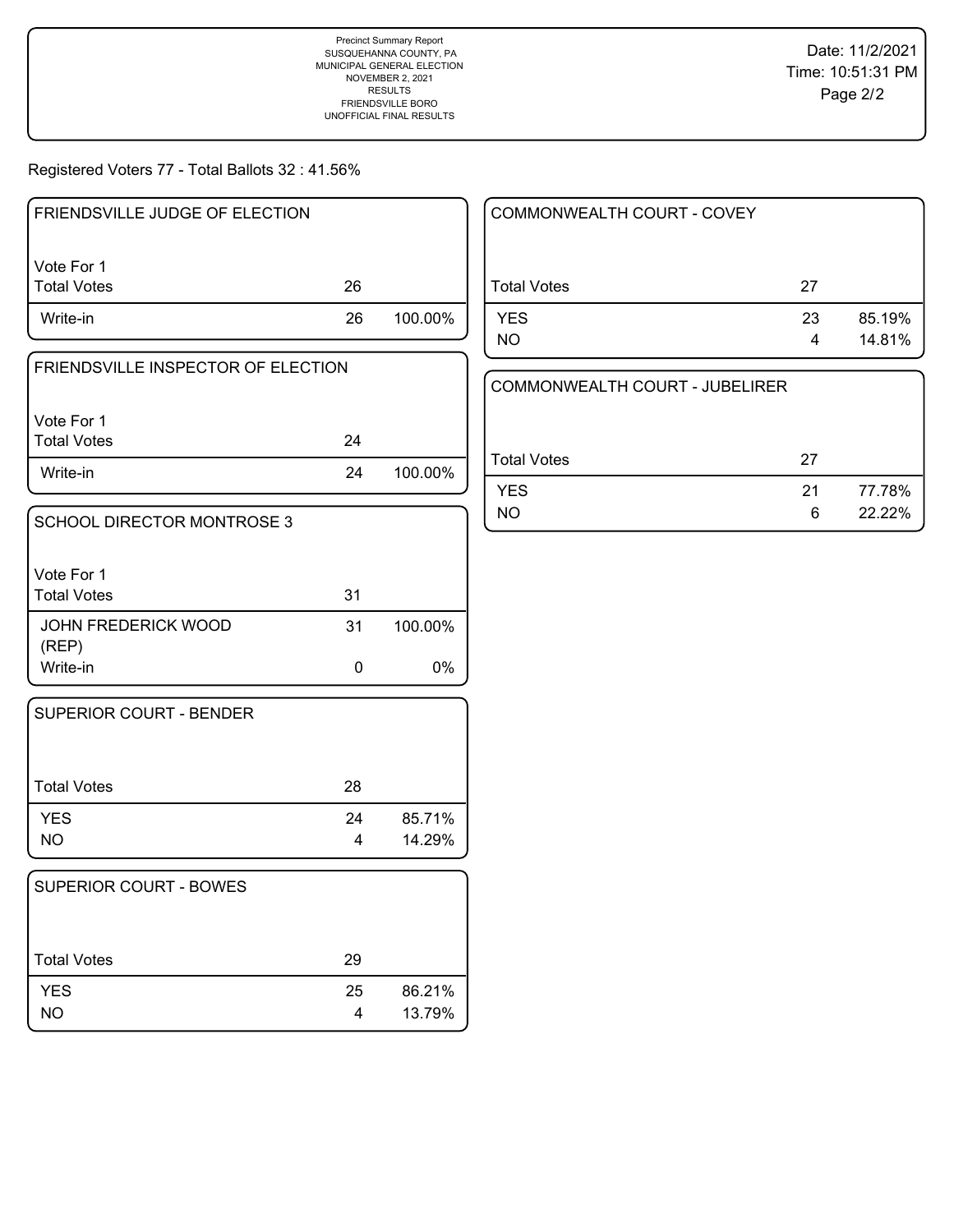Precinct Summary Report
SUSQUEHANNA COUNTY, PA
MUNICIPAL GENERAL ELECTION
NOVEMBER 2, 2021
RESULTS
FRIENDSVILLE BORO
UNOFFICIAL FINAL RESULTS

Date: 11/2/2021
Time: 10:51:31 PM

Registered Voters 77 - Total Ballots 32 : 41.56%

## FRIENDSVILLE JUDGE OF ELECTION

Vote For 1

| | | |
|---|---|---|
| Total Votes | 26 | |
| Write-in | 26 | 100.00% |

## FRIENDSVILLE INSPECTOR OF ELECTION

Vote For 1

| | | |
|---|---|---|
| Total Votes | 24 | |
| Write-in | 24 | 100.00% |

## SCHOOL DIRECTOR MONTROSE 3

Vote For 1

| | | |
|---|---|---|
| Total Votes | 31 | |
| JOHN FREDERICK WOOD (REP) | 31 | 100.00% |
| Write-in | 0 | 0% |

## SUPERIOR COURT - BENDER

| | | |
|---|---|---|
| Total Votes | 28 | |
| YES | 24 | 85.71% |
| NO | 4 | 14.29% |

## SUPERIOR COURT - BOWES

| | | |
|---|---|---|
| Total Votes | 29 | |
| YES | 25 | 86.21% |
| NO | 4 | 13.79% |

## COMMONWEALTH COURT - COVEY

| | | |
|---|---|---|
| Total Votes | 27 | |
| YES | 23 | 85.19% |
| NO | 4 | 14.81% |

## COMMONWEALTH COURT - JUBELIRER

| | | |
|---|---|---|
| Total Votes | 27 | |
| YES | 21 | 77.78% |
| NO | 6 | 22.22% |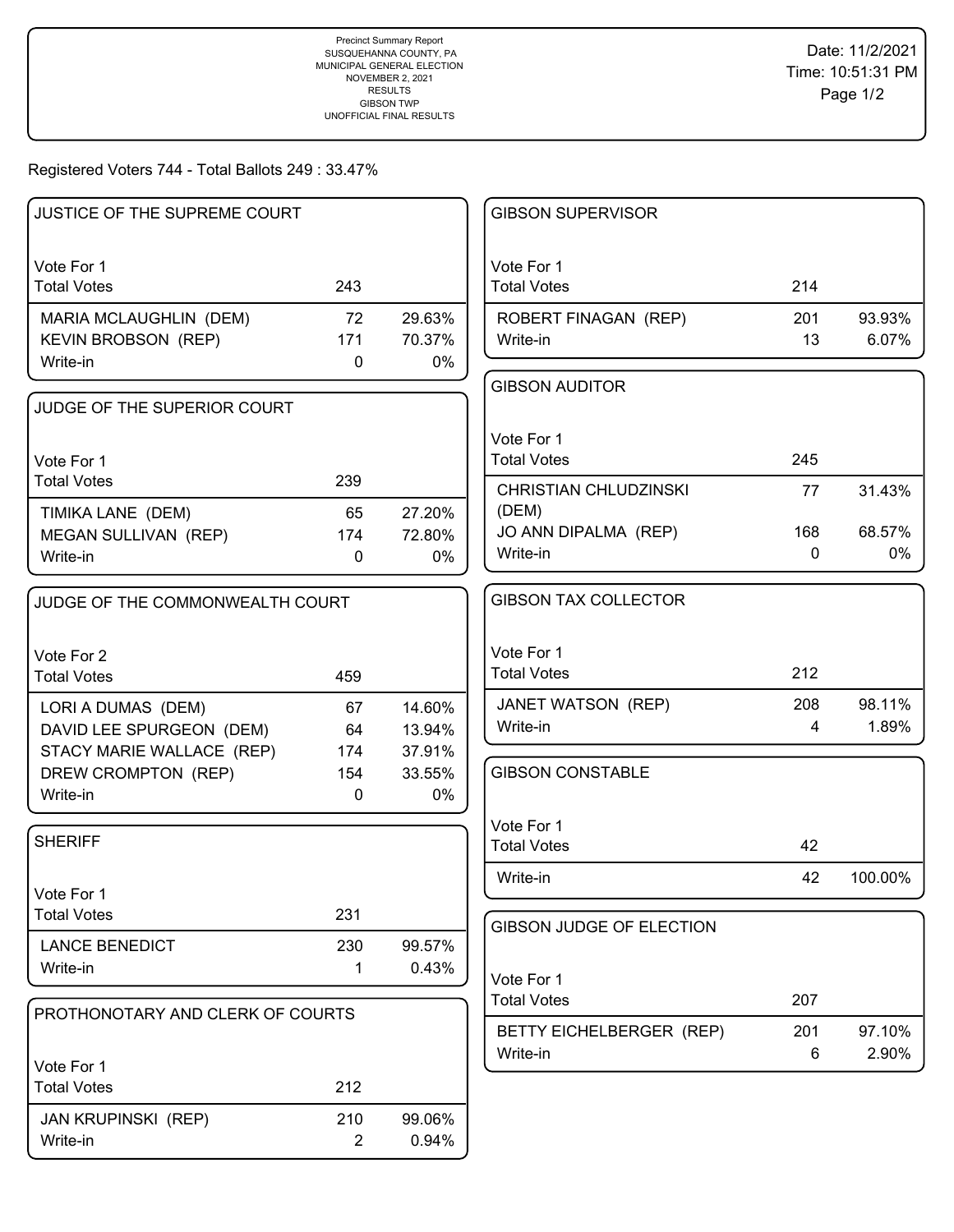Precinct Summary Report
SUSQUEHANNA COUNTY, PA
MUNICIPAL GENERAL ELECTION
NOVEMBER 2, 2021
RESULTS
GIBSON TWP
UNOFFICIAL FINAL RESULTS

Date: 11/2/2021
Time: 10:51:31 PM
Page 1/2

Registered Voters 744 - Total Ballots 249 : 33.47%

### JUSTICE OF THE SUPREME COURT

Vote For 1

| Total Votes | 243 | |
|---|---|---|
| MARIA MCLAUGHLIN (DEM) | 72 | 29.63% |
| KEVIN BROBSON (REP) | 171 | 70.37% |
| Write-in | 0 | 0% |

### JUDGE OF THE SUPERIOR COURT

Vote For 1

| Total Votes | 239 | |
|---|---|---|
| TIMIKA LANE (DEM) | 65 | 27.20% |
| MEGAN SULLIVAN (REP) | 174 | 72.80% |
| Write-in | 0 | 0% |

### JUDGE OF THE COMMONWEALTH COURT

Vote For 2

| Total Votes | 459 | |
|---|---|---|
| LORI A DUMAS (DEM) | 67 | 14.60% |
| DAVID LEE SPURGEON (DEM) | 64 | 13.94% |
| STACY MARIE WALLACE (REP) | 174 | 37.91% |
| DREW CROMPTON (REP) | 154 | 33.55% |
| Write-in | 0 | 0% |

### SHERIFF

Vote For 1

| Total Votes | 231 | |
|---|---|---|
| LANCE BENEDICT | 230 | 99.57% |
| Write-in | 1 | 0.43% |

### PROTHONOTARY AND CLERK OF COURTS

Vote For 1

| Total Votes | 212 | |
|---|---|---|
| JAN KRUPINSKI (REP) | 210 | 99.06% |
| Write-in | 2 | 0.94% |

### GIBSON SUPERVISOR

Vote For 1

| Total Votes | 214 | |
|---|---|---|
| ROBERT FINAGAN (REP) | 201 | 93.93% |
| Write-in | 13 | 6.07% |

### GIBSON AUDITOR

Vote For 1

| Total Votes | 245 | |
|---|---|---|
| CHRISTIAN CHLUDZINSKI (DEM) | 77 | 31.43% |
| JO ANN DIPALMA (REP) | 168 | 68.57% |
| Write-in | 0 | 0% |

### GIBSON TAX COLLECTOR

Vote For 1

| Total Votes | 212 | |
|---|---|---|
| JANET WATSON (REP) | 208 | 98.11% |
| Write-in | 4 | 1.89% |

### GIBSON CONSTABLE

Vote For 1

| Total Votes | 42 | |
|---|---|---|
| Write-in | 42 | 100.00% |

### GIBSON JUDGE OF ELECTION

Vote For 1

| Total Votes | 207 | |
|---|---|---|
| BETTY EICHELBERGER (REP) | 201 | 97.10% |
| Write-in | 6 | 2.90% |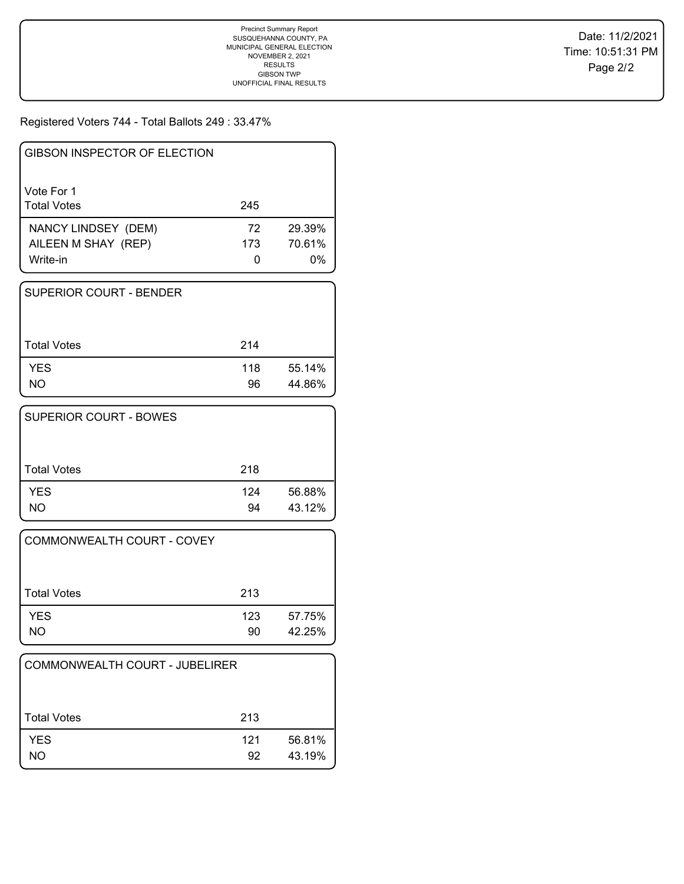Precinct Summary Report
SUSQUEHANNA COUNTY, PA
MUNICIPAL GENERAL ELECTION
NOVEMBER 2, 2021
RESULTS
GIBSON TWP
UNOFFICIAL FINAL RESULTS

Date: 11/2/2021
Time: 10:51:31 PM

Registered Voters 744 - Total Ballots 249 : 33.47%

## GIBSON INSPECTOR OF ELECTION

Vote For 1

| Total Votes | 245 | |
|---|---|---|
| NANCY LINDSEY (DEM) | 72 | 29.39% |
| AILEEN M SHAY (REP) | 173 | 70.61% |
| Write-in | 0 | 0% |

## SUPERIOR COURT - BENDER

| Total Votes | 214 | |
|---|---|---|
| YES | 118 | 55.14% |
| NO | 96 | 44.86% |

## SUPERIOR COURT - BOWES

| Total Votes | 218 | |
|---|---|---|
| YES | 124 | 56.88% |
| NO | 94 | 43.12% |

## COMMONWEALTH COURT - COVEY

| Total Votes | 213 | |
|---|---|---|
| YES | 123 | 57.75% |
| NO | 90 | 42.25% |

## COMMONWEALTH COURT - JUBELIRER

| Total Votes | 213 | |
|---|---|---|
| YES | 121 | 56.81% |
| NO | 92 | 43.19% |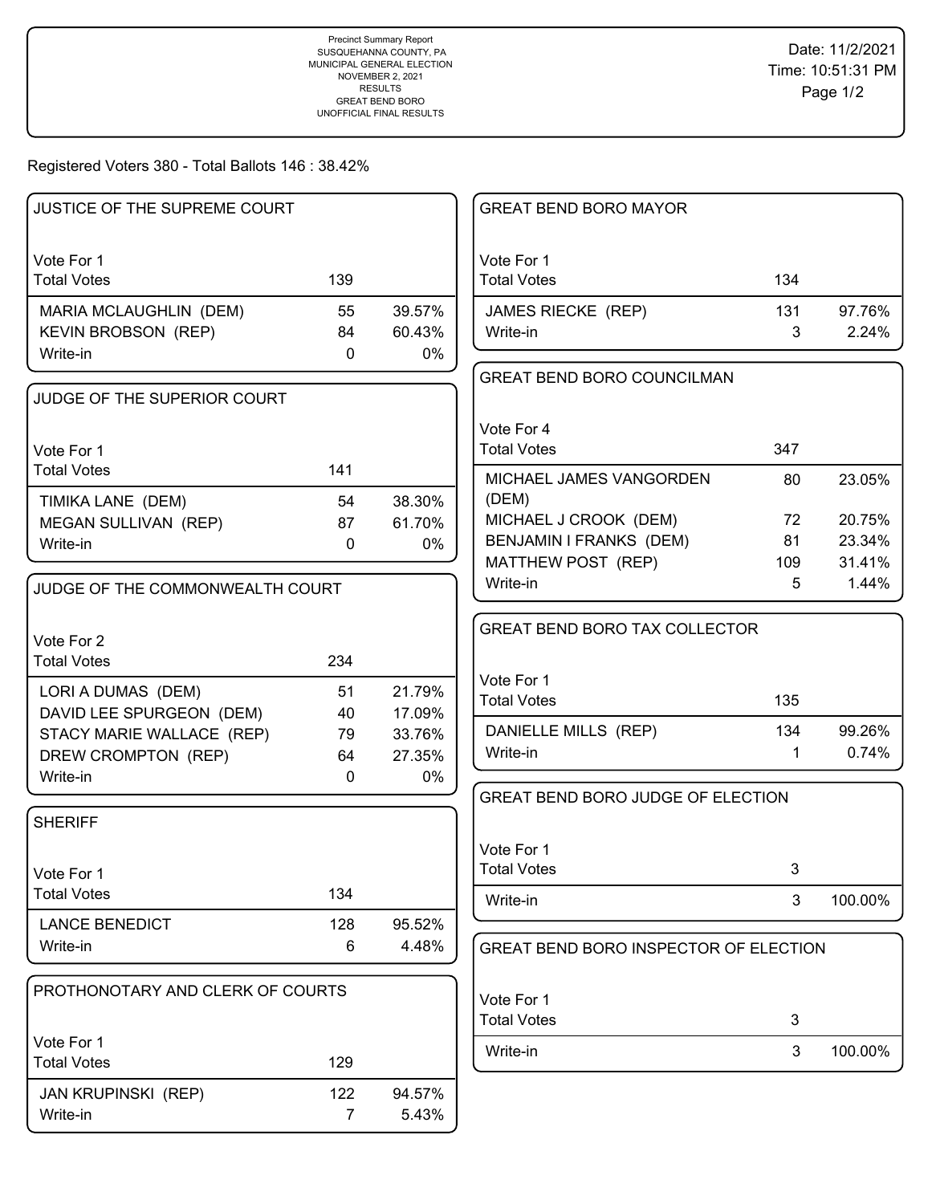Precinct Summary Report
SUSQUEHANNA COUNTY, PA
MUNICIPAL GENERAL ELECTION
NOVEMBER 2, 2021
RESULTS
GREAT BEND BORO
UNOFFICIAL FINAL RESULTS

Date: 11/2/2021
Time: 10:51:31 PM

Registered Voters 380 - Total Ballots 146 : 38.42%

## JUSTICE OF THE SUPREME COURT

Vote For 1

| Total Votes | 139 | |
|---|---|---|
| MARIA MCLAUGHLIN (DEM) | 55 | 39.57% |
| KEVIN BROBSON (REP) | 84 | 60.43% |
| Write-in | 0 | 0% |

## JUDGE OF THE SUPERIOR COURT

Vote For 1

| Total Votes | 141 | |
|---|---|---|
| TIMIKA LANE (DEM) | 54 | 38.30% |
| MEGAN SULLIVAN (REP) | 87 | 61.70% |
| Write-in | 0 | 0% |

## JUDGE OF THE COMMONWEALTH COURT

Vote For 2

| Total Votes | 234 | |
|---|---|---|
| LORI A DUMAS (DEM) | 51 | 21.79% |
| DAVID LEE SPURGEON (DEM) | 40 | 17.09% |
| STACY MARIE WALLACE (REP) | 79 | 33.76% |
| DREW CROMPTON (REP) | 64 | 27.35% |
| Write-in | 0 | 0% |

## SHERIFF

Vote For 1

| Total Votes | 134 | |
|---|---|---|
| LANCE BENEDICT | 128 | 95.52% |
| Write-in | 6 | 4.48% |

## PROTHONOTARY AND CLERK OF COURTS

Vote For 1

| Total Votes | 129 | |
|---|---|---|
| JAN KRUPINSKI (REP) | 122 | 94.57% |
| Write-in | 7 | 5.43% |

## GREAT BEND BORO MAYOR

Vote For 1

| Total Votes | 134 | |
|---|---|---|
| JAMES RIECKE (REP) | 131 | 97.76% |
| Write-in | 3 | 2.24% |

## GREAT BEND BORO COUNCILMAN

Vote For 4

| Total Votes | 347 | |
|---|---|---|
| MICHAEL JAMES VANGORDEN (DEM) | 80 | 23.05% |
| MICHAEL J CROOK (DEM) | 72 | 20.75% |
| BENJAMIN I FRANKS (DEM) | 81 | 23.34% |
| MATTHEW POST (REP) | 109 | 31.41% |
| Write-in | 5 | 1.44% |

## GREAT BEND BORO TAX COLLECTOR

Vote For 1

| Total Votes | 135 | |
|---|---|---|
| DANIELLE MILLS (REP) | 134 | 99.26% |
| Write-in | 1 | 0.74% |

## GREAT BEND BORO JUDGE OF ELECTION

Vote For 1

| Total Votes | 3 | |
|---|---|---|
| Write-in | 3 | 100.00% |

## GREAT BEND BORO INSPECTOR OF ELECTION

Vote For 1

| Total Votes | 3 | |
|---|---|---|
| Write-in | 3 | 100.00% |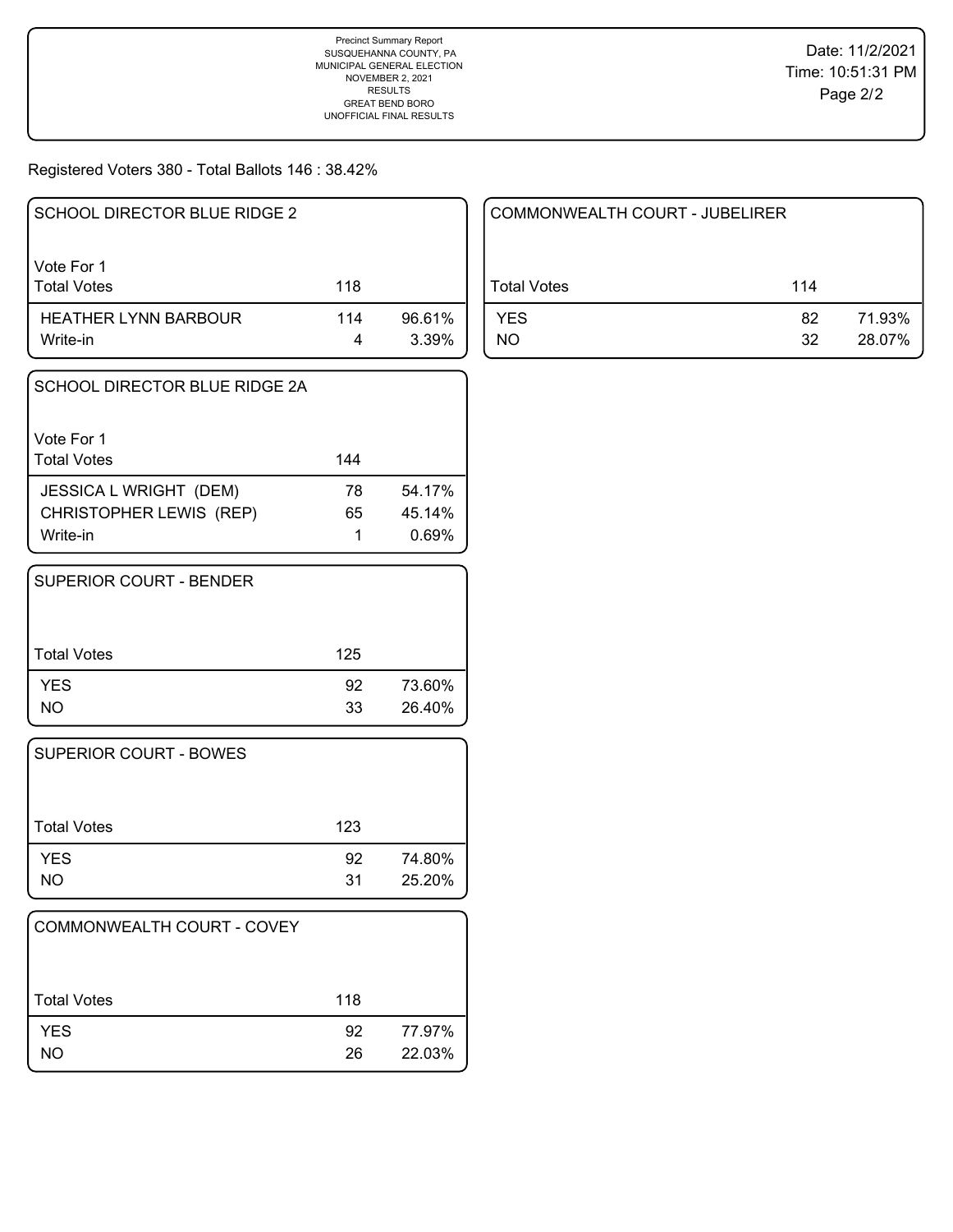Precinct Summary Report
SUSQUEHANNA COUNTY, PA
MUNICIPAL GENERAL ELECTION
NOVEMBER 2, 2021
RESULTS
GREAT BEND BORO
UNOFFICIAL FINAL RESULTS

Date: 11/2/2021
Time: 10:51:31 PM

Registered Voters 380 - Total Ballots 146 : 38.42%

## SCHOOL DIRECTOR BLUE RIDGE 2

Vote For 1

| Total Votes | 118 | |
|---|---|---|
| HEATHER LYNN BARBOUR | 114 | 96.61% |
| Write-in | 4 | 3.39% |

## SCHOOL DIRECTOR BLUE RIDGE 2A

Vote For 1

| Total Votes | 144 | |
|---|---|---|
| JESSICA L WRIGHT (DEM) | 78 | 54.17% |
| CHRISTOPHER LEWIS (REP) | 65 | 45.14% |
| Write-in | 1 | 0.69% |

## SUPERIOR COURT - BENDER

| Total Votes | 125 | |
|---|---|---|
| YES | 92 | 73.60% |
| NO | 33 | 26.40% |

## SUPERIOR COURT - BOWES

| Total Votes | 123 | |
|---|---|---|
| YES | 92 | 74.80% |
| NO | 31 | 25.20% |

## COMMONWEALTH COURT - COVEY

| Total Votes | 118 | |
|---|---|---|
| YES | 92 | 77.97% |
| NO | 26 | 22.03% |

## COMMONWEALTH COURT - JUBELIRER

| Total Votes | 114 | |
|---|---|---|
| YES | 82 | 71.93% |
| NO | 32 | 28.07% |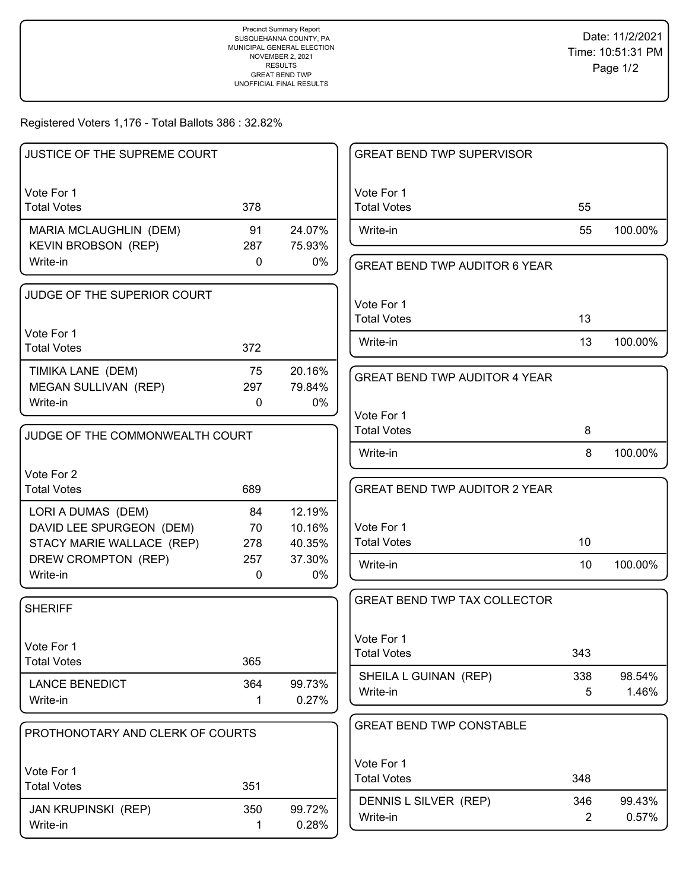Precinct Summary Report
SUSQUEHANNA COUNTY, PA
MUNICIPAL GENERAL ELECTION
NOVEMBER 2, 2021
RESULTS
GREAT BEND TWP
UNOFFICIAL FINAL RESULTS

Date: 11/2/2021
Time: 10:51:31 PM

Registered Voters 1,176 - Total Ballots 386 : 32.82%

## JUSTICE OF THE SUPREME COURT

Vote For 1

| | Votes | % |
|---|---|---|
| Total Votes | 378 | |
| MARIA MCLAUGHLIN (DEM) | 91 | 24.07% |
| KEVIN BROBSON (REP) | 287 | 75.93% |
| Write-in | 0 | 0% |

## JUDGE OF THE SUPERIOR COURT

Vote For 1

| | Votes | % |
|---|---|---|
| Total Votes | 372 | |
| TIMIKA LANE (DEM) | 75 | 20.16% |
| MEGAN SULLIVAN (REP) | 297 | 79.84% |
| Write-in | 0 | 0% |

## JUDGE OF THE COMMONWEALTH COURT

Vote For 2

| | Votes | % |
|---|---|---|
| Total Votes | 689 | |
| LORI A DUMAS (DEM) | 84 | 12.19% |
| DAVID LEE SPURGEON (DEM) | 70 | 10.16% |
| STACY MARIE WALLACE (REP) | 278 | 40.35% |
| DREW CROMPTON (REP) | 257 | 37.30% |
| Write-in | 0 | 0% |

## SHERIFF

Vote For 1

| | Votes | % |
|---|---|---|
| Total Votes | 365 | |
| LANCE BENEDICT | 364 | 99.73% |
| Write-in | 1 | 0.27% |

## PROTHONOTARY AND CLERK OF COURTS

Vote For 1

| | Votes | % |
|---|---|---|
| Total Votes | 351 | |
| JAN KRUPINSKI (REP) | 350 | 99.72% |
| Write-in | 1 | 0.28% |

## GREAT BEND TWP SUPERVISOR

Vote For 1

| | Votes | % |
|---|---|---|
| Total Votes | 55 | |
| Write-in | 55 | 100.00% |

## GREAT BEND TWP AUDITOR 6 YEAR

Vote For 1

| | Votes | % |
|---|---|---|
| Total Votes | 13 | |
| Write-in | 13 | 100.00% |

## GREAT BEND TWP AUDITOR 4 YEAR

Vote For 1

| | Votes | % |
|---|---|---|
| Total Votes | 8 | |
| Write-in | 8 | 100.00% |

## GREAT BEND TWP AUDITOR 2 YEAR

Vote For 1

| | Votes | % |
|---|---|---|
| Total Votes | 10 | |
| Write-in | 10 | 100.00% |

## GREAT BEND TWP TAX COLLECTOR

Vote For 1

| | Votes | % |
|---|---|---|
| Total Votes | 343 | |
| SHEILA L GUINAN (REP) | 338 | 98.54% |
| Write-in | 5 | 1.46% |

## GREAT BEND TWP CONSTABLE

Vote For 1

| | Votes | % |
|---|---|---|
| Total Votes | 348 | |
| DENNIS L SILVER (REP) | 346 | 99.43% |
| Write-in | 2 | 0.57% |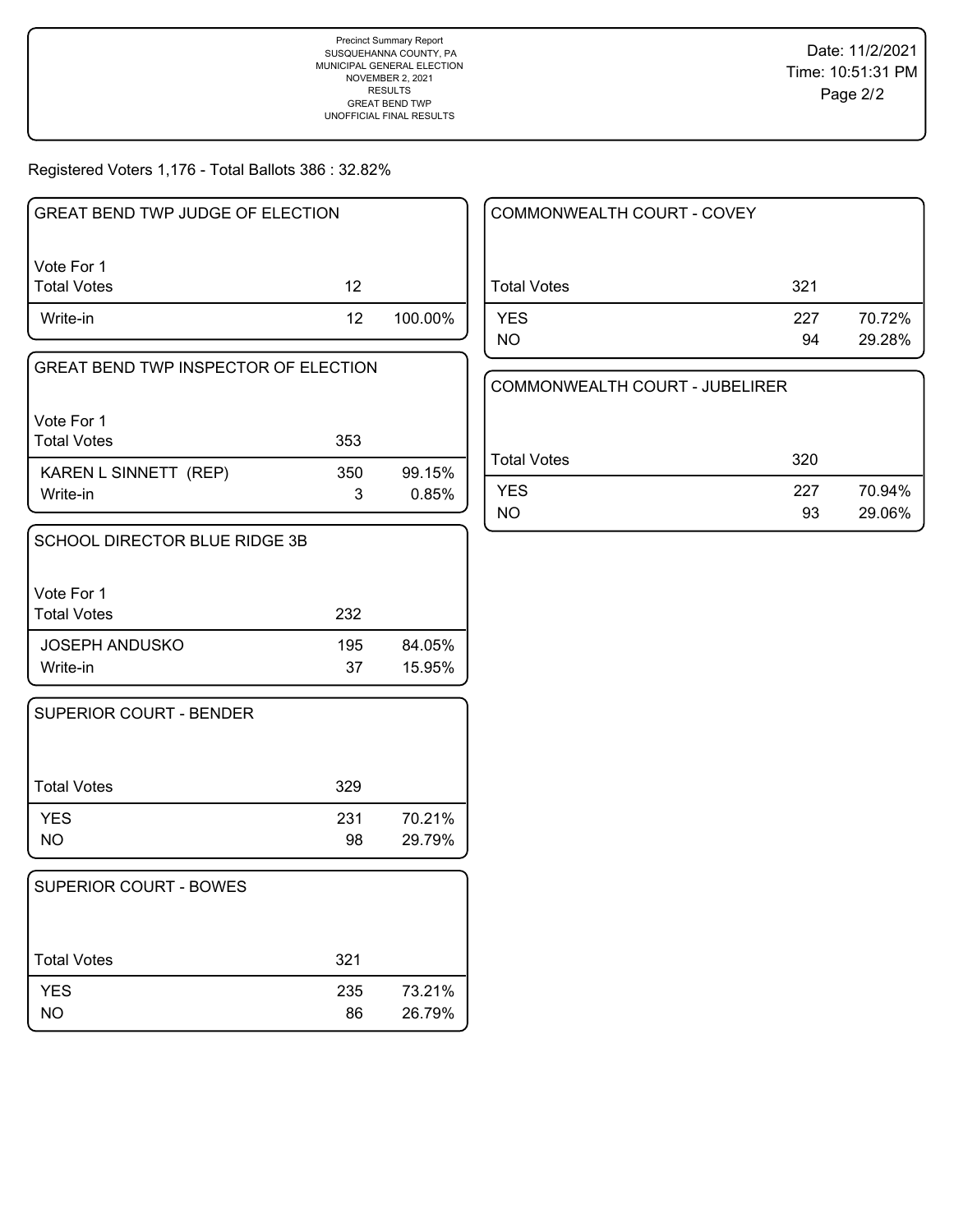Precinct Summary Report
SUSQUEHANNA COUNTY, PA
MUNICIPAL GENERAL ELECTION
NOVEMBER 2, 2021
RESULTS
GREAT BEND TWP
UNOFFICIAL FINAL RESULTS

Date: 11/2/2021
Time: 10:51:31 PM

Registered Voters 1,176 - Total Ballots 386 : 32.82%

### GREAT BEND TWP JUDGE OF ELECTION

Vote For 1

| Total Votes | 12 | |
|---|---|---|
| Write-in | 12 | 100.00% |

### GREAT BEND TWP INSPECTOR OF ELECTION

Vote For 1

| Total Votes | 353 | |
|---|---|---|
| KAREN L SINNETT (REP) | 350 | 99.15% |
| Write-in | 3 | 0.85% |

### SCHOOL DIRECTOR BLUE RIDGE 3B

Vote For 1

| Total Votes | 232 | |
|---|---|---|
| JOSEPH ANDUSKO | 195 | 84.05% |
| Write-in | 37 | 15.95% |

### SUPERIOR COURT - BENDER

| Total Votes | 329 | |
|---|---|---|
| YES | 231 | 70.21% |
| NO | 98 | 29.79% |

### SUPERIOR COURT - BOWES

| Total Votes | 321 | |
|---|---|---|
| YES | 235 | 73.21% |
| NO | 86 | 26.79% |

### COMMONWEALTH COURT - COVEY

| Total Votes | 321 | |
|---|---|---|
| YES | 227 | 70.72% |
| NO | 94 | 29.28% |

### COMMONWEALTH COURT - JUBELIRER

| Total Votes | 320 | |
|---|---|---|
| YES | 227 | 70.94% |
| NO | 93 | 29.06% |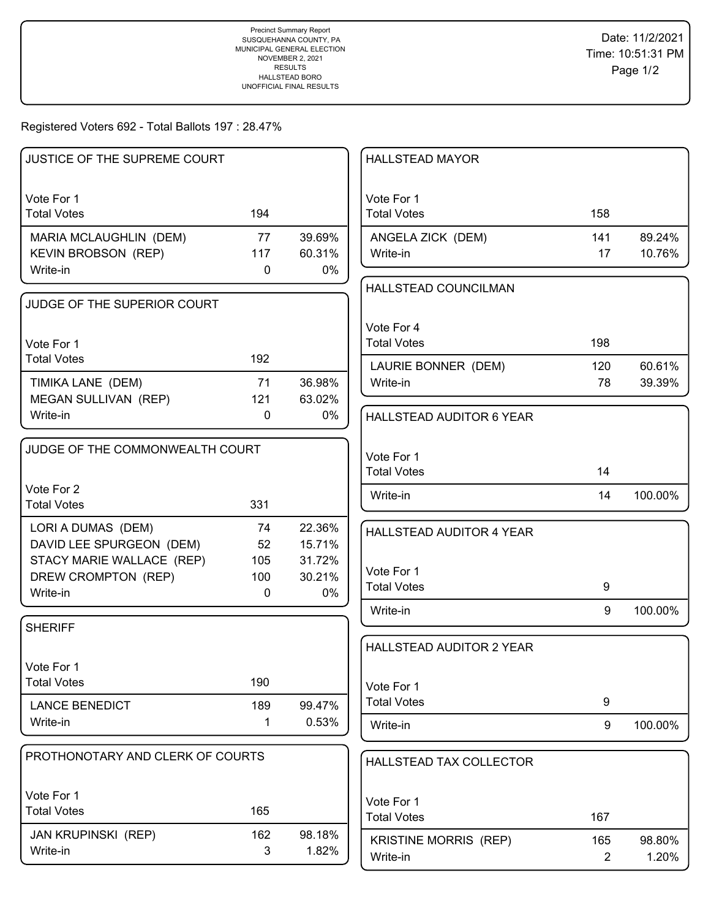Precinct Summary Report
SUSQUEHANNA COUNTY, PA
MUNICIPAL GENERAL ELECTION
NOVEMBER 2, 2021
RESULTS
HALLSTEAD BORO
UNOFFICIAL FINAL RESULTS

Date: 11/2/2021
Time: 10:51:31 PM

Registered Voters 692 - Total Ballots 197 : 28.47%

## JUSTICE OF THE SUPREME COURT

Vote For 1

| Total Votes | 194 | |
|---|---|---|
| MARIA MCLAUGHLIN (DEM) | 77 | 39.69% |
| KEVIN BROBSON (REP) | 117 | 60.31% |
| Write-in | 0 | 0% |

## JUDGE OF THE SUPERIOR COURT

Vote For 1

| Total Votes | 192 | |
|---|---|---|
| TIMIKA LANE (DEM) | 71 | 36.98% |
| MEGAN SULLIVAN (REP) | 121 | 63.02% |
| Write-in | 0 | 0% |

## JUDGE OF THE COMMONWEALTH COURT

Vote For 2

| Total Votes | 331 | |
|---|---|---|
| LORI A DUMAS (DEM) | 74 | 22.36% |
| DAVID LEE SPURGEON (DEM) | 52 | 15.71% |
| STACY MARIE WALLACE (REP) | 105 | 31.72% |
| DREW CROMPTON (REP) | 100 | 30.21% |
| Write-in | 0 | 0% |

## SHERIFF

Vote For 1

| Total Votes | 190 | |
|---|---|---|
| LANCE BENEDICT | 189 | 99.47% |
| Write-in | 1 | 0.53% |

## PROTHONOTARY AND CLERK OF COURTS

Vote For 1

| Total Votes | 165 | |
|---|---|---|
| JAN KRUPINSKI (REP) | 162 | 98.18% |
| Write-in | 3 | 1.82% |

## HALLSTEAD MAYOR

Vote For 1

| Total Votes | 158 | |
|---|---|---|
| ANGELA ZICK (DEM) | 141 | 89.24% |
| Write-in | 17 | 10.76% |

## HALLSTEAD COUNCILMAN

Vote For 4

| Total Votes | 198 | |
|---|---|---|
| LAURIE BONNER (DEM) | 120 | 60.61% |
| Write-in | 78 | 39.39% |

## HALLSTEAD AUDITOR 6 YEAR

Vote For 1

| Total Votes | 14 | |
|---|---|---|
| Write-in | 14 | 100.00% |

## HALLSTEAD AUDITOR 4 YEAR

Vote For 1

| Total Votes | 9 | |
|---|---|---|
| Write-in | 9 | 100.00% |

## HALLSTEAD AUDITOR 2 YEAR

Vote For 1

| Total Votes | 9 | |
|---|---|---|
| Write-in | 9 | 100.00% |

## HALLSTEAD TAX COLLECTOR

Vote For 1

| Total Votes | 167 | |
|---|---|---|
| KRISTINE MORRIS (REP) | 165 | 98.80% |
| Write-in | 2 | 1.20% |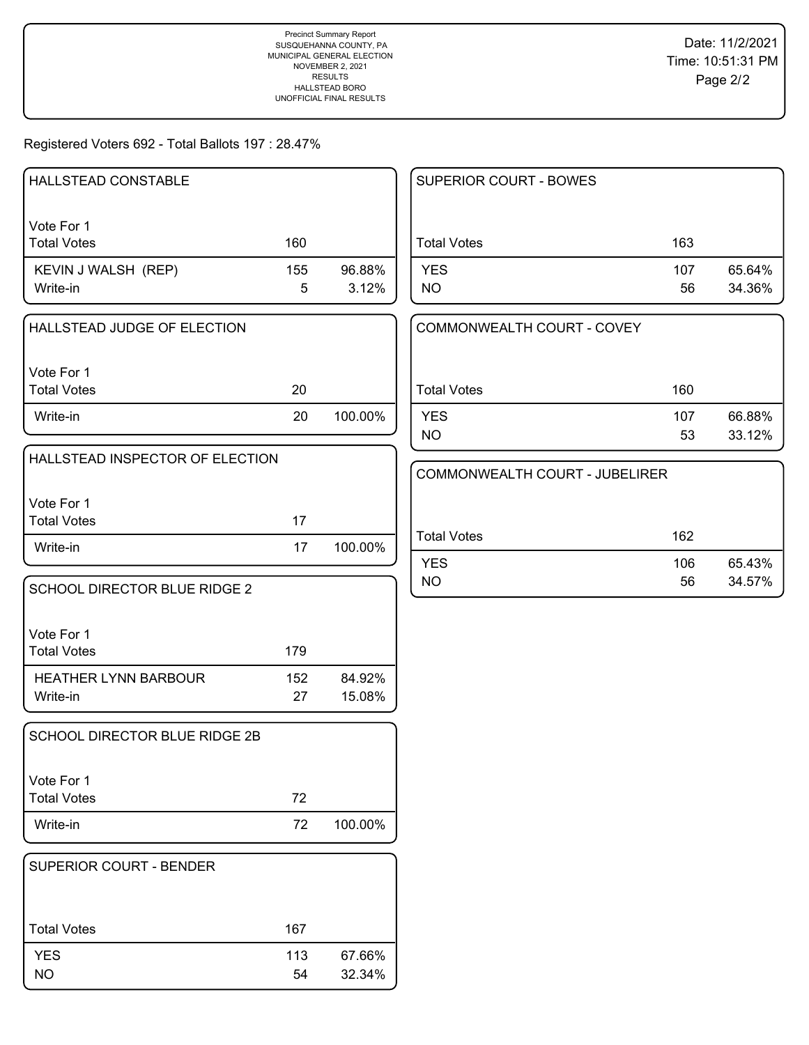Precinct Summary Report
SUSQUEHANNA COUNTY, PA
MUNICIPAL GENERAL ELECTION
NOVEMBER 2, 2021
RESULTS
HALLSTEAD BORO
UNOFFICIAL FINAL RESULTS

Date: 11/2/2021
Time: 10:51:31 PM

Registered Voters 692 - Total Ballots 197 : 28.47%

## HALLSTEAD CONSTABLE

Vote For 1

| | | |
|---|---|---|
| Total Votes | 160 | |
| KEVIN J WALSH (REP) | 155 | 96.88% |
| Write-in | 5 | 3.12% |

## HALLSTEAD JUDGE OF ELECTION

Vote For 1

| | | |
|---|---|---|
| Total Votes | 20 | |
| Write-in | 20 | 100.00% |

## HALLSTEAD INSPECTOR OF ELECTION

Vote For 1

| | | |
|---|---|---|
| Total Votes | 17 | |
| Write-in | 17 | 100.00% |

## SCHOOL DIRECTOR BLUE RIDGE 2

Vote For 1

| | | |
|---|---|---|
| Total Votes | 179 | |
| HEATHER LYNN BARBOUR | 152 | 84.92% |
| Write-in | 27 | 15.08% |

## SCHOOL DIRECTOR BLUE RIDGE 2B

Vote For 1

| | | |
|---|---|---|
| Total Votes | 72 | |
| Write-in | 72 | 100.00% |

## SUPERIOR COURT - BENDER

| | | |
|---|---|---|
| Total Votes | 167 | |
| YES | 113 | 67.66% |
| NO | 54 | 32.34% |

## SUPERIOR COURT - BOWES

| | | |
|---|---|---|
| Total Votes | 163 | |
| YES | 107 | 65.64% |
| NO | 56 | 34.36% |

## COMMONWEALTH COURT - COVEY

| | | |
|---|---|---|
| Total Votes | 160 | |
| YES | 107 | 66.88% |
| NO | 53 | 33.12% |

## COMMONWEALTH COURT - JUBELIRER

| | | |
|---|---|---|
| Total Votes | 162 | |
| YES | 106 | 65.43% |
| NO | 56 | 34.57% |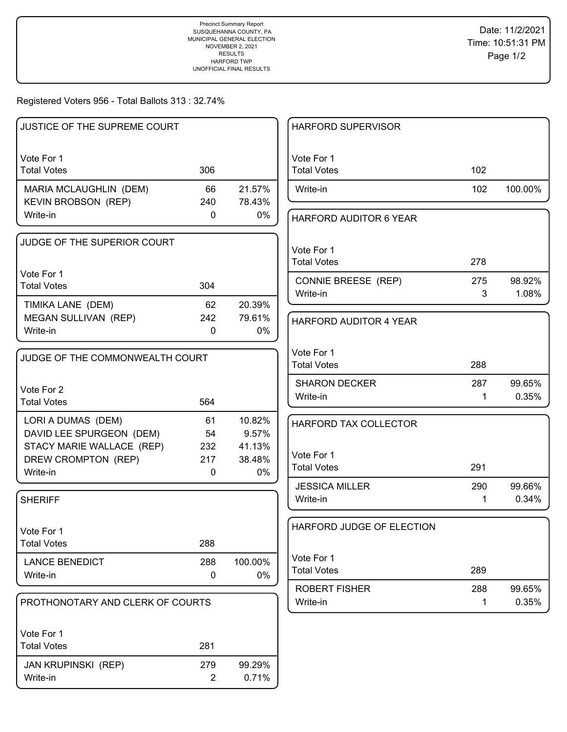Precinct Summary Report
SUSQUEHANNA COUNTY, PA
MUNICIPAL GENERAL ELECTION
NOVEMBER 2, 2021
RESULTS
HARFORD TWP
UNOFFICIAL FINAL RESULTS

Date: 11/2/2021
Time: 10:51:31 PM

Registered Voters 956 - Total Ballots 313 : 32.74%

### JUSTICE OF THE SUPREME COURT

Vote For 1

| | | |
|---|---|---|
| Total Votes | 306 | |
| MARIA MCLAUGHLIN (DEM) | 66 | 21.57% |
| KEVIN BROBSON (REP) | 240 | 78.43% |
| Write-in | 0 | 0% |

### JUDGE OF THE SUPERIOR COURT

Vote For 1

| | | |
|---|---|---|
| Total Votes | 304 | |
| TIMIKA LANE (DEM) | 62 | 20.39% |
| MEGAN SULLIVAN (REP) | 242 | 79.61% |
| Write-in | 0 | 0% |

### JUDGE OF THE COMMONWEALTH COURT

Vote For 2

| | | |
|---|---|---|
| Total Votes | 564 | |
| LORI A DUMAS (DEM) | 61 | 10.82% |
| DAVID LEE SPURGEON (DEM) | 54 | 9.57% |
| STACY MARIE WALLACE (REP) | 232 | 41.13% |
| DREW CROMPTON (REP) | 217 | 38.48% |
| Write-in | 0 | 0% |

### SHERIFF

Vote For 1

| | | |
|---|---|---|
| Total Votes | 288 | |
| LANCE BENEDICT | 288 | 100.00% |
| Write-in | 0 | 0% |

### PROTHONOTARY AND CLERK OF COURTS

Vote For 1

| | | |
|---|---|---|
| Total Votes | 281 | |
| JAN KRUPINSKI (REP) | 279 | 99.29% |
| Write-in | 2 | 0.71% |

### HARFORD SUPERVISOR

Vote For 1

| | | |
|---|---|---|
| Total Votes | 102 | |
| Write-in | 102 | 100.00% |

### HARFORD AUDITOR 6 YEAR

Vote For 1

| | | |
|---|---|---|
| Total Votes | 278 | |
| CONNIE BREESE (REP) | 275 | 98.92% |
| Write-in | 3 | 1.08% |

### HARFORD AUDITOR 4 YEAR

Vote For 1

| | | |
|---|---|---|
| Total Votes | 288 | |
| SHARON DECKER | 287 | 99.65% |
| Write-in | 1 | 0.35% |

### HARFORD TAX COLLECTOR

Vote For 1

| | | |
|---|---|---|
| Total Votes | 291 | |
| JESSICA MILLER | 290 | 99.66% |
| Write-in | 1 | 0.34% |

### HARFORD JUDGE OF ELECTION

Vote For 1

| | | |
|---|---|---|
| Total Votes | 289 | |
| ROBERT FISHER | 288 | 99.65% |
| Write-in | 1 | 0.35% |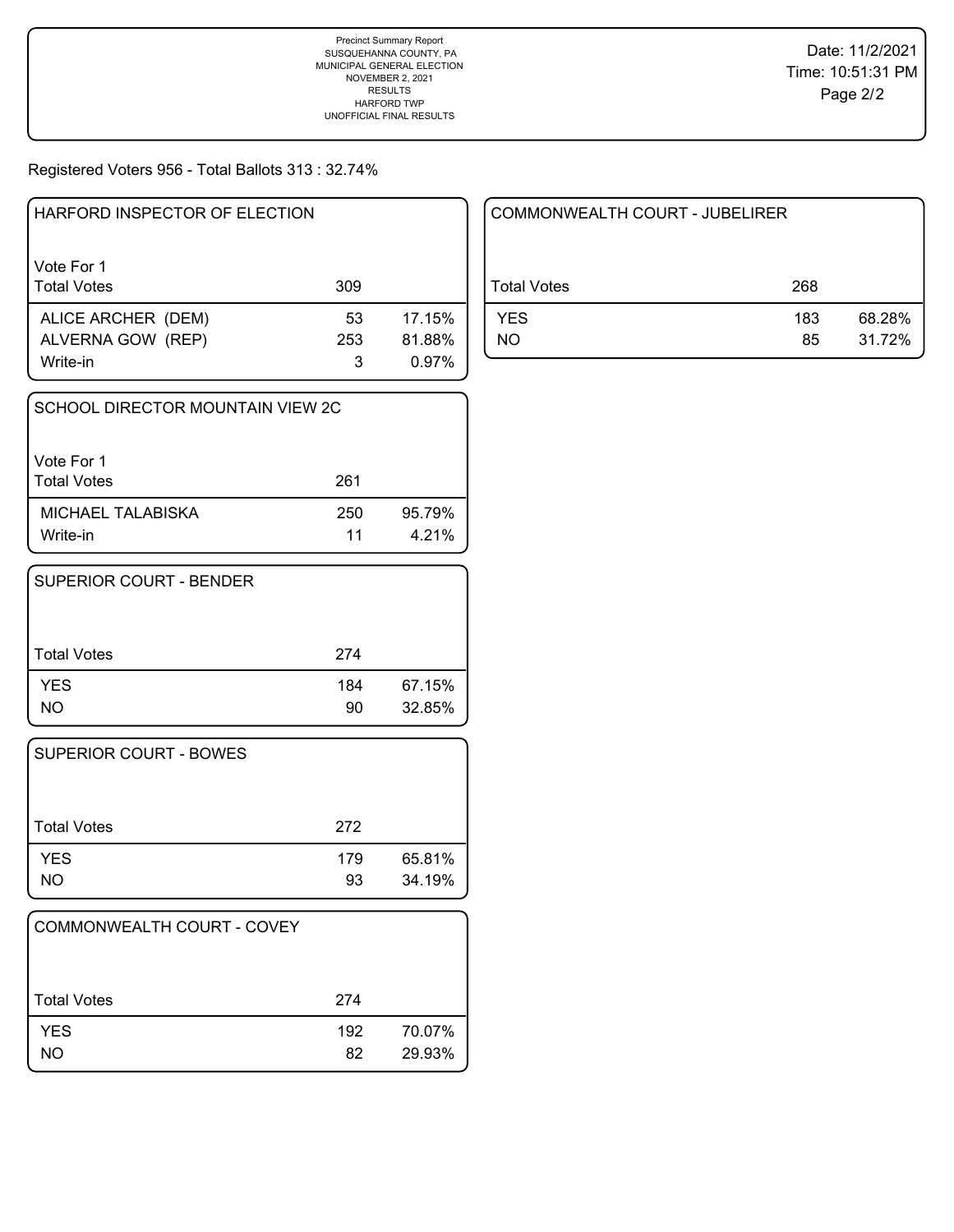Precinct Summary Report
SUSQUEHANNA COUNTY, PA
MUNICIPAL GENERAL ELECTION
NOVEMBER 2, 2021
RESULTS
HARFORD TWP
UNOFFICIAL FINAL RESULTS

Date: 11/2/2021
Time: 10:51:31 PM

Registered Voters 956 - Total Ballots 313 : 32.74%

### HARFORD INSPECTOR OF ELECTION

Vote For 1

| Total Votes | 309 | |
|---|---|---|
| ALICE ARCHER (DEM) | 53 | 17.15% |
| ALVERNA GOW (REP) | 253 | 81.88% |
| Write-in | 3 | 0.97% |

### SCHOOL DIRECTOR MOUNTAIN VIEW 2C

Vote For 1

| Total Votes | 261 | |
|---|---|---|
| MICHAEL TALABISKA | 250 | 95.79% |
| Write-in | 11 | 4.21% |

### SUPERIOR COURT - BENDER

| Total Votes | 274 | |
|---|---|---|
| YES | 184 | 67.15% |
| NO | 90 | 32.85% |

### SUPERIOR COURT - BOWES

| Total Votes | 272 | |
|---|---|---|
| YES | 179 | 65.81% |
| NO | 93 | 34.19% |

### COMMONWEALTH COURT - COVEY

| Total Votes | 274 | |
|---|---|---|
| YES | 192 | 70.07% |
| NO | 82 | 29.93% |

### COMMONWEALTH COURT - JUBELIRER

| Total Votes | 268 | |
|---|---|---|
| YES | 183 | 68.28% |
| NO | 85 | 31.72% |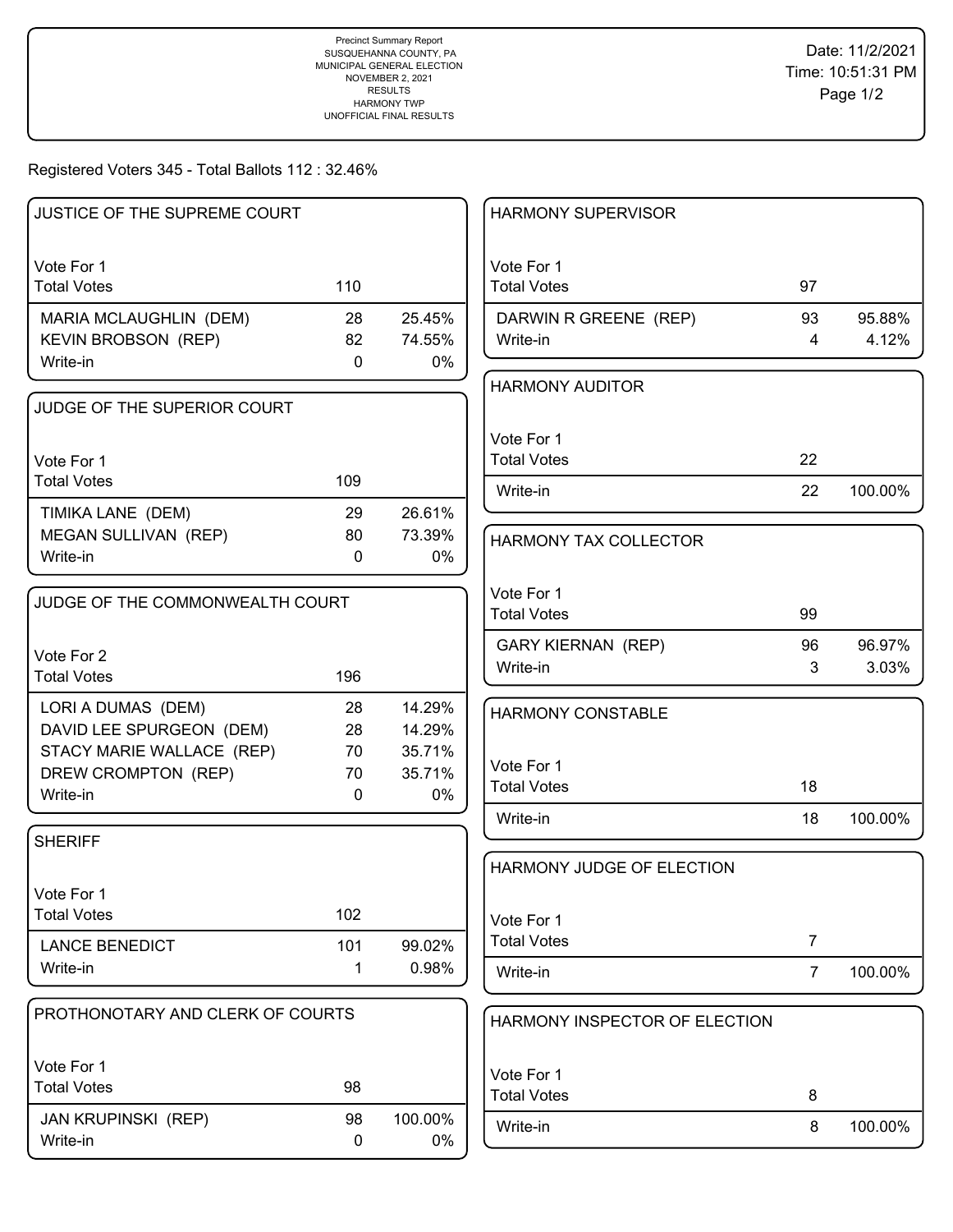Precinct Summary Report
SUSQUEHANNA COUNTY, PA
MUNICIPAL GENERAL ELECTION
NOVEMBER 2, 2021
RESULTS
HARMONY TWP
UNOFFICIAL FINAL RESULTS

Date: 11/2/2021
Time: 10:51:31 PM

Registered Voters 345 - Total Ballots 112 : 32.46%

### JUSTICE OF THE SUPREME COURT

Vote For 1

| Total Votes | 110 | |
|---|---|---|
| MARIA MCLAUGHLIN (DEM) | 28 | 25.45% |
| KEVIN BROBSON (REP) | 82 | 74.55% |
| Write-in | 0 | 0% |

### JUDGE OF THE SUPERIOR COURT

Vote For 1

| Total Votes | 109 | |
|---|---|---|
| TIMIKA LANE (DEM) | 29 | 26.61% |
| MEGAN SULLIVAN (REP) | 80 | 73.39% |
| Write-in | 0 | 0% |

### JUDGE OF THE COMMONWEALTH COURT

Vote For 2

| Total Votes | 196 | |
|---|---|---|
| LORI A DUMAS (DEM) | 28 | 14.29% |
| DAVID LEE SPURGEON (DEM) | 28 | 14.29% |
| STACY MARIE WALLACE (REP) | 70 | 35.71% |
| DREW CROMPTON (REP) | 70 | 35.71% |
| Write-in | 0 | 0% |

### SHERIFF

Vote For 1

| Total Votes | 102 | |
|---|---|---|
| LANCE BENEDICT | 101 | 99.02% |
| Write-in | 1 | 0.98% |

### PROTHONOTARY AND CLERK OF COURTS

Vote For 1

| Total Votes | 98 | |
|---|---|---|
| JAN KRUPINSKI (REP) | 98 | 100.00% |
| Write-in | 0 | 0% |

### HARMONY SUPERVISOR

Vote For 1

| Total Votes | 97 | |
|---|---|---|
| DARWIN R GREENE (REP) | 93 | 95.88% |
| Write-in | 4 | 4.12% |

### HARMONY AUDITOR

Vote For 1

| Total Votes | 22 | |
|---|---|---|
| Write-in | 22 | 100.00% |

### HARMONY TAX COLLECTOR

Vote For 1

| Total Votes | 99 | |
|---|---|---|
| GARY KIERNAN (REP) | 96 | 96.97% |
| Write-in | 3 | 3.03% |

### HARMONY CONSTABLE

Vote For 1

| Total Votes | 18 | |
|---|---|---|
| Write-in | 18 | 100.00% |

### HARMONY JUDGE OF ELECTION

Vote For 1

| Total Votes | 7 | |
|---|---|---|
| Write-in | 7 | 100.00% |

### HARMONY INSPECTOR OF ELECTION

Vote For 1

| Total Votes | 8 | |
|---|---|---|
| Write-in | 8 | 100.00% |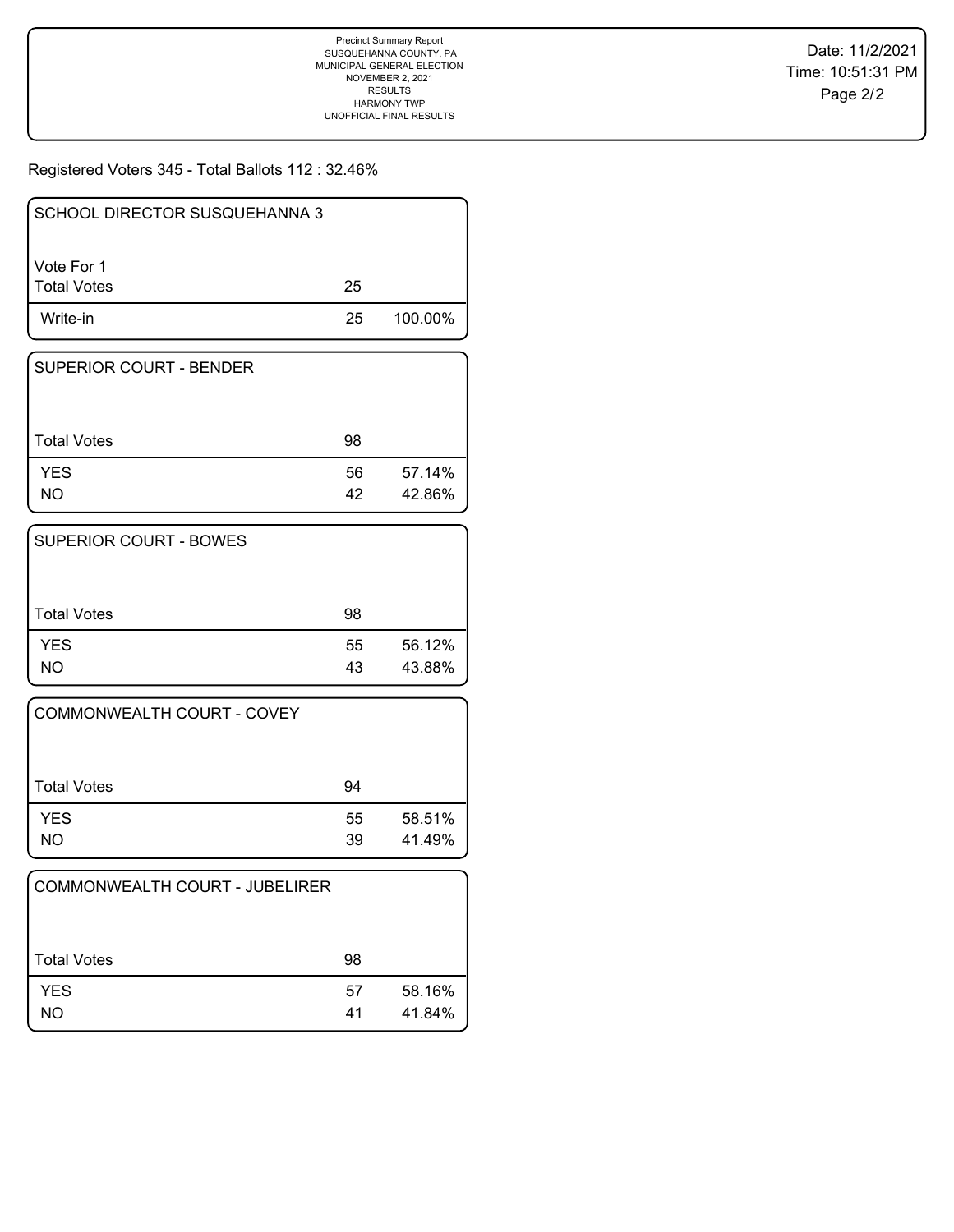Precinct Summary Report
SUSQUEHANNA COUNTY, PA
MUNICIPAL GENERAL ELECTION
NOVEMBER 2, 2021
RESULTS
HARMONY TWP
UNOFFICIAL FINAL RESULTS

Date: 11/2/2021
Time: 10:51:31 PM

Registered Voters 345 - Total Ballots 112 : 32.46%

### SCHOOL DIRECTOR SUSQUEHANNA 3

Vote For 1

| Total Votes | 25 | |
|---|---|---|
| Write-in | 25 | 100.00% |

### SUPERIOR COURT - BENDER

| Total Votes | 98 | |
|---|---|---|
| YES | 56 | 57.14% |
| NO | 42 | 42.86% |

### SUPERIOR COURT - BOWES

| Total Votes | 98 | |
|---|---|---|
| YES | 55 | 56.12% |
| NO | 43 | 43.88% |

### COMMONWEALTH COURT - COVEY

| Total Votes | 94 | |
|---|---|---|
| YES | 55 | 58.51% |
| NO | 39 | 41.49% |

### COMMONWEALTH COURT - JUBELIRER

| Total Votes | 98 | |
|---|---|---|
| YES | 57 | 58.16% |
| NO | 41 | 41.84% |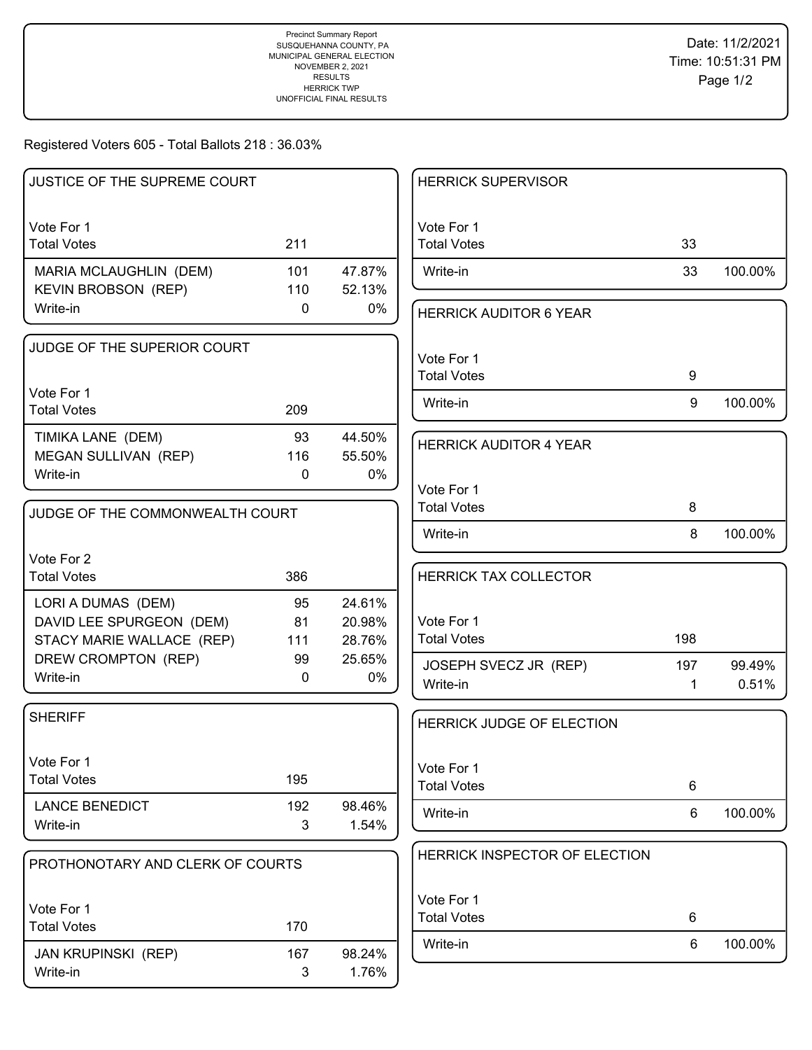Precinct Summary Report
SUSQUEHANNA COUNTY, PA
MUNICIPAL GENERAL ELECTION
NOVEMBER 2, 2021
RESULTS
HERRICK TWP
UNOFFICIAL FINAL RESULTS

Date: 11/2/2021
Time: 10:51:31 PM

Registered Voters 605 - Total Ballots 218 : 36.03%

## JUSTICE OF THE SUPREME COURT

Vote For 1

| | Votes | % |
|---|---|---|
| Total Votes | 211 | |
| MARIA MCLAUGHLIN (DEM) | 101 | 47.87% |
| KEVIN BROBSON (REP) | 110 | 52.13% |
| Write-in | 0 | 0% |

## JUDGE OF THE SUPERIOR COURT

Vote For 1

| | Votes | % |
|---|---|---|
| Total Votes | 209 | |
| TIMIKA LANE (DEM) | 93 | 44.50% |
| MEGAN SULLIVAN (REP) | 116 | 55.50% |
| Write-in | 0 | 0% |

## JUDGE OF THE COMMONWEALTH COURT

Vote For 2

| | Votes | % |
|---|---|---|
| Total Votes | 386 | |
| LORI A DUMAS (DEM) | 95 | 24.61% |
| DAVID LEE SPURGEON (DEM) | 81 | 20.98% |
| STACY MARIE WALLACE (REP) | 111 | 28.76% |
| DREW CROMPTON (REP) | 99 | 25.65% |
| Write-in | 0 | 0% |

## SHERIFF

Vote For 1

| | Votes | % |
|---|---|---|
| Total Votes | 195 | |
| LANCE BENEDICT | 192 | 98.46% |
| Write-in | 3 | 1.54% |

## PROTHONOTARY AND CLERK OF COURTS

Vote For 1

| | Votes | % |
|---|---|---|
| Total Votes | 170 | |
| JAN KRUPINSKI (REP) | 167 | 98.24% |
| Write-in | 3 | 1.76% |

## HERRICK SUPERVISOR

Vote For 1

| | Votes | % |
|---|---|---|
| Total Votes | 33 | |
| Write-in | 33 | 100.00% |

## HERRICK AUDITOR 6 YEAR

Vote For 1

| | Votes | % |
|---|---|---|
| Total Votes | 9 | |
| Write-in | 9 | 100.00% |

## HERRICK AUDITOR 4 YEAR

Vote For 1

| | Votes | % |
|---|---|---|
| Total Votes | 8 | |
| Write-in | 8 | 100.00% |

## HERRICK TAX COLLECTOR

Vote For 1

| | Votes | % |
|---|---|---|
| Total Votes | 198 | |
| JOSEPH SVECZ JR (REP) | 197 | 99.49% |
| Write-in | 1 | 0.51% |

## HERRICK JUDGE OF ELECTION

Vote For 1

| | Votes | % |
|---|---|---|
| Total Votes | 6 | |
| Write-in | 6 | 100.00% |

## HERRICK INSPECTOR OF ELECTION

Vote For 1

| | Votes | % |
|---|---|---|
| Total Votes | 6 | |
| Write-in | 6 | 100.00% |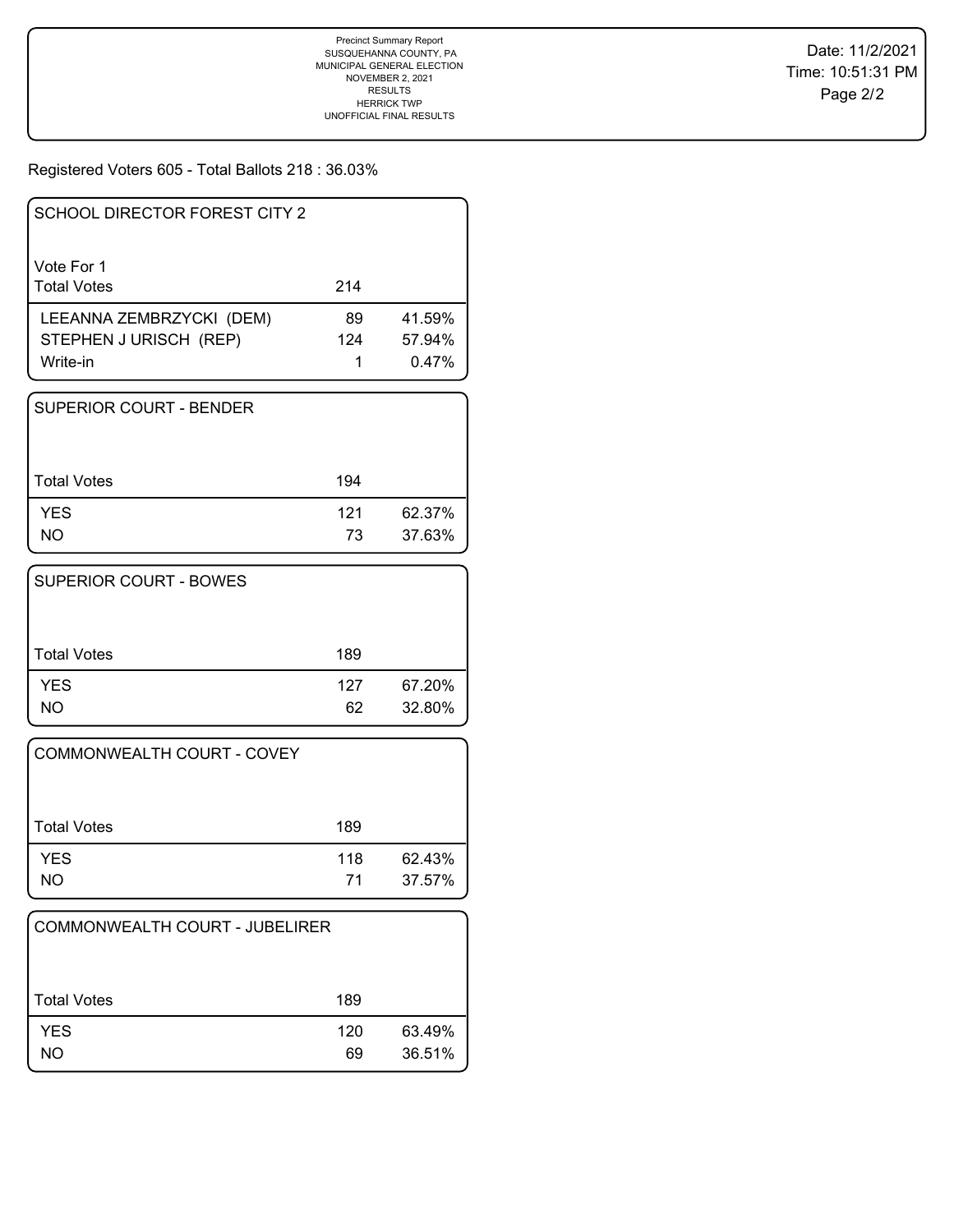Precinct Summary Report
SUSQUEHANNA COUNTY, PA
MUNICIPAL GENERAL ELECTION
NOVEMBER 2, 2021
RESULTS
HERRICK TWP
UNOFFICIAL FINAL RESULTS

Date: 11/2/2021
Time: 10:51:31 PM

Registered Voters 605 - Total Ballots 218 : 36.03%

## SCHOOL DIRECTOR FOREST CITY 2

Vote For 1

| Total Votes | 214 | |
|---|---|---|
| LEEANNA ZEMBRZYCKI (DEM) | 89 | 41.59% |
| STEPHEN J URISCH (REP) | 124 | 57.94% |
| Write-in | 1 | 0.47% |

## SUPERIOR COURT - BENDER

| Total Votes | 194 | |
|---|---|---|
| YES | 121 | 62.37% |
| NO | 73 | 37.63% |

## SUPERIOR COURT - BOWES

| Total Votes | 189 | |
|---|---|---|
| YES | 127 | 67.20% |
| NO | 62 | 32.80% |

## COMMONWEALTH COURT - COVEY

| Total Votes | 189 | |
|---|---|---|
| YES | 118 | 62.43% |
| NO | 71 | 37.57% |

## COMMONWEALTH COURT - JUBELIRER

| Total Votes | 189 | |
|---|---|---|
| YES | 120 | 63.49% |
| NO | 69 | 36.51% |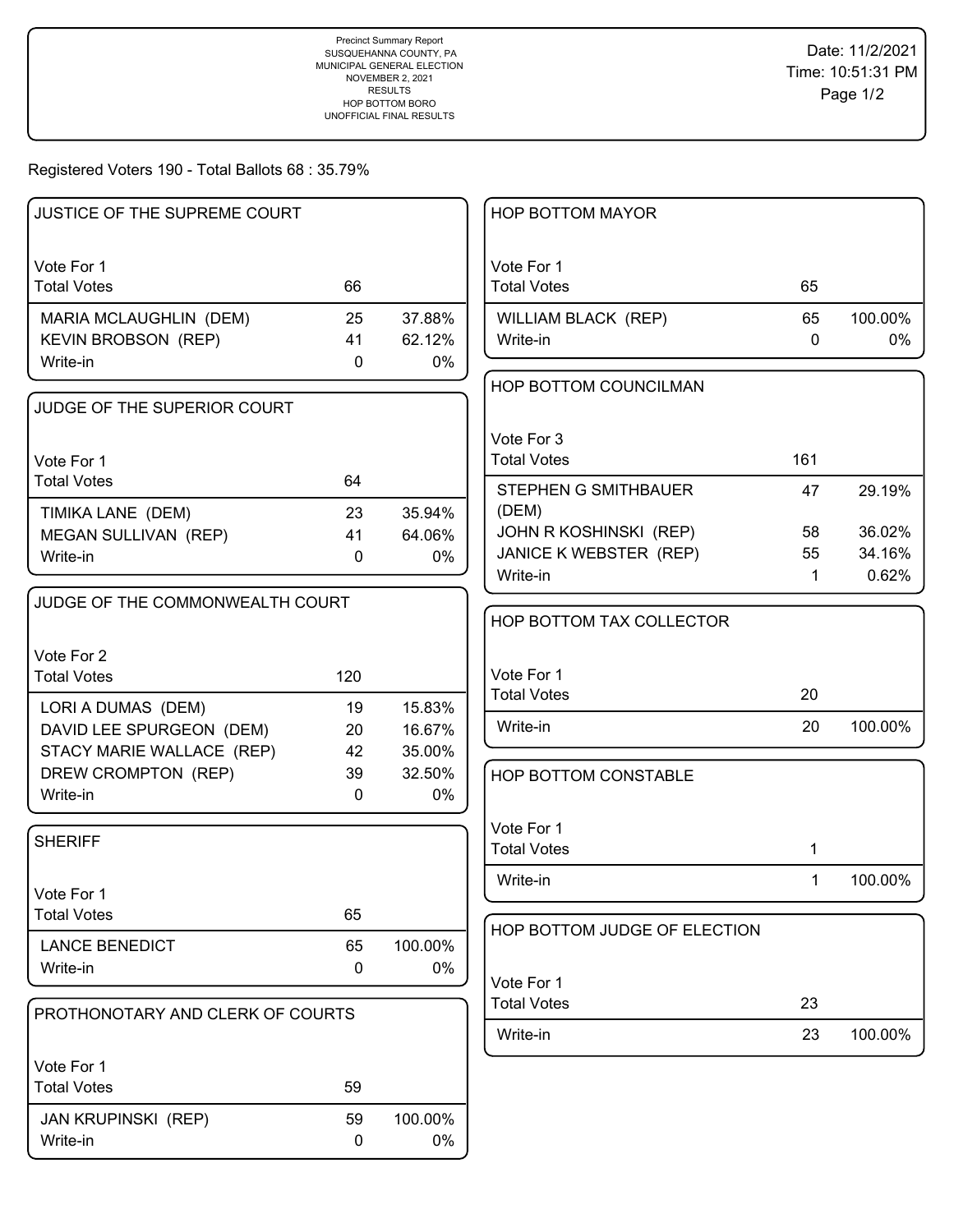Precinct Summary Report
SUSQUEHANNA COUNTY, PA
MUNICIPAL GENERAL ELECTION
NOVEMBER 2, 2021
RESULTS
HOP BOTTOM BORO
UNOFFICIAL FINAL RESULTS

Date: 11/2/2021
Time: 10:51:31 PM

Registered Voters 190 - Total Ballots 68 : 35.79%

### JUSTICE OF THE SUPREME COURT

Vote For 1

| | | |
|---|---|---|
| Total Votes | 66 | |
| MARIA MCLAUGHLIN (DEM) | 25 | 37.88% |
| KEVIN BROBSON (REP) | 41 | 62.12% |
| Write-in | 0 | 0% |

### JUDGE OF THE SUPERIOR COURT

Vote For 1

| | | |
|---|---|---|
| Total Votes | 64 | |
| TIMIKA LANE (DEM) | 23 | 35.94% |
| MEGAN SULLIVAN (REP) | 41 | 64.06% |
| Write-in | 0 | 0% |

### JUDGE OF THE COMMONWEALTH COURT

Vote For 2

| | | |
|---|---|---|
| Total Votes | 120 | |
| LORI A DUMAS (DEM) | 19 | 15.83% |
| DAVID LEE SPURGEON (DEM) | 20 | 16.67% |
| STACY MARIE WALLACE (REP) | 42 | 35.00% |
| DREW CROMPTON (REP) | 39 | 32.50% |
| Write-in | 0 | 0% |

### SHERIFF

Vote For 1

| | | |
|---|---|---|
| Total Votes | 65 | |
| LANCE BENEDICT | 65 | 100.00% |
| Write-in | 0 | 0% |

### PROTHONOTARY AND CLERK OF COURTS

Vote For 1

| | | |
|---|---|---|
| Total Votes | 59 | |
| JAN KRUPINSKI (REP) | 59 | 100.00% |
| Write-in | 0 | 0% |

### HOP BOTTOM MAYOR

Vote For 1

| | | |
|---|---|---|
| Total Votes | 65 | |
| WILLIAM BLACK (REP) | 65 | 100.00% |
| Write-in | 0 | 0% |

### HOP BOTTOM COUNCILMAN

Vote For 3

| | | |
|---|---|---|
| Total Votes | 161 | |
| STEPHEN G SMITHBAUER (DEM) | 47 | 29.19% |
| JOHN R KOSHINSKI (REP) | 58 | 36.02% |
| JANICE K WEBSTER (REP) | 55 | 34.16% |
| Write-in | 1 | 0.62% |

### HOP BOTTOM TAX COLLECTOR

Vote For 1

| | | |
|---|---|---|
| Total Votes | 20 | |
| Write-in | 20 | 100.00% |

### HOP BOTTOM CONSTABLE

Vote For 1

| | | |
|---|---|---|
| Total Votes | 1 | |
| Write-in | 1 | 100.00% |

### HOP BOTTOM JUDGE OF ELECTION

Vote For 1

| | | |
|---|---|---|
| Total Votes | 23 | |
| Write-in | 23 | 100.00% |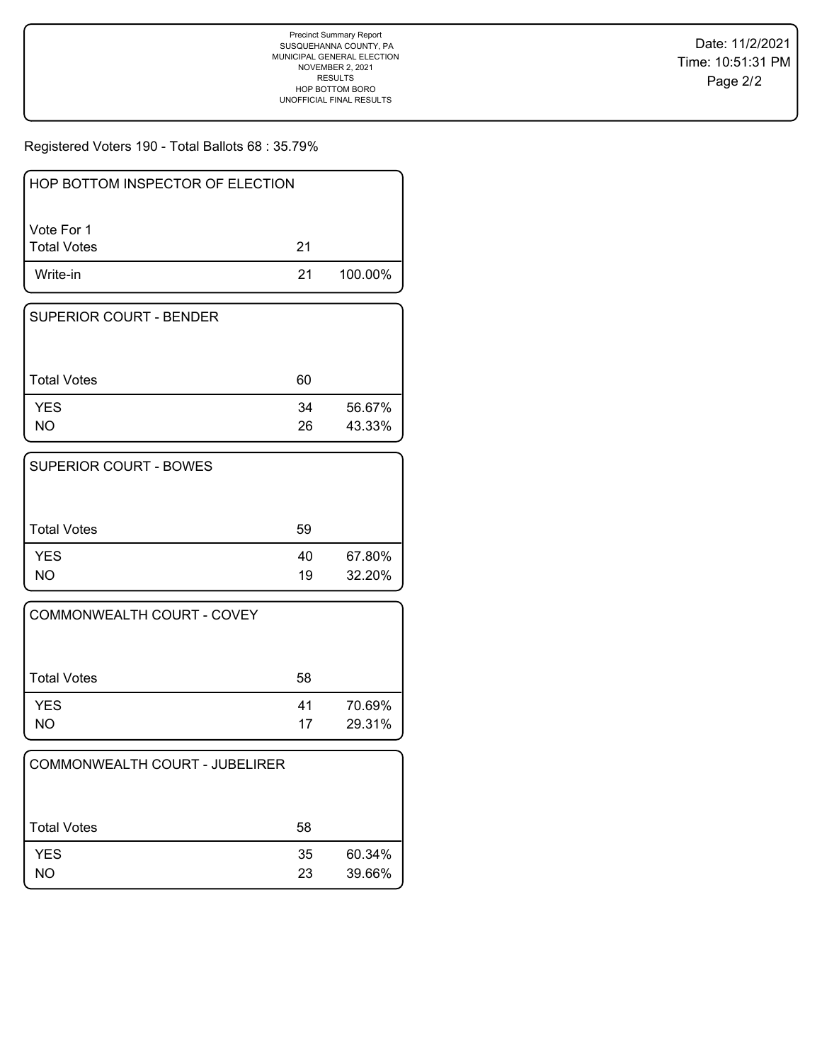Registered Voters 190 - Total Ballots 68 : 35.79%

| HOP BOTTOM INSPECTOR OF ELECTION | | |
|---|---|---|
| Vote For 1 | | |
| Total Votes | 21 | |
| Write-in | 21 | 100.00% |

| SUPERIOR COURT - BENDER | | |
|---|---|---|
| Total Votes | 60 | |
| YES | 34 | 56.67% |
| NO | 26 | 43.33% |

| SUPERIOR COURT - BOWES | | |
|---|---|---|
| Total Votes | 59 | |
| YES | 40 | 67.80% |
| NO | 19 | 32.20% |

| COMMONWEALTH COURT - COVEY | | |
|---|---|---|
| Total Votes | 58 | |
| YES | 41 | 70.69% |
| NO | 17 | 29.31% |

| COMMONWEALTH COURT - JUBELIRER | | |
|---|---|---|
| Total Votes | 58 | |
| YES | 35 | 60.34% |
| NO | 23 | 39.66% |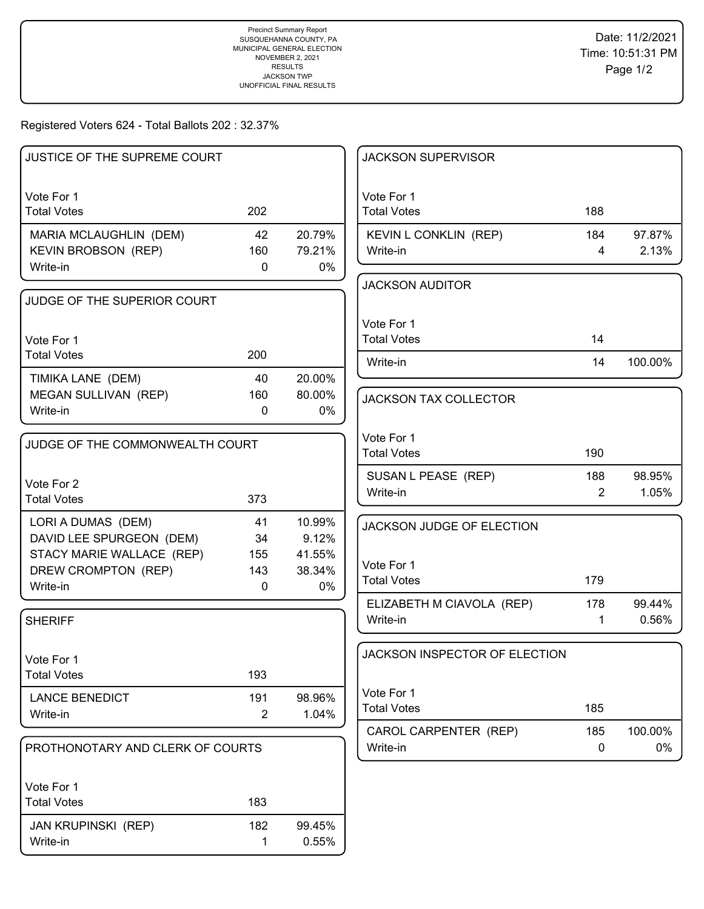Precinct Summary Report
SUSQUEHANNA COUNTY, PA
MUNICIPAL GENERAL ELECTION
NOVEMBER 2, 2021
RESULTS
JACKSON TWP
UNOFFICIAL FINAL RESULTS

Date: 11/2/2021
Time: 10:51:31 PM

Registered Voters 624 - Total Ballots 202 : 32.37%

## JUSTICE OF THE SUPREME COURT

Vote For 1

| | | |
|---|---|---|
| Total Votes | 202 | |
| MARIA MCLAUGHLIN (DEM) | 42 | 20.79% |
| KEVIN BROBSON (REP) | 160 | 79.21% |
| Write-in | 0 | 0% |

## JUDGE OF THE SUPERIOR COURT

Vote For 1

| | | |
|---|---|---|
| Total Votes | 200 | |
| TIMIKA LANE (DEM) | 40 | 20.00% |
| MEGAN SULLIVAN (REP) | 160 | 80.00% |
| Write-in | 0 | 0% |

## JUDGE OF THE COMMONWEALTH COURT

Vote For 2

| | | |
|---|---|---|
| Total Votes | 373 | |
| LORI A DUMAS (DEM) | 41 | 10.99% |
| DAVID LEE SPURGEON (DEM) | 34 | 9.12% |
| STACY MARIE WALLACE (REP) | 155 | 41.55% |
| DREW CROMPTON (REP) | 143 | 38.34% |
| Write-in | 0 | 0% |

## SHERIFF

Vote For 1

| | | |
|---|---|---|
| Total Votes | 193 | |
| LANCE BENEDICT | 191 | 98.96% |
| Write-in | 2 | 1.04% |

## PROTHONOTARY AND CLERK OF COURTS

Vote For 1

| | | |
|---|---|---|
| Total Votes | 183 | |
| JAN KRUPINSKI (REP) | 182 | 99.45% |
| Write-in | 1 | 0.55% |

## JACKSON SUPERVISOR

Vote For 1

| | | |
|---|---|---|
| Total Votes | 188 | |
| KEVIN L CONKLIN (REP) | 184 | 97.87% |
| Write-in | 4 | 2.13% |

## JACKSON AUDITOR

Vote For 1

| | | |
|---|---|---|
| Total Votes | 14 | |
| Write-in | 14 | 100.00% |

## JACKSON TAX COLLECTOR

Vote For 1

| | | |
|---|---|---|
| Total Votes | 190 | |
| SUSAN L PEASE (REP) | 188 | 98.95% |
| Write-in | 2 | 1.05% |

## JACKSON JUDGE OF ELECTION

Vote For 1

| | | |
|---|---|---|
| Total Votes | 179 | |
| ELIZABETH M CIAVOLA (REP) | 178 | 99.44% |
| Write-in | 1 | 0.56% |

## JACKSON INSPECTOR OF ELECTION

Vote For 1

| | | |
|---|---|---|
| Total Votes | 185 | |
| CAROL CARPENTER (REP) | 185 | 100.00% |
| Write-in | 0 | 0% |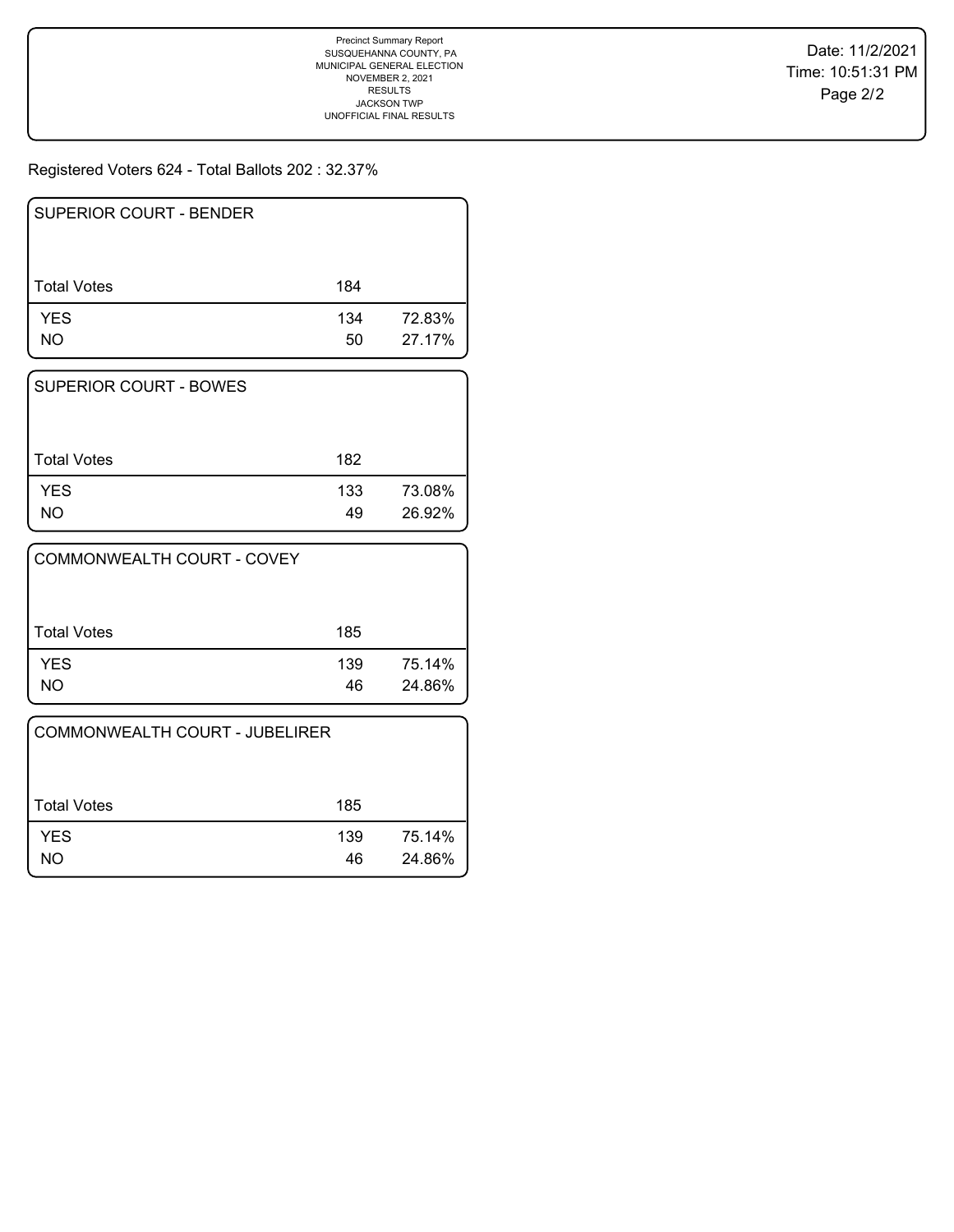Precinct Summary Report
SUSQUEHANNA COUNTY, PA
MUNICIPAL GENERAL ELECTION
NOVEMBER 2, 2021
RESULTS
JACKSON TWP
UNOFFICIAL FINAL RESULTS

Date: 11/2/2021
Time: 10:51:31 PM

Registered Voters 624 - Total Ballots 202 : 32.37%

| SUPERIOR COURT - BENDER | | |
|---|---|---|
| Total Votes | 184 | |
| YES | 134 | 72.83% |
| NO | 50 | 27.17% |

| SUPERIOR COURT - BOWES | | |
|---|---|---|
| Total Votes | 182 | |
| YES | 133 | 73.08% |
| NO | 49 | 26.92% |

| COMMONWEALTH COURT - COVEY | | |
|---|---|---|
| Total Votes | 185 | |
| YES | 139 | 75.14% |
| NO | 46 | 24.86% |

| COMMONWEALTH COURT - JUBELIRER | | |
|---|---|---|
| Total Votes | 185 | |
| YES | 139 | 75.14% |
| NO | 46 | 24.86% |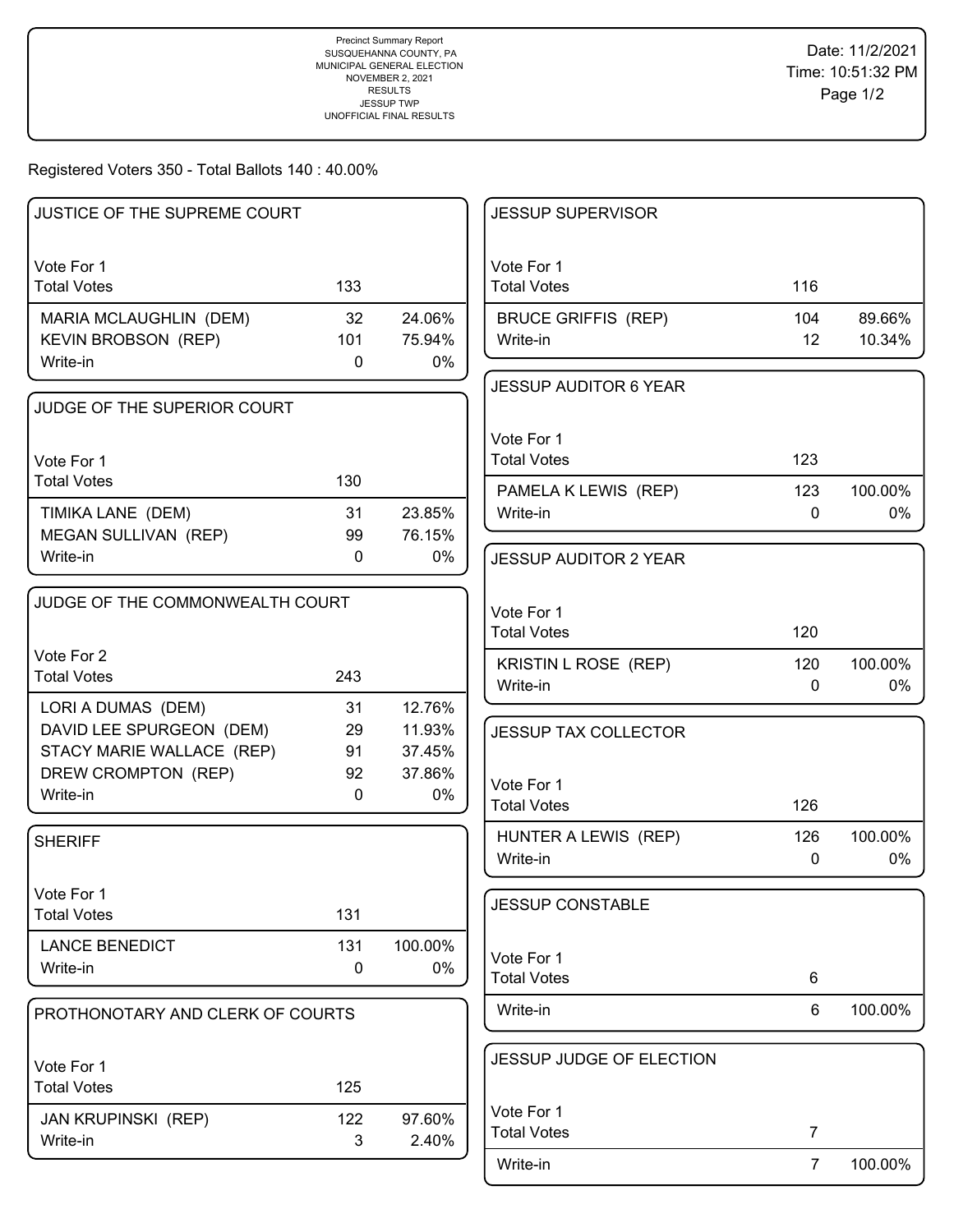Precinct Summary Report
SUSQUEHANNA COUNTY, PA
MUNICIPAL GENERAL ELECTION
NOVEMBER 2, 2021
RESULTS
JESSUP TWP
UNOFFICIAL FINAL RESULTS

Date: 11/2/2021
Time: 10:51:32 PM

Registered Voters 350 - Total Ballots 140 : 40.00%

## JUSTICE OF THE SUPREME COURT

Vote For 1

| | | |
|---|---|---|
| Total Votes | 133 | |
| MARIA MCLAUGHLIN (DEM) | 32 | 24.06% |
| KEVIN BROBSON (REP) | 101 | 75.94% |
| Write-in | 0 | 0% |

## JUDGE OF THE SUPERIOR COURT

Vote For 1

| | | |
|---|---|---|
| Total Votes | 130 | |
| TIMIKA LANE (DEM) | 31 | 23.85% |
| MEGAN SULLIVAN (REP) | 99 | 76.15% |
| Write-in | 0 | 0% |

## JUDGE OF THE COMMONWEALTH COURT

Vote For 2

| | | |
|---|---|---|
| Total Votes | 243 | |
| LORI A DUMAS (DEM) | 31 | 12.76% |
| DAVID LEE SPURGEON (DEM) | 29 | 11.93% |
| STACY MARIE WALLACE (REP) | 91 | 37.45% |
| DREW CROMPTON (REP) | 92 | 37.86% |
| Write-in | 0 | 0% |

## SHERIFF

Vote For 1

| | | |
|---|---|---|
| Total Votes | 131 | |
| LANCE BENEDICT | 131 | 100.00% |
| Write-in | 0 | 0% |

## PROTHONOTARY AND CLERK OF COURTS

Vote For 1

| | | |
|---|---|---|
| Total Votes | 125 | |
| JAN KRUPINSKI (REP) | 122 | 97.60% |
| Write-in | 3 | 2.40% |

## JESSUP SUPERVISOR

Vote For 1

| | | |
|---|---|---|
| Total Votes | 116 | |
| BRUCE GRIFFIS (REP) | 104 | 89.66% |
| Write-in | 12 | 10.34% |

## JESSUP AUDITOR 6 YEAR

Vote For 1

| | | |
|---|---|---|
| Total Votes | 123 | |
| PAMELA K LEWIS (REP) | 123 | 100.00% |
| Write-in | 0 | 0% |

## JESSUP AUDITOR 2 YEAR

Vote For 1

| | | |
|---|---|---|
| Total Votes | 120 | |
| KRISTIN L ROSE (REP) | 120 | 100.00% |
| Write-in | 0 | 0% |

## JESSUP TAX COLLECTOR

Vote For 1

| | | |
|---|---|---|
| Total Votes | 126 | |
| HUNTER A LEWIS (REP) | 126 | 100.00% |
| Write-in | 0 | 0% |

## JESSUP CONSTABLE

Vote For 1

| | | |
|---|---|---|
| Total Votes | 6 | |
| Write-in | 6 | 100.00% |

## JESSUP JUDGE OF ELECTION

Vote For 1

| | | |
|---|---|---|
| Total Votes | 7 | |
| Write-in | 7 | 100.00% |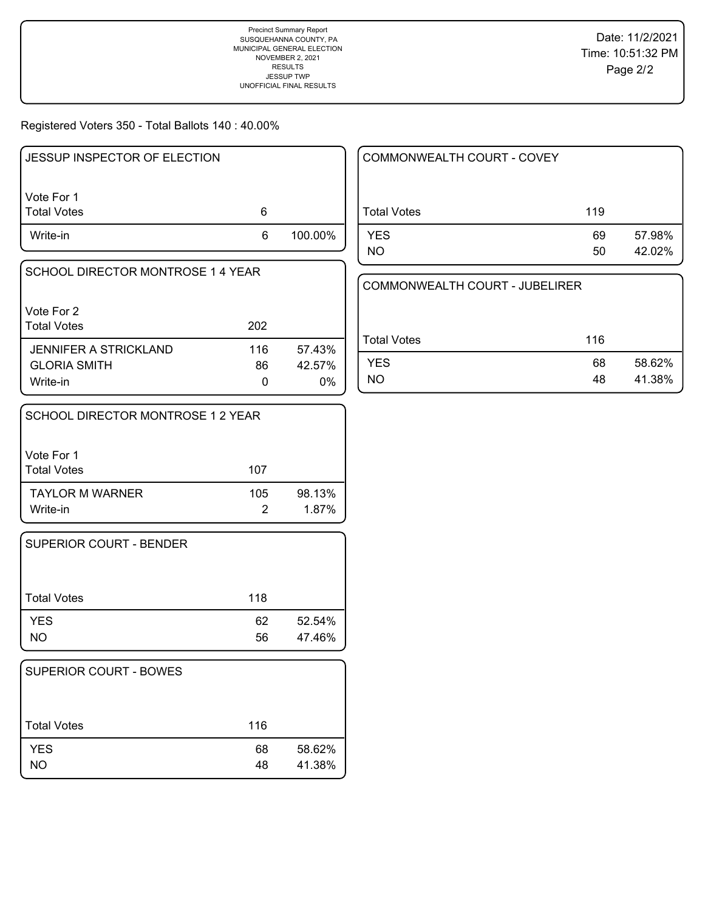Precinct Summary Report
SUSQUEHANNA COUNTY, PA
MUNICIPAL GENERAL ELECTION
NOVEMBER 2, 2021
RESULTS
JESSUP TWP
UNOFFICIAL FINAL RESULTS

Date: 11/2/2021
Time: 10:51:32 PM

Registered Voters 350 - Total Ballots 140 : 40.00%

### JESSUP INSPECTOR OF ELECTION

Vote For 1

| Total Votes | 6 | |
|---|---|---|
| Write-in | 6 | 100.00% |

### SCHOOL DIRECTOR MONTROSE 1 4 YEAR

Vote For 2

| Total Votes | 202 | |
|---|---|---|
| JENNIFER A STRICKLAND | 116 | 57.43% |
| GLORIA SMITH | 86 | 42.57% |
| Write-in | 0 | 0% |

### SCHOOL DIRECTOR MONTROSE 1 2 YEAR

Vote For 1

| Total Votes | 107 | |
|---|---|---|
| TAYLOR M WARNER | 105 | 98.13% |
| Write-in | 2 | 1.87% |

### SUPERIOR COURT - BENDER

| Total Votes | 118 | |
|---|---|---|
| YES | 62 | 52.54% |
| NO | 56 | 47.46% |

### SUPERIOR COURT - BOWES

| Total Votes | 116 | |
|---|---|---|
| YES | 68 | 58.62% |
| NO | 48 | 41.38% |

### COMMONWEALTH COURT - COVEY

| Total Votes | 119 | |
|---|---|---|
| YES | 69 | 57.98% |
| NO | 50 | 42.02% |

### COMMONWEALTH COURT - JUBELIRER

| Total Votes | 116 | |
|---|---|---|
| YES | 68 | 58.62% |
| NO | 48 | 41.38% |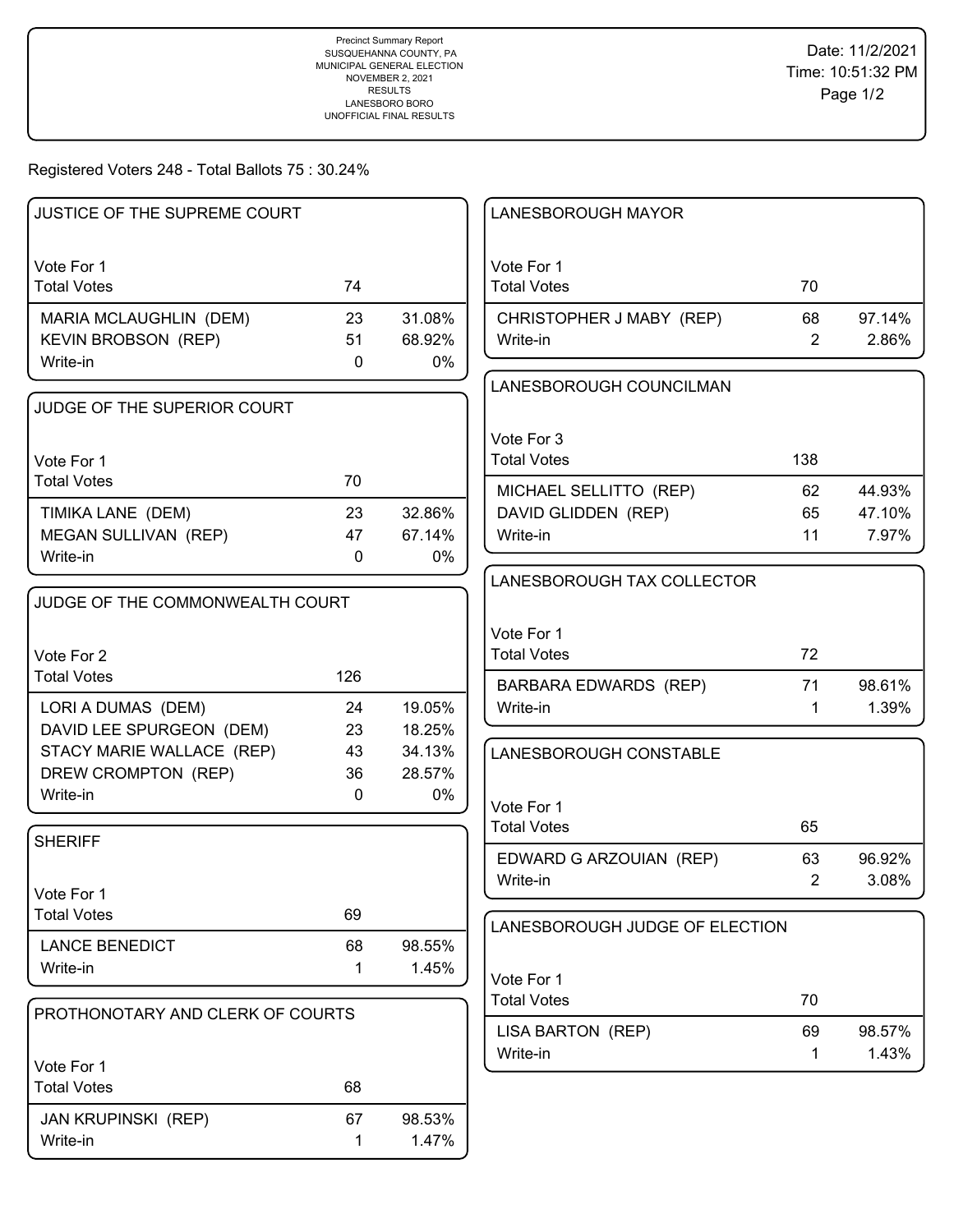Precinct Summary Report
SUSQUEHANNA COUNTY, PA
MUNICIPAL GENERAL ELECTION
NOVEMBER 2, 2021
RESULTS
LANESBORO BORO
UNOFFICIAL FINAL RESULTS

Date: 11/2/2021
Time: 10:51:32 PM

Registered Voters 248 - Total Ballots 75 : 30.24%

### JUSTICE OF THE SUPREME COURT

Vote For 1

| | | |
|---|---|---|
| Total Votes | 74 | |
| MARIA MCLAUGHLIN (DEM) | 23 | 31.08% |
| KEVIN BROBSON (REP) | 51 | 68.92% |
| Write-in | 0 | 0% |

### JUDGE OF THE SUPERIOR COURT

Vote For 1

| | | |
|---|---|---|
| Total Votes | 70 | |
| TIMIKA LANE (DEM) | 23 | 32.86% |
| MEGAN SULLIVAN (REP) | 47 | 67.14% |
| Write-in | 0 | 0% |

### JUDGE OF THE COMMONWEALTH COURT

Vote For 2

| | | |
|---|---|---|
| Total Votes | 126 | |
| LORI A DUMAS (DEM) | 24 | 19.05% |
| DAVID LEE SPURGEON (DEM) | 23 | 18.25% |
| STACY MARIE WALLACE (REP) | 43 | 34.13% |
| DREW CROMPTON (REP) | 36 | 28.57% |
| Write-in | 0 | 0% |

### SHERIFF

Vote For 1

| | | |
|---|---|---|
| Total Votes | 69 | |
| LANCE BENEDICT | 68 | 98.55% |
| Write-in | 1 | 1.45% |

### PROTHONOTARY AND CLERK OF COURTS

Vote For 1

| | | |
|---|---|---|
| Total Votes | 68 | |
| JAN KRUPINSKI (REP) | 67 | 98.53% |
| Write-in | 1 | 1.47% |

### LANESBOROUGH MAYOR

Vote For 1

| | | |
|---|---|---|
| Total Votes | 70 | |
| CHRISTOPHER J MABY (REP) | 68 | 97.14% |
| Write-in | 2 | 2.86% |

### LANESBOROUGH COUNCILMAN

Vote For 3

| | | |
|---|---|---|
| Total Votes | 138 | |
| MICHAEL SELLITTO (REP) | 62 | 44.93% |
| DAVID GLIDDEN (REP) | 65 | 47.10% |
| Write-in | 11 | 7.97% |

### LANESBOROUGH TAX COLLECTOR

Vote For 1

| | | |
|---|---|---|
| Total Votes | 72 | |
| BARBARA EDWARDS (REP) | 71 | 98.61% |
| Write-in | 1 | 1.39% |

### LANESBOROUGH CONSTABLE

Vote For 1

| | | |
|---|---|---|
| Total Votes | 65 | |
| EDWARD G ARZOUIAN (REP) | 63 | 96.92% |
| Write-in | 2 | 3.08% |

### LANESBOROUGH JUDGE OF ELECTION

Vote For 1

| | | |
|---|---|---|
| Total Votes | 70 | |
| LISA BARTON (REP) | 69 | 98.57% |
| Write-in | 1 | 1.43% |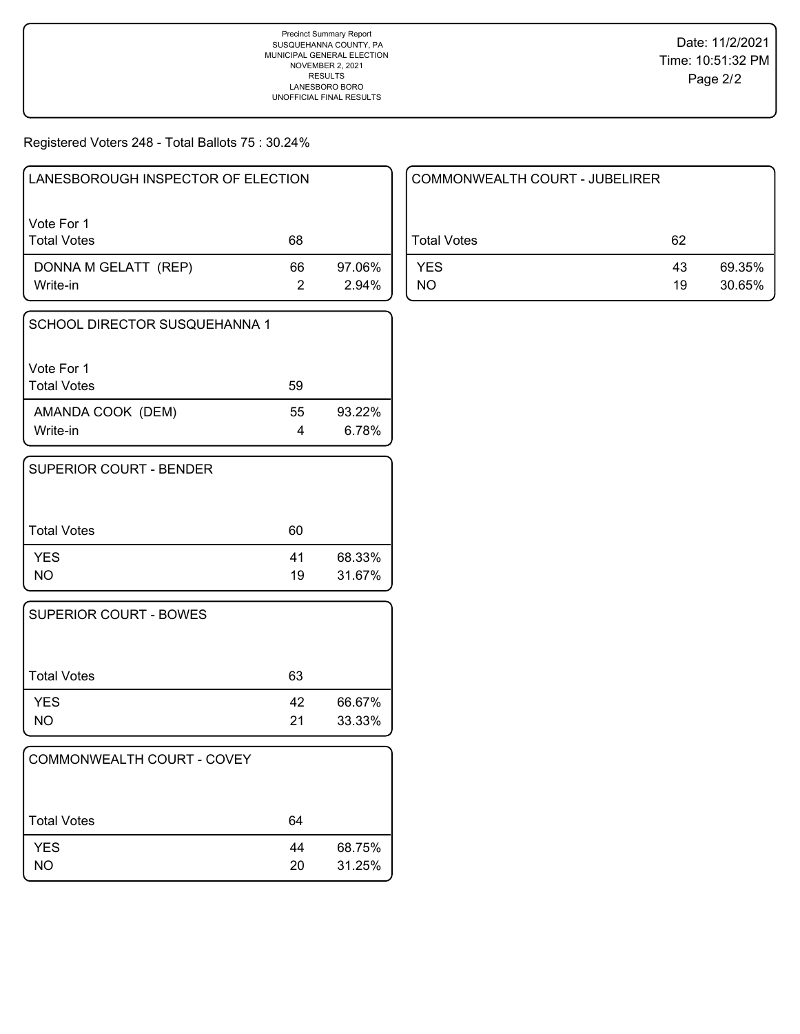Precinct Summary Report
SUSQUEHANNA COUNTY, PA
MUNICIPAL GENERAL ELECTION
NOVEMBER 2, 2021
RESULTS
LANESBORO BORO
UNOFFICIAL FINAL RESULTS

Date: 11/2/2021
Time: 10:51:32 PM

Registered Voters 248 - Total Ballots 75 : 30.24%

### LANESBOROUGH INSPECTOR OF ELECTION

Vote For 1

| Total Votes | 68 | |
|---|---|---|
| DONNA M GELATT (REP) | 66 | 97.06% |
| Write-in | 2 | 2.94% |

### SCHOOL DIRECTOR SUSQUEHANNA 1

Vote For 1

| Total Votes | 59 | |
|---|---|---|
| AMANDA COOK (DEM) | 55 | 93.22% |
| Write-in | 4 | 6.78% |

### SUPERIOR COURT - BENDER

| Total Votes | 60 | |
|---|---|---|
| YES | 41 | 68.33% |
| NO | 19 | 31.67% |

### SUPERIOR COURT - BOWES

| Total Votes | 63 | |
|---|---|---|
| YES | 42 | 66.67% |
| NO | 21 | 33.33% |

### COMMONWEALTH COURT - COVEY

| Total Votes | 64 | |
|---|---|---|
| YES | 44 | 68.75% |
| NO | 20 | 31.25% |

### COMMONWEALTH COURT - JUBELIRER

| Total Votes | 62 | |
|---|---|---|
| YES | 43 | 69.35% |
| NO | 19 | 30.65% |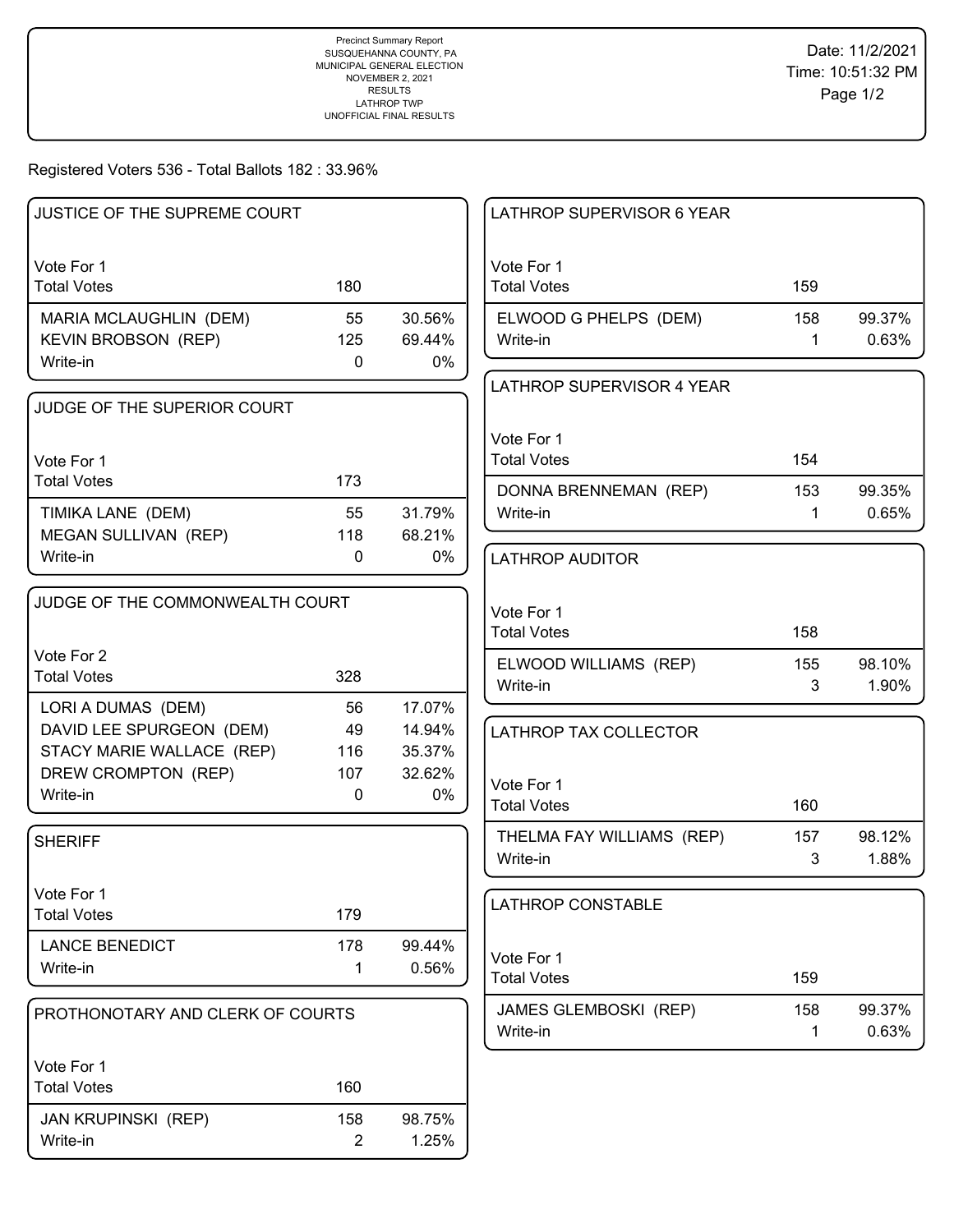Precinct Summary Report
SUSQUEHANNA COUNTY, PA
MUNICIPAL GENERAL ELECTION
NOVEMBER 2, 2021
RESULTS
LATHROP TWP
UNOFFICIAL FINAL RESULTS

Date: 11/2/2021
Time: 10:51:32 PM

Registered Voters 536 - Total Ballots 182 : 33.96%

### JUSTICE OF THE SUPREME COURT

Vote For 1

| | | |
|---|---|---|
| Total Votes | 180 | |
| MARIA MCLAUGHLIN (DEM) | 55 | 30.56% |
| KEVIN BROBSON (REP) | 125 | 69.44% |
| Write-in | 0 | 0% |

### JUDGE OF THE SUPERIOR COURT

Vote For 1

| | | |
|---|---|---|
| Total Votes | 173 | |
| TIMIKA LANE (DEM) | 55 | 31.79% |
| MEGAN SULLIVAN (REP) | 118 | 68.21% |
| Write-in | 0 | 0% |

### JUDGE OF THE COMMONWEALTH COURT

Vote For 2

| | | |
|---|---|---|
| Total Votes | 328 | |
| LORI A DUMAS (DEM) | 56 | 17.07% |
| DAVID LEE SPURGEON (DEM) | 49 | 14.94% |
| STACY MARIE WALLACE (REP) | 116 | 35.37% |
| DREW CROMPTON (REP) | 107 | 32.62% |
| Write-in | 0 | 0% |

### SHERIFF

Vote For 1

| | | |
|---|---|---|
| Total Votes | 179 | |
| LANCE BENEDICT | 178 | 99.44% |
| Write-in | 1 | 0.56% |

### PROTHONOTARY AND CLERK OF COURTS

Vote For 1

| | | |
|---|---|---|
| Total Votes | 160 | |
| JAN KRUPINSKI (REP) | 158 | 98.75% |
| Write-in | 2 | 1.25% |

### LATHROP SUPERVISOR 6 YEAR

Vote For 1

| | | |
|---|---|---|
| Total Votes | 159 | |
| ELWOOD G PHELPS (DEM) | 158 | 99.37% |
| Write-in | 1 | 0.63% |

### LATHROP SUPERVISOR 4 YEAR

Vote For 1

| | | |
|---|---|---|
| Total Votes | 154 | |
| DONNA BRENNEMAN (REP) | 153 | 99.35% |
| Write-in | 1 | 0.65% |

### LATHROP AUDITOR

Vote For 1

| | | |
|---|---|---|
| Total Votes | 158 | |
| ELWOOD WILLIAMS (REP) | 155 | 98.10% |
| Write-in | 3 | 1.90% |

### LATHROP TAX COLLECTOR

Vote For 1

| | | |
|---|---|---|
| Total Votes | 160 | |
| THELMA FAY WILLIAMS (REP) | 157 | 98.12% |
| Write-in | 3 | 1.88% |

### LATHROP CONSTABLE

Vote For 1

| | | |
|---|---|---|
| Total Votes | 159 | |
| JAMES GLEMBOSKI (REP) | 158 | 99.37% |
| Write-in | 1 | 0.63% |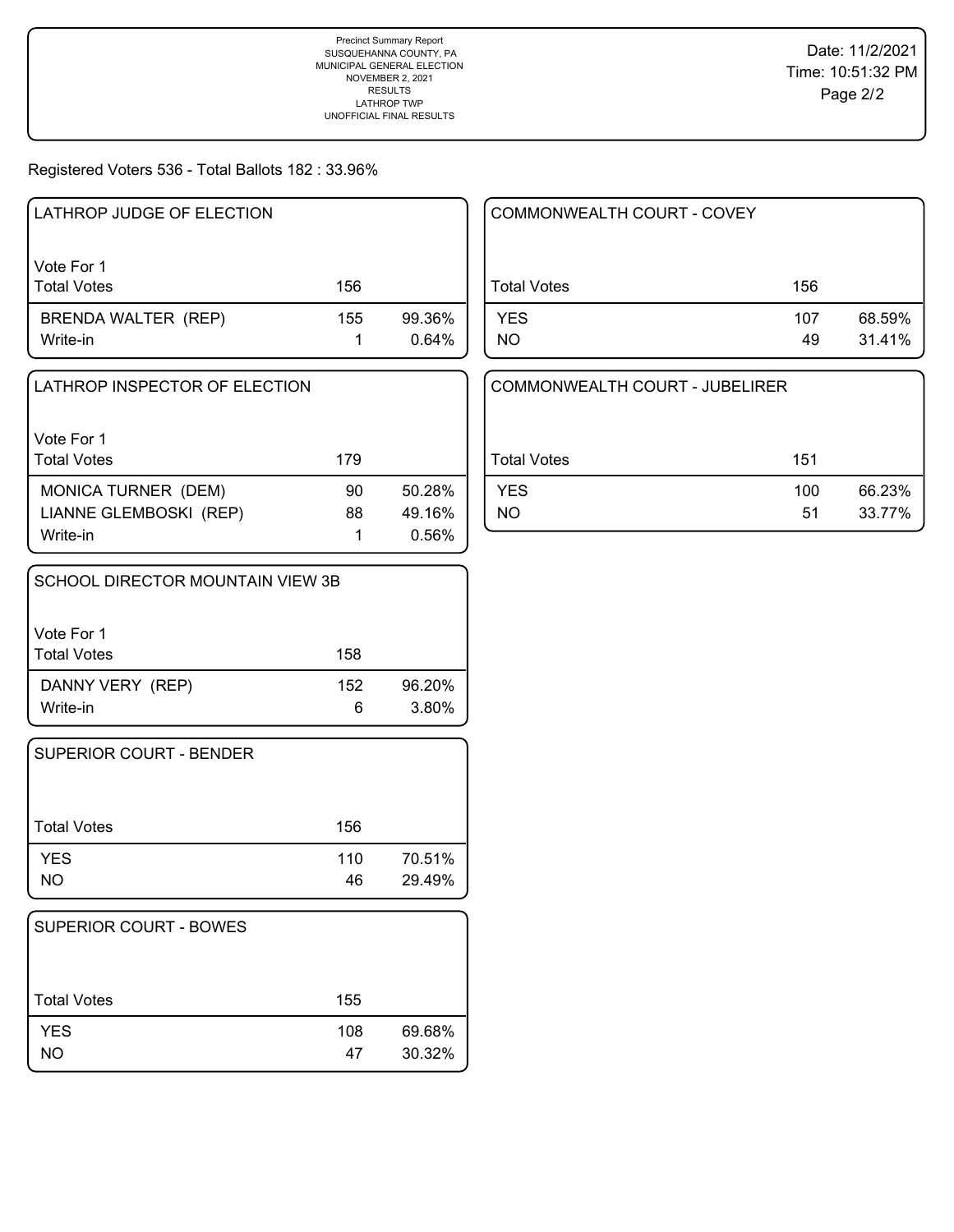Precinct Summary Report
SUSQUEHANNA COUNTY, PA
MUNICIPAL GENERAL ELECTION
NOVEMBER 2, 2021
RESULTS
LATHROP TWP
UNOFFICIAL FINAL RESULTS

Date: 11/2/2021
Time: 10:51:32 PM

Registered Voters 536 - Total Ballots 182 : 33.96%

### LATHROP JUDGE OF ELECTION

Vote For 1

| Total Votes | 156 | |
|---|---|---|
| BRENDA WALTER (REP) | 155 | 99.36% |
| Write-in | 1 | 0.64% |

### LATHROP INSPECTOR OF ELECTION

Vote For 1

| Total Votes | 179 | |
|---|---|---|
| MONICA TURNER (DEM) | 90 | 50.28% |
| LIANNE GLEMBOSKI (REP) | 88 | 49.16% |
| Write-in | 1 | 0.56% |

### SCHOOL DIRECTOR MOUNTAIN VIEW 3B

Vote For 1

| Total Votes | 158 | |
|---|---|---|
| DANNY VERY (REP) | 152 | 96.20% |
| Write-in | 6 | 3.80% |

### SUPERIOR COURT - BENDER

| Total Votes | 156 | |
|---|---|---|
| YES | 110 | 70.51% |
| NO | 46 | 29.49% |

### SUPERIOR COURT - BOWES

| Total Votes | 155 | |
|---|---|---|
| YES | 108 | 69.68% |
| NO | 47 | 30.32% |

### COMMONWEALTH COURT - COVEY

| Total Votes | 156 | |
|---|---|---|
| YES | 107 | 68.59% |
| NO | 49 | 31.41% |

### COMMONWEALTH COURT - JUBELIRER

| Total Votes | 151 | |
|---|---|---|
| YES | 100 | 66.23% |
| NO | 51 | 33.77% |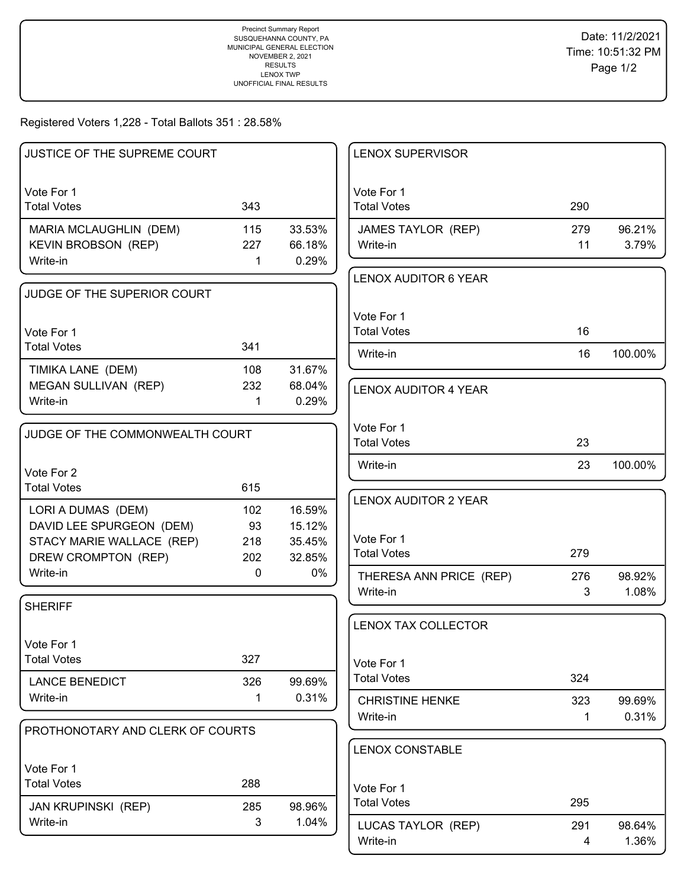Precinct Summary Report
SUSQUEHANNA COUNTY, PA
MUNICIPAL GENERAL ELECTION
NOVEMBER 2, 2021
RESULTS
LENOX TWP
UNOFFICIAL FINAL RESULTS

Date: 11/2/2021
Time: 10:51:32 PM

Registered Voters 1,228 - Total Ballots 351 : 28.58%

## JUSTICE OF THE SUPREME COURT

Vote For 1

| | Votes | % |
|---|---|---|
| Total Votes | 343 | |
| MARIA MCLAUGHLIN (DEM) | 115 | 33.53% |
| KEVIN BROBSON (REP) | 227 | 66.18% |
| Write-in | 1 | 0.29% |

## JUDGE OF THE SUPERIOR COURT

Vote For 1

| | Votes | % |
|---|---|---|
| Total Votes | 341 | |
| TIMIKA LANE (DEM) | 108 | 31.67% |
| MEGAN SULLIVAN (REP) | 232 | 68.04% |
| Write-in | 1 | 0.29% |

## JUDGE OF THE COMMONWEALTH COURT

Vote For 2

| | Votes | % |
|---|---|---|
| Total Votes | 615 | |
| LORI A DUMAS (DEM) | 102 | 16.59% |
| DAVID LEE SPURGEON (DEM) | 93 | 15.12% |
| STACY MARIE WALLACE (REP) | 218 | 35.45% |
| DREW CROMPTON (REP) | 202 | 32.85% |
| Write-in | 0 | 0% |

## SHERIFF

Vote For 1

| | Votes | % |
|---|---|---|
| Total Votes | 327 | |
| LANCE BENEDICT | 326 | 99.69% |
| Write-in | 1 | 0.31% |

## PROTHONOTARY AND CLERK OF COURTS

Vote For 1

| | Votes | % |
|---|---|---|
| Total Votes | 288 | |
| JAN KRUPINSKI (REP) | 285 | 98.96% |
| Write-in | 3 | 1.04% |

## LENOX SUPERVISOR

Vote For 1

| | Votes | % |
|---|---|---|
| Total Votes | 290 | |
| JAMES TAYLOR (REP) | 279 | 96.21% |
| Write-in | 11 | 3.79% |

## LENOX AUDITOR 6 YEAR

Vote For 1

| | Votes | % |
|---|---|---|
| Total Votes | 16 | |
| Write-in | 16 | 100.00% |

## LENOX AUDITOR 4 YEAR

Vote For 1

| | Votes | % |
|---|---|---|
| Total Votes | 23 | |
| Write-in | 23 | 100.00% |

## LENOX AUDITOR 2 YEAR

Vote For 1

| | Votes | % |
|---|---|---|
| Total Votes | 279 | |
| THERESA ANN PRICE (REP) | 276 | 98.92% |
| Write-in | 3 | 1.08% |

## LENOX TAX COLLECTOR

Vote For 1

| | Votes | % |
|---|---|---|
| Total Votes | 324 | |
| CHRISTINE HENKE | 323 | 99.69% |
| Write-in | 1 | 0.31% |

## LENOX CONSTABLE

Vote For 1

| | Votes | % |
|---|---|---|
| Total Votes | 295 | |
| LUCAS TAYLOR (REP) | 291 | 98.64% |
| Write-in | 4 | 1.36% |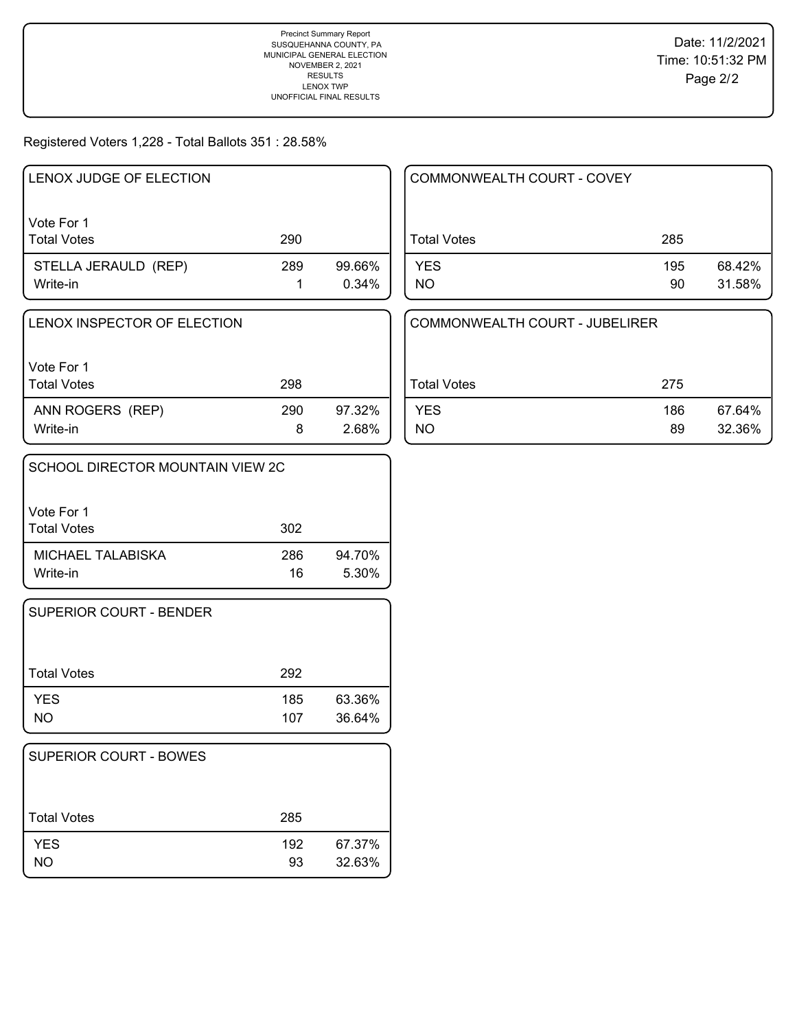Precinct Summary Report
SUSQUEHANNA COUNTY, PA
MUNICIPAL GENERAL ELECTION
NOVEMBER 2, 2021
RESULTS
LENOX TWP
UNOFFICIAL FINAL RESULTS

Date: 11/2/2021
Time: 10:51:32 PM

Registered Voters 1,228 - Total Ballots 351 : 28.58%

## LENOX JUDGE OF ELECTION

Vote For 1

| Total Votes | 290 | |
|---|---|---|
| STELLA JERAULD (REP) | 289 | 99.66% |
| Write-in | 1 | 0.34% |

## LENOX INSPECTOR OF ELECTION

Vote For 1

| Total Votes | 298 | |
|---|---|---|
| ANN ROGERS (REP) | 290 | 97.32% |
| Write-in | 8 | 2.68% |

## SCHOOL DIRECTOR MOUNTAIN VIEW 2C

Vote For 1

| Total Votes | 302 | |
|---|---|---|
| MICHAEL TALABISKA | 286 | 94.70% |
| Write-in | 16 | 5.30% |

## SUPERIOR COURT - BENDER

| Total Votes | 292 | |
|---|---|---|
| YES | 185 | 63.36% |
| NO | 107 | 36.64% |

## SUPERIOR COURT - BOWES

| Total Votes | 285 | |
|---|---|---|
| YES | 192 | 67.37% |
| NO | 93 | 32.63% |

## COMMONWEALTH COURT - COVEY

| Total Votes | 285 | |
|---|---|---|
| YES | 195 | 68.42% |
| NO | 90 | 31.58% |

## COMMONWEALTH COURT - JUBELIRER

| Total Votes | 275 | |
|---|---|---|
| YES | 186 | 67.64% |
| NO | 89 | 32.36% |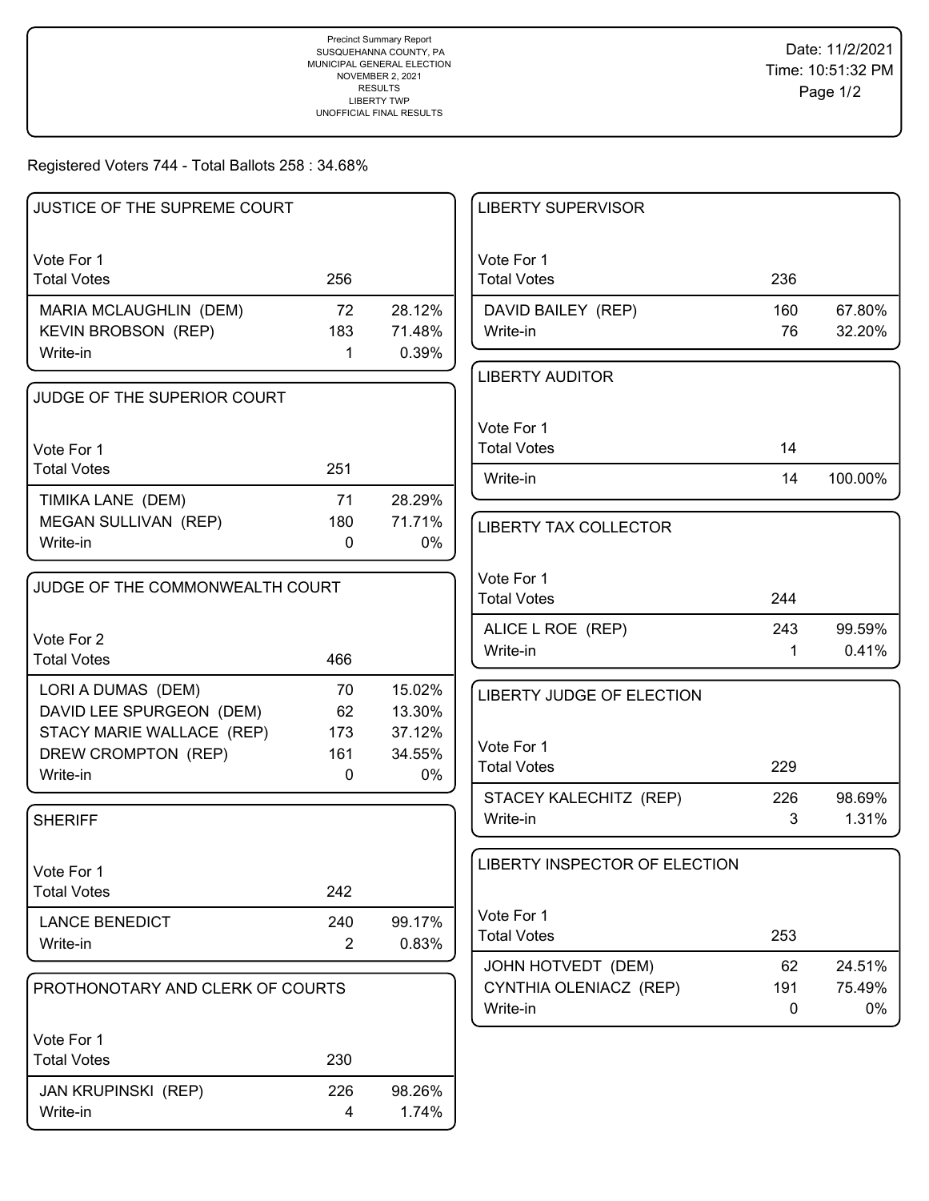Precinct Summary Report
SUSQUEHANNA COUNTY, PA
MUNICIPAL GENERAL ELECTION
NOVEMBER 2, 2021
RESULTS
LIBERTY TWP
UNOFFICIAL FINAL RESULTS

Date: 11/2/2021
Time: 10:51:32 PM

Registered Voters 744 - Total Ballots 258 : 34.68%

### JUSTICE OF THE SUPREME COURT

| Vote For 1 | | |
|---|---|---|
| Total Votes | 256 | |
| MARIA MCLAUGHLIN (DEM) | 72 | 28.12% |
| KEVIN BROBSON (REP) | 183 | 71.48% |
| Write-in | 1 | 0.39% |

### JUDGE OF THE SUPERIOR COURT

| Vote For 1 | | |
|---|---|---|
| Total Votes | 251 | |
| TIMIKA LANE (DEM) | 71 | 28.29% |
| MEGAN SULLIVAN (REP) | 180 | 71.71% |
| Write-in | 0 | 0% |

### JUDGE OF THE COMMONWEALTH COURT

| Vote For 2 | | |
|---|---|---|
| Total Votes | 466 | |
| LORI A DUMAS (DEM) | 70 | 15.02% |
| DAVID LEE SPURGEON (DEM) | 62 | 13.30% |
| STACY MARIE WALLACE (REP) | 173 | 37.12% |
| DREW CROMPTON (REP) | 161 | 34.55% |
| Write-in | 0 | 0% |

### SHERIFF

| Vote For 1 | | |
|---|---|---|
| Total Votes | 242 | |
| LANCE BENEDICT | 240 | 99.17% |
| Write-in | 2 | 0.83% |

### PROTHONOTARY AND CLERK OF COURTS

| Vote For 1 | | |
|---|---|---|
| Total Votes | 230 | |
| JAN KRUPINSKI (REP) | 226 | 98.26% |
| Write-in | 4 | 1.74% |

### LIBERTY SUPERVISOR

| Vote For 1 | | |
|---|---|---|
| Total Votes | 236 | |
| DAVID BAILEY (REP) | 160 | 67.80% |
| Write-in | 76 | 32.20% |

### LIBERTY AUDITOR

| Vote For 1 | | |
|---|---|---|
| Total Votes | 14 | |
| Write-in | 14 | 100.00% |

### LIBERTY TAX COLLECTOR

| Vote For 1 | | |
|---|---|---|
| Total Votes | 244 | |
| ALICE L ROE (REP) | 243 | 99.59% |
| Write-in | 1 | 0.41% |

### LIBERTY JUDGE OF ELECTION

| Vote For 1 | | |
|---|---|---|
| Total Votes | 229 | |
| STACEY KALECHITZ (REP) | 226 | 98.69% |
| Write-in | 3 | 1.31% |

### LIBERTY INSPECTOR OF ELECTION

| Vote For 1 | | |
|---|---|---|
| Total Votes | 253 | |
| JOHN HOTVEDT (DEM) | 62 | 24.51% |
| CYNTHIA OLENIACZ (REP) | 191 | 75.49% |
| Write-in | 0 | 0% |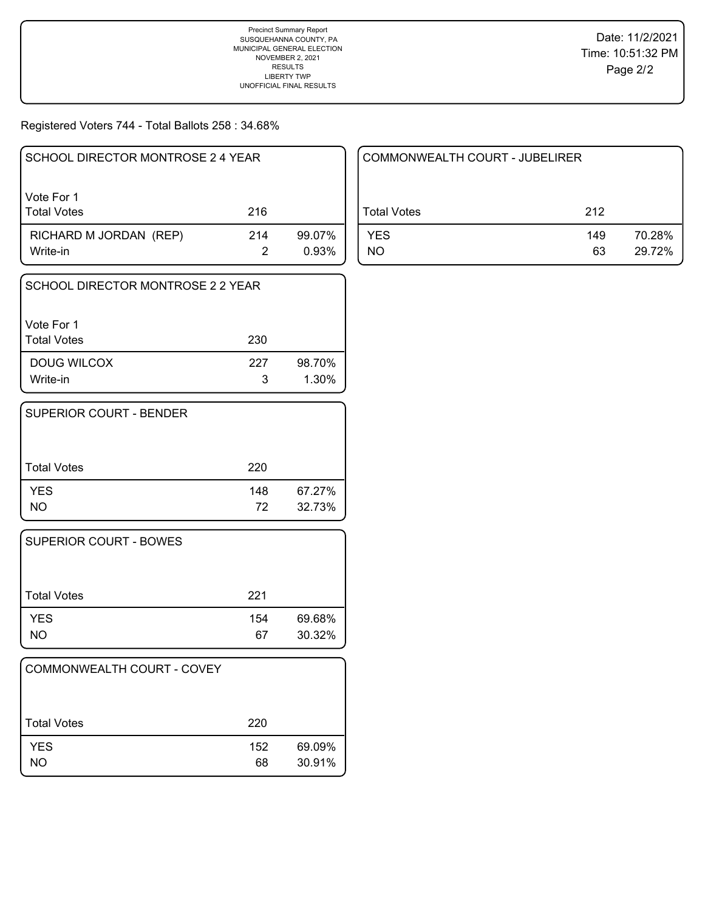Precinct Summary Report
SUSQUEHANNA COUNTY, PA
MUNICIPAL GENERAL ELECTION
NOVEMBER 2, 2021
RESULTS
LIBERTY TWP
UNOFFICIAL FINAL RESULTS

Date: 11/2/2021
Time: 10:51:32 PM

Registered Voters 744 - Total Ballots 258 : 34.68%

### SCHOOL DIRECTOR MONTROSE 2 4 YEAR

Vote For 1

| Total Votes | 216 | |
|---|---|---|
| RICHARD M JORDAN (REP) | 214 | 99.07% |
| Write-in | 2 | 0.93% |

### SCHOOL DIRECTOR MONTROSE 2 2 YEAR

Vote For 1

| Total Votes | 230 | |
|---|---|---|
| DOUG WILCOX | 227 | 98.70% |
| Write-in | 3 | 1.30% |

### SUPERIOR COURT - BENDER

| Total Votes | 220 | |
|---|---|---|
| YES | 148 | 67.27% |
| NO | 72 | 32.73% |

### SUPERIOR COURT - BOWES

| Total Votes | 221 | |
|---|---|---|
| YES | 154 | 69.68% |
| NO | 67 | 30.32% |

### COMMONWEALTH COURT - COVEY

| Total Votes | 220 | |
|---|---|---|
| YES | 152 | 69.09% |
| NO | 68 | 30.91% |

### COMMONWEALTH COURT - JUBELIRER

| Total Votes | 212 | |
|---|---|---|
| YES | 149 | 70.28% |
| NO | 63 | 29.72% |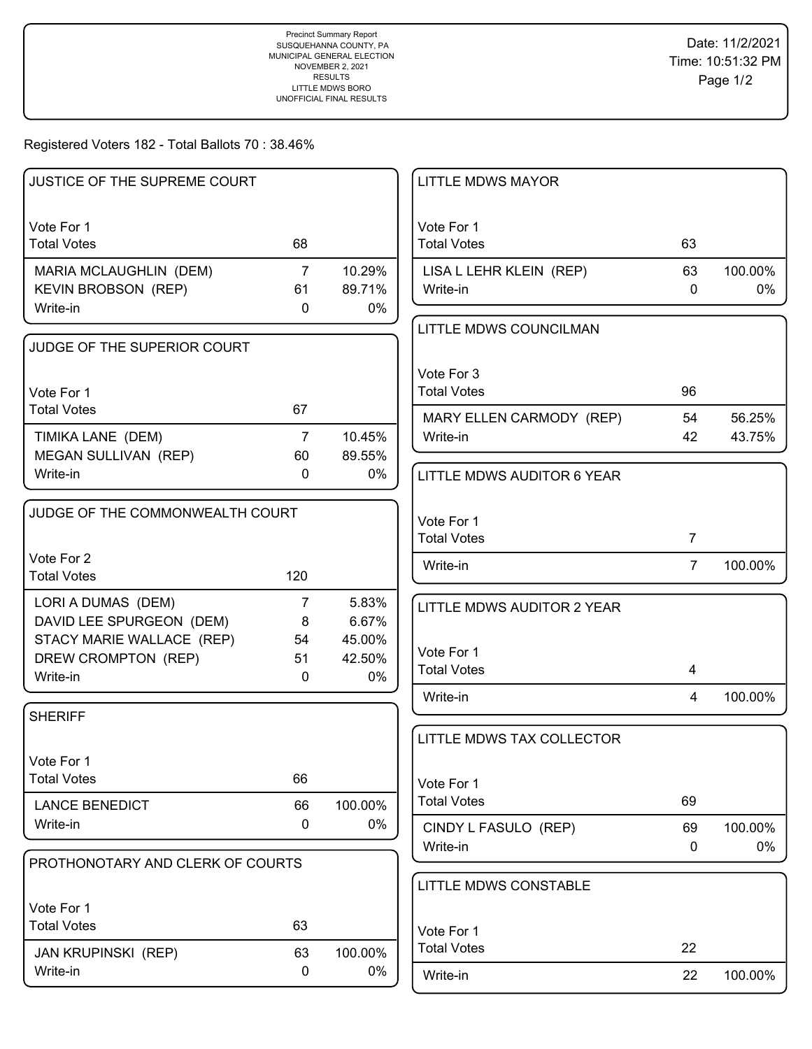Precinct Summary Report
SUSQUEHANNA COUNTY, PA
MUNICIPAL GENERAL ELECTION
NOVEMBER 2, 2021
RESULTS
LITTLE MDWS BORO
UNOFFICIAL FINAL RESULTS

Date: 11/2/2021
Time: 10:51:32 PM
Page 1/2

Registered Voters 182 - Total Ballots 70 : 38.46%

## JUSTICE OF THE SUPREME COURT

Vote For 1

| | Votes | % |
|---|---|---|
| Total Votes | 68 | |
| MARIA MCLAUGHLIN (DEM) | 7 | 10.29% |
| KEVIN BROBSON (REP) | 61 | 89.71% |
| Write-in | 0 | 0% |

## JUDGE OF THE SUPERIOR COURT

Vote For 1

| | Votes | % |
|---|---|---|
| Total Votes | 67 | |
| TIMIKA LANE (DEM) | 7 | 10.45% |
| MEGAN SULLIVAN (REP) | 60 | 89.55% |
| Write-in | 0 | 0% |

## JUDGE OF THE COMMONWEALTH COURT

Vote For 2

| | Votes | % |
|---|---|---|
| Total Votes | 120 | |
| LORI A DUMAS (DEM) | 7 | 5.83% |
| DAVID LEE SPURGEON (DEM) | 8 | 6.67% |
| STACY MARIE WALLACE (REP) | 54 | 45.00% |
| DREW CROMPTON (REP) | 51 | 42.50% |
| Write-in | 0 | 0% |

## SHERIFF

Vote For 1

| | Votes | % |
|---|---|---|
| Total Votes | 66 | |
| LANCE BENEDICT | 66 | 100.00% |
| Write-in | 0 | 0% |

## PROTHONOTARY AND CLERK OF COURTS

Vote For 1

| | Votes | % |
|---|---|---|
| Total Votes | 63 | |
| JAN KRUPINSKI (REP) | 63 | 100.00% |
| Write-in | 0 | 0% |

## LITTLE MDWS MAYOR

Vote For 1

| | Votes | % |
|---|---|---|
| Total Votes | 63 | |
| LISA L LEHR KLEIN (REP) | 63 | 100.00% |
| Write-in | 0 | 0% |

## LITTLE MDWS COUNCILMAN

Vote For 3

| | Votes | % |
|---|---|---|
| Total Votes | 96 | |
| MARY ELLEN CARMODY (REP) | 54 | 56.25% |
| Write-in | 42 | 43.75% |

## LITTLE MDWS AUDITOR 6 YEAR

Vote For 1

| | Votes | % |
|---|---|---|
| Total Votes | 7 | |
| Write-in | 7 | 100.00% |

## LITTLE MDWS AUDITOR 2 YEAR

Vote For 1

| | Votes | % |
|---|---|---|
| Total Votes | 4 | |
| Write-in | 4 | 100.00% |

## LITTLE MDWS TAX COLLECTOR

Vote For 1

| | Votes | % |
|---|---|---|
| Total Votes | 69 | |
| CINDY L FASULO (REP) | 69 | 100.00% |
| Write-in | 0 | 0% |

## LITTLE MDWS CONSTABLE

Vote For 1

| | Votes | % |
|---|---|---|
| Total Votes | 22 | |
| Write-in | 22 | 100.00% |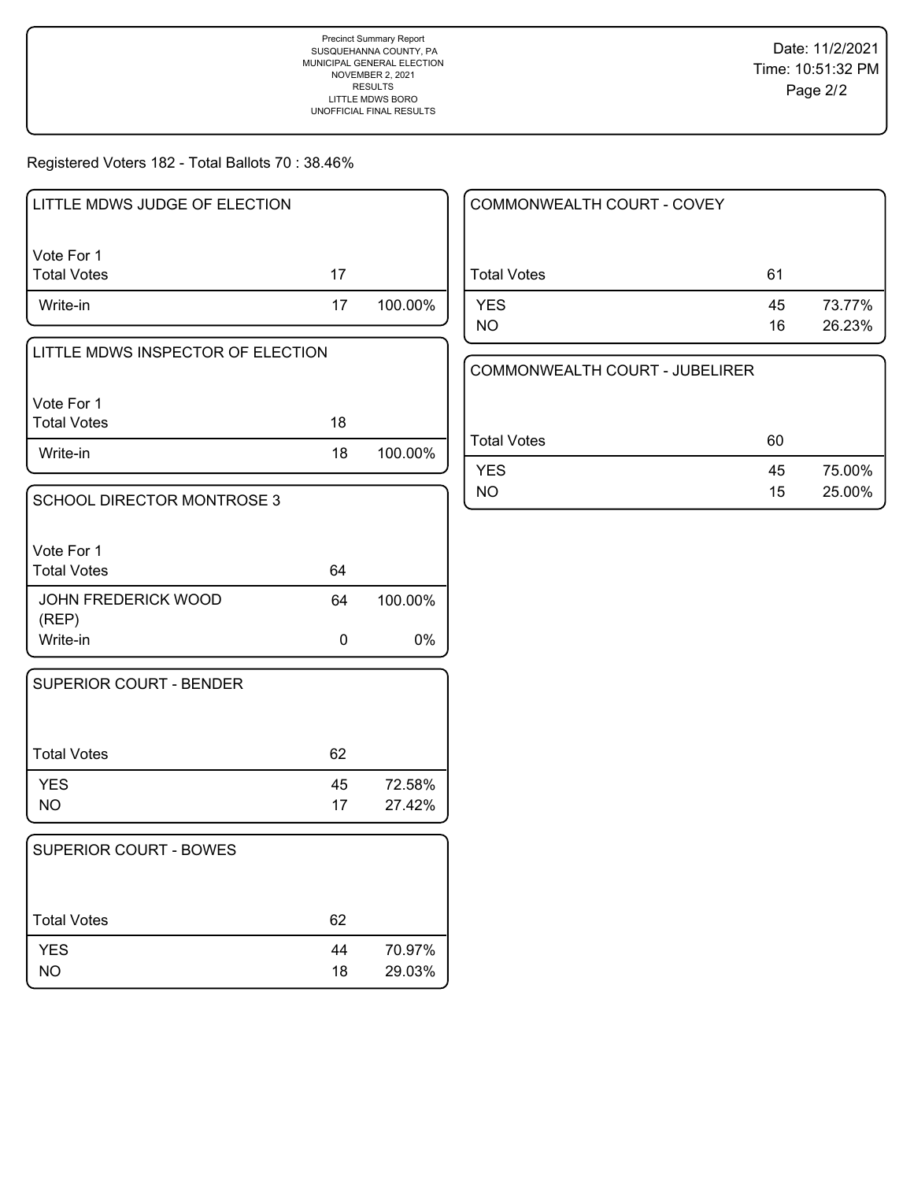Precinct Summary Report
SUSQUEHANNA COUNTY, PA
MUNICIPAL GENERAL ELECTION
NOVEMBER 2, 2021
RESULTS
LITTLE MDWS BORO
UNOFFICIAL FINAL RESULTS

Date: 11/2/2021
Time: 10:51:32 PM

Registered Voters 182 - Total Ballots 70 : 38.46%

### LITTLE MDWS JUDGE OF ELECTION

Vote For 1

| | | |
|---|---|---|
| Total Votes | 17 | |
| Write-in | 17 | 100.00% |

### LITTLE MDWS INSPECTOR OF ELECTION

Vote For 1

| | | |
|---|---|---|
| Total Votes | 18 | |
| Write-in | 18 | 100.00% |

### SCHOOL DIRECTOR MONTROSE 3

Vote For 1

| | | |
|---|---|---|
| Total Votes | 64 | |
| JOHN FREDERICK WOOD (REP) | 64 | 100.00% |
| Write-in | 0 | 0% |

### SUPERIOR COURT - BENDER

| | | |
|---|---|---|
| Total Votes | 62 | |
| YES | 45 | 72.58% |
| NO | 17 | 27.42% |

### SUPERIOR COURT - BOWES

| | | |
|---|---|---|
| Total Votes | 62 | |
| YES | 44 | 70.97% |
| NO | 18 | 29.03% |

### COMMONWEALTH COURT - COVEY

| | | |
|---|---|---|
| Total Votes | 61 | |
| YES | 45 | 73.77% |
| NO | 16 | 26.23% |

### COMMONWEALTH COURT - JUBELIRER

| | | |
|---|---|---|
| Total Votes | 60 | |
| YES | 45 | 75.00% |
| NO | 15 | 25.00% |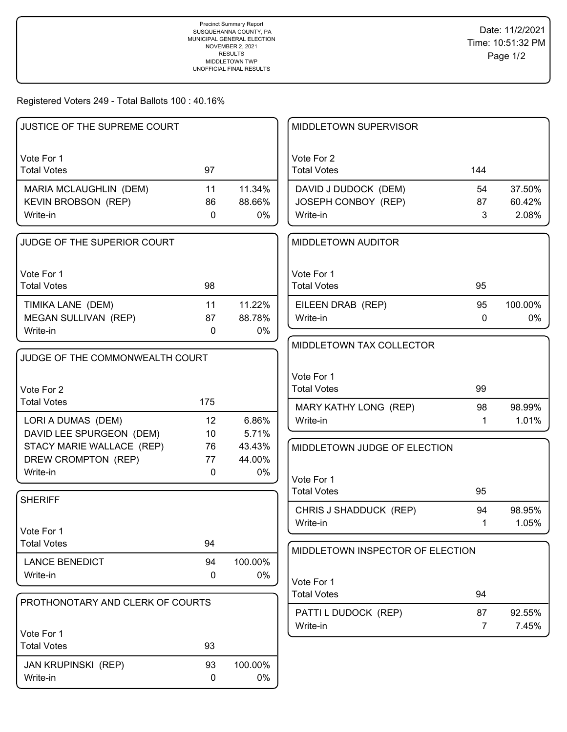Precinct Summary Report
SUSQUEHANNA COUNTY, PA
MUNICIPAL GENERAL ELECTION
NOVEMBER 2, 2021
RESULTS
MIDDLETOWN TWP
UNOFFICIAL FINAL RESULTS

Date: 11/2/2021
Time: 10:51:32 PM

Registered Voters 249 - Total Ballots 100 : 40.16%

### JUSTICE OF THE SUPREME COURT

| Vote For 1 | | |
|---|---|---|
| Total Votes | 97 | |
| MARIA MCLAUGHLIN (DEM) | 11 | 11.34% |
| KEVIN BROBSON (REP) | 86 | 88.66% |
| Write-in | 0 | 0% |

### JUDGE OF THE SUPERIOR COURT

| Vote For 1 | | |
|---|---|---|
| Total Votes | 98 | |
| TIMIKA LANE (DEM) | 11 | 11.22% |
| MEGAN SULLIVAN (REP) | 87 | 88.78% |
| Write-in | 0 | 0% |

### JUDGE OF THE COMMONWEALTH COURT

| Vote For 2 | | |
|---|---|---|
| Total Votes | 175 | |
| LORI A DUMAS (DEM) | 12 | 6.86% |
| DAVID LEE SPURGEON (DEM) | 10 | 5.71% |
| STACY MARIE WALLACE (REP) | 76 | 43.43% |
| DREW CROMPTON (REP) | 77 | 44.00% |
| Write-in | 0 | 0% |

### SHERIFF

| Vote For 1 | | |
|---|---|---|
| Total Votes | 94 | |
| LANCE BENEDICT | 94 | 100.00% |
| Write-in | 0 | 0% |

### PROTHONOTARY AND CLERK OF COURTS

| Vote For 1 | | |
|---|---|---|
| Total Votes | 93 | |
| JAN KRUPINSKI (REP) | 93 | 100.00% |
| Write-in | 0 | 0% |

### MIDDLETOWN SUPERVISOR

| Vote For 2 | | |
|---|---|---|
| Total Votes | 144 | |
| DAVID J DUDOCK (DEM) | 54 | 37.50% |
| JOSEPH CONBOY (REP) | 87 | 60.42% |
| Write-in | 3 | 2.08% |

### MIDDLETOWN AUDITOR

| Vote For 1 | | |
|---|---|---|
| Total Votes | 95 | |
| EILEEN DRAB (REP) | 95 | 100.00% |
| Write-in | 0 | 0% |

### MIDDLETOWN TAX COLLECTOR

| Vote For 1 | | |
|---|---|---|
| Total Votes | 99 | |
| MARY KATHY LONG (REP) | 98 | 98.99% |
| Write-in | 1 | 1.01% |

### MIDDLETOWN JUDGE OF ELECTION

| Vote For 1 | | |
|---|---|---|
| Total Votes | 95 | |
| CHRIS J SHADDUCK (REP) | 94 | 98.95% |
| Write-in | 1 | 1.05% |

### MIDDLETOWN INSPECTOR OF ELECTION

| Vote For 1 | | |
|---|---|---|
| Total Votes | 94 | |
| PATTI L DUDOCK (REP) | 87 | 92.55% |
| Write-in | 7 | 7.45% |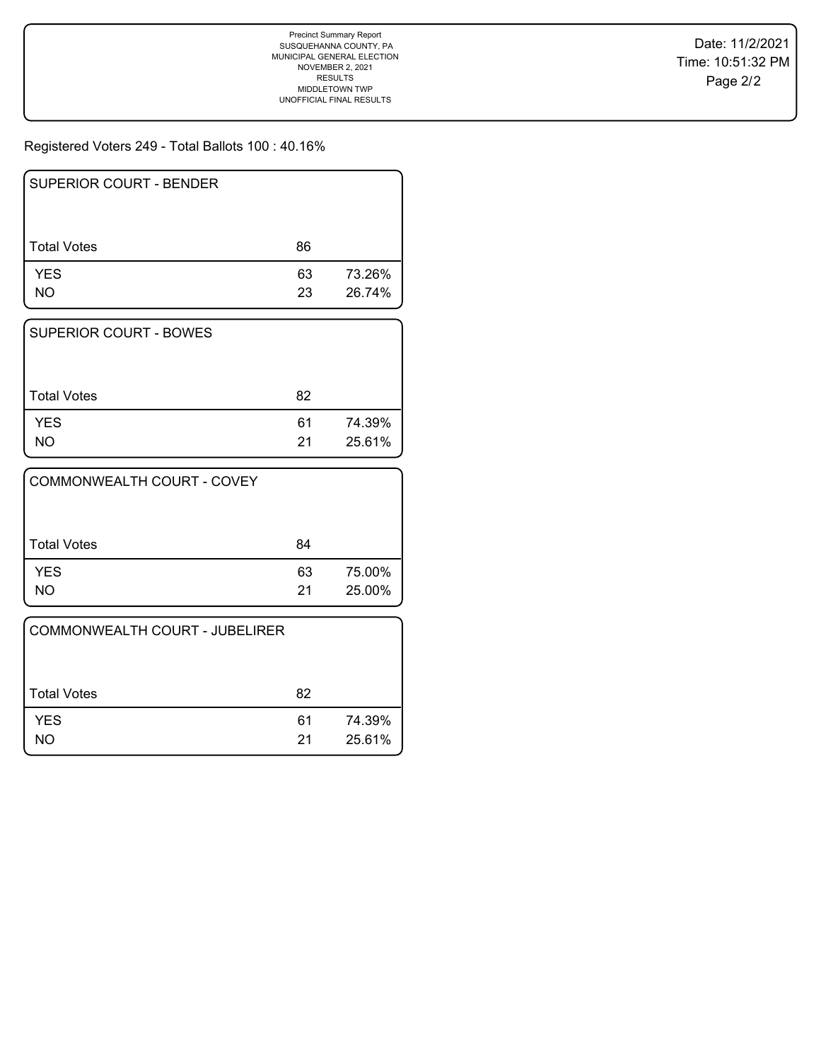Precinct Summary Report
SUSQUEHANNA COUNTY, PA
MUNICIPAL GENERAL ELECTION
NOVEMBER 2, 2021
RESULTS
MIDDLETOWN TWP
UNOFFICIAL FINAL RESULTS

Date: 11/2/2021
Time: 10:51:32 PM

Registered Voters 249 - Total Ballots 100 : 40.16%

| SUPERIOR COURT - BENDER | | |
|---|---|---|
| Total Votes | 86 | |
| YES | 63 | 73.26% |
| NO | 23 | 26.74% |

| SUPERIOR COURT - BOWES | | |
|---|---|---|
| Total Votes | 82 | |
| YES | 61 | 74.39% |
| NO | 21 | 25.61% |

| COMMONWEALTH COURT - COVEY | | |
|---|---|---|
| Total Votes | 84 | |
| YES | 63 | 75.00% |
| NO | 21 | 25.00% |

| COMMONWEALTH COURT - JUBELIRER | | |
|---|---|---|
| Total Votes | 82 | |
| YES | 61 | 74.39% |
| NO | 21 | 25.61% |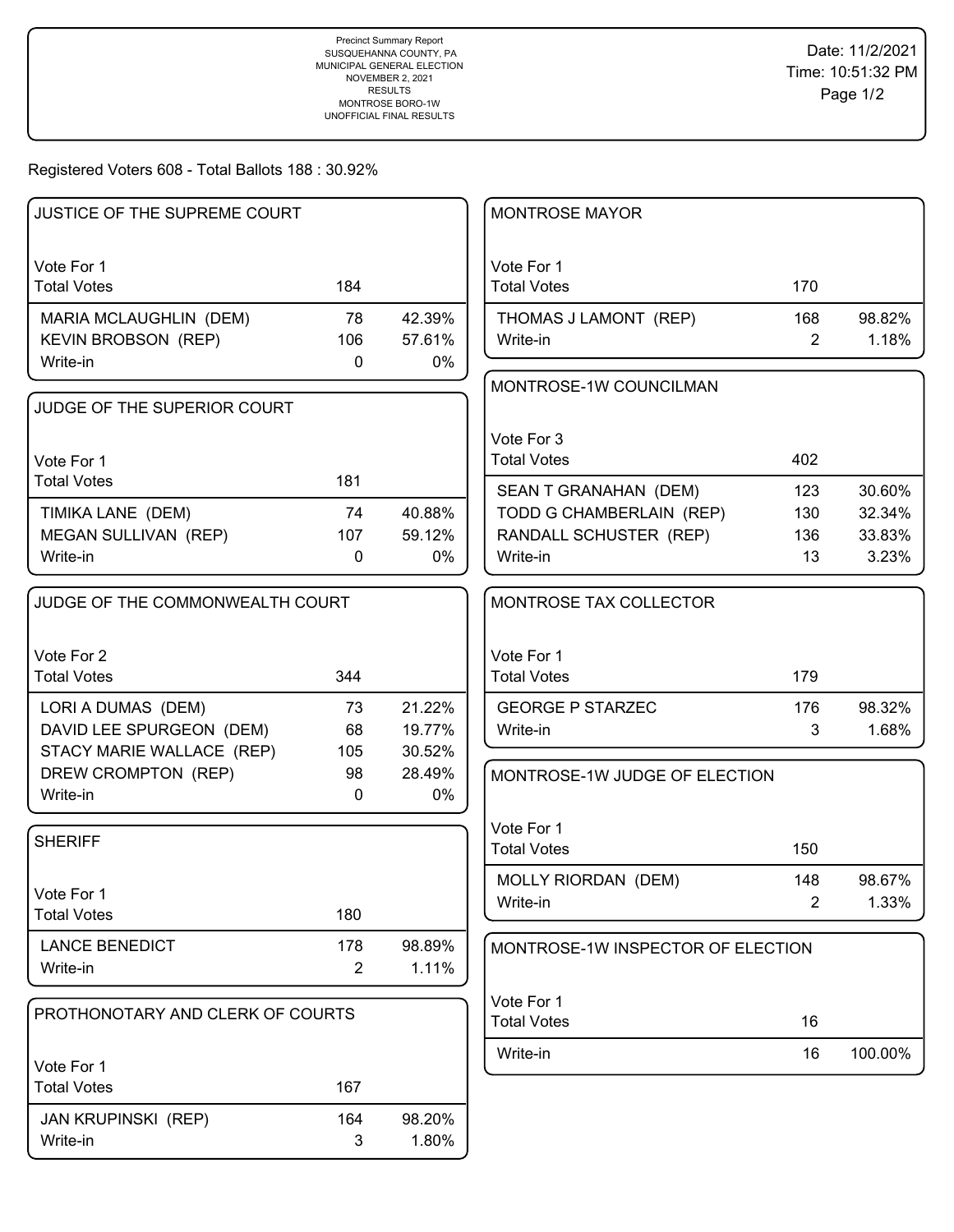Precinct Summary Report
SUSQUEHANNA COUNTY, PA
MUNICIPAL GENERAL ELECTION
NOVEMBER 2, 2021
RESULTS
MONTROSE BORO-1W
UNOFFICIAL FINAL RESULTS

Date: 11/2/2021
Time: 10:51:32 PM

Registered Voters 608 - Total Ballots 188 : 30.92%

### JUSTICE OF THE SUPREME COURT

Vote For 1

| | Votes | % |
|---|---|---|
| Total Votes | 184 | |
| MARIA MCLAUGHLIN (DEM) | 78 | 42.39% |
| KEVIN BROBSON (REP) | 106 | 57.61% |
| Write-in | 0 | 0% |

### JUDGE OF THE SUPERIOR COURT

Vote For 1

| | Votes | % |
|---|---|---|
| Total Votes | 181 | |
| TIMIKA LANE (DEM) | 74 | 40.88% |
| MEGAN SULLIVAN (REP) | 107 | 59.12% |
| Write-in | 0 | 0% |

### JUDGE OF THE COMMONWEALTH COURT

Vote For 2

| | Votes | % |
|---|---|---|
| Total Votes | 344 | |
| LORI A DUMAS (DEM) | 73 | 21.22% |
| DAVID LEE SPURGEON (DEM) | 68 | 19.77% |
| STACY MARIE WALLACE (REP) | 105 | 30.52% |
| DREW CROMPTON (REP) | 98 | 28.49% |
| Write-in | 0 | 0% |

### SHERIFF

Vote For 1

| | Votes | % |
|---|---|---|
| Total Votes | 180 | |
| LANCE BENEDICT | 178 | 98.89% |
| Write-in | 2 | 1.11% |

### PROTHONOTARY AND CLERK OF COURTS

Vote For 1

| | Votes | % |
|---|---|---|
| Total Votes | 167 | |
| JAN KRUPINSKI (REP) | 164 | 98.20% |
| Write-in | 3 | 1.80% |

### MONTROSE MAYOR

Vote For 1

| | Votes | % |
|---|---|---|
| Total Votes | 170 | |
| THOMAS J LAMONT (REP) | 168 | 98.82% |
| Write-in | 2 | 1.18% |

### MONTROSE-1W COUNCILMAN

Vote For 3

| | Votes | % |
|---|---|---|
| Total Votes | 402 | |
| SEAN T GRANAHAN (DEM) | 123 | 30.60% |
| TODD G CHAMBERLAIN (REP) | 130 | 32.34% |
| RANDALL SCHUSTER (REP) | 136 | 33.83% |
| Write-in | 13 | 3.23% |

### MONTROSE TAX COLLECTOR

Vote For 1

| | Votes | % |
|---|---|---|
| Total Votes | 179 | |
| GEORGE P STARZEC | 176 | 98.32% |
| Write-in | 3 | 1.68% |

### MONTROSE-1W JUDGE OF ELECTION

Vote For 1

| | Votes | % |
|---|---|---|
| Total Votes | 150 | |
| MOLLY RIORDAN (DEM) | 148 | 98.67% |
| Write-in | 2 | 1.33% |

### MONTROSE-1W INSPECTOR OF ELECTION

Vote For 1

| | Votes | % |
|---|---|---|
| Total Votes | 16 | |
| Write-in | 16 | 100.00% |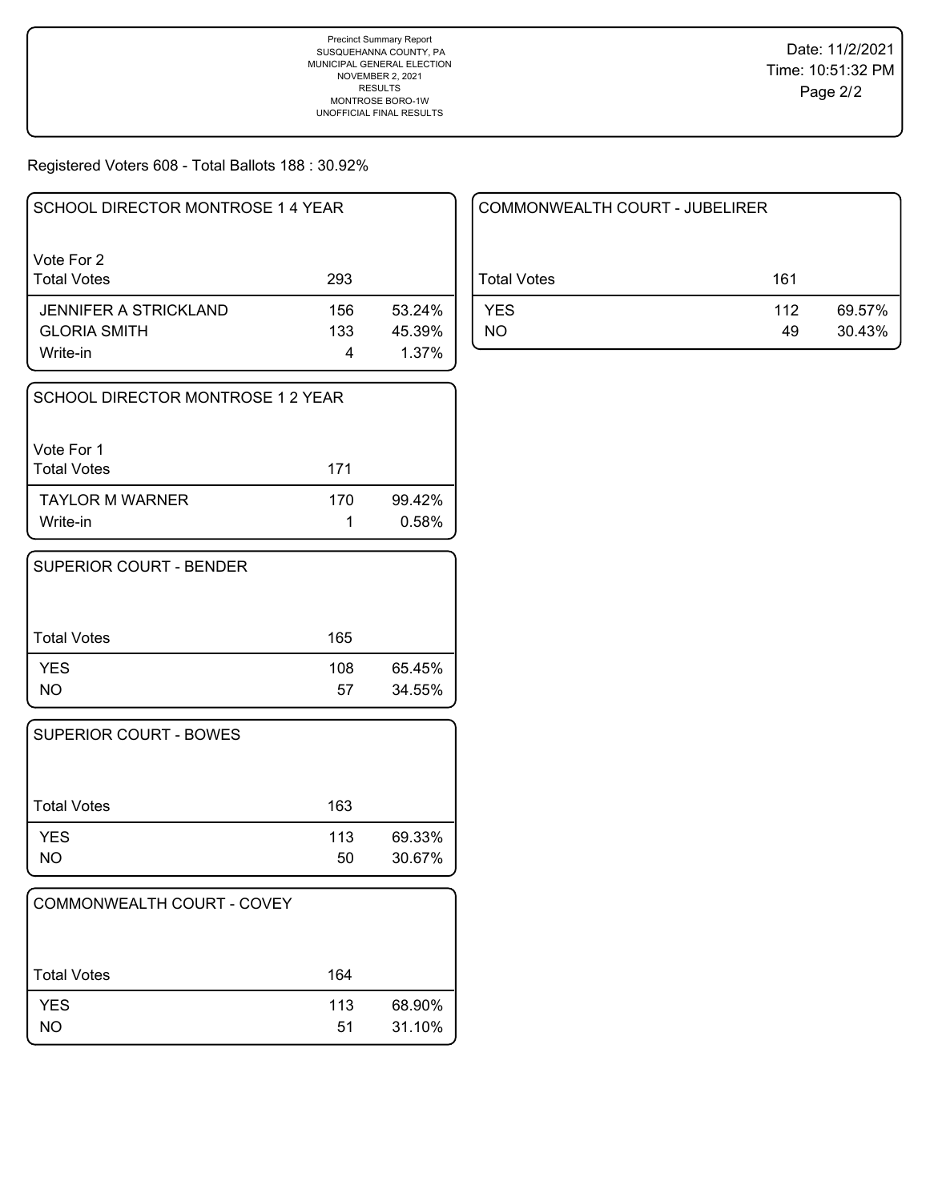Precinct Summary Report
SUSQUEHANNA COUNTY, PA
MUNICIPAL GENERAL ELECTION
NOVEMBER 2, 2021
RESULTS
MONTROSE BORO-1W
UNOFFICIAL FINAL RESULTS

Date: 11/2/2021
Time: 10:51:32 PM

Registered Voters 608 - Total Ballots 188 : 30.92%

## SCHOOL DIRECTOR MONTROSE 1 4 YEAR

Vote For 2

| Total Votes | 293 | |
|---|---|---|
| JENNIFER A STRICKLAND | 156 | 53.24% |
| GLORIA SMITH | 133 | 45.39% |
| Write-in | 4 | 1.37% |

## SCHOOL DIRECTOR MONTROSE 1 2 YEAR

Vote For 1

| Total Votes | 171 | |
|---|---|---|
| TAYLOR M WARNER | 170 | 99.42% |
| Write-in | 1 | 0.58% |

## SUPERIOR COURT - BENDER

| Total Votes | 165 | |
|---|---|---|
| YES | 108 | 65.45% |
| NO | 57 | 34.55% |

## SUPERIOR COURT - BOWES

| Total Votes | 163 | |
|---|---|---|
| YES | 113 | 69.33% |
| NO | 50 | 30.67% |

## COMMONWEALTH COURT - COVEY

| Total Votes | 164 | |
|---|---|---|
| YES | 113 | 68.90% |
| NO | 51 | 31.10% |

## COMMONWEALTH COURT - JUBELIRER

| Total Votes | 161 | |
|---|---|---|
| YES | 112 | 69.57% |
| NO | 49 | 30.43% |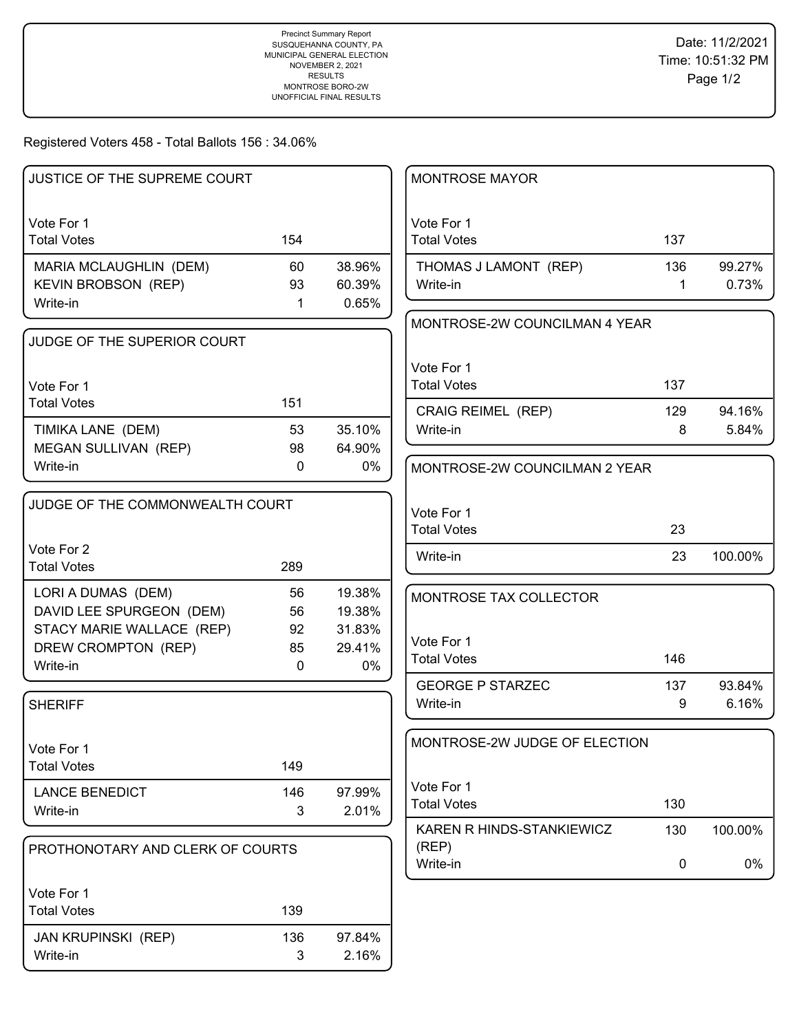Precinct Summary Report
SUSQUEHANNA COUNTY, PA
MUNICIPAL GENERAL ELECTION
NOVEMBER 2, 2021
RESULTS
MONTROSE BORO-2W
UNOFFICIAL FINAL RESULTS

Date: 11/2/2021
Time: 10:51:32 PM

Registered Voters 458 - Total Ballots 156 : 34.06%

### JUSTICE OF THE SUPREME COURT

| Vote For 1 | | |
|---|---|---|
| Total Votes | 154 | |
| MARIA MCLAUGHLIN (DEM) | 60 | 38.96% |
| KEVIN BROBSON (REP) | 93 | 60.39% |
| Write-in | 1 | 0.65% |

### JUDGE OF THE SUPERIOR COURT

| Vote For 1 | | |
|---|---|---|
| Total Votes | 151 | |
| TIMIKA LANE (DEM) | 53 | 35.10% |
| MEGAN SULLIVAN (REP) | 98 | 64.90% |
| Write-in | 0 | 0% |

### JUDGE OF THE COMMONWEALTH COURT

| Vote For 2 | | |
|---|---|---|
| Total Votes | 289 | |
| LORI A DUMAS (DEM) | 56 | 19.38% |
| DAVID LEE SPURGEON (DEM) | 56 | 19.38% |
| STACY MARIE WALLACE (REP) | 92 | 31.83% |
| DREW CROMPTON (REP) | 85 | 29.41% |
| Write-in | 0 | 0% |

### SHERIFF

| Vote For 1 | | |
|---|---|---|
| Total Votes | 149 | |
| LANCE BENEDICT | 146 | 97.99% |
| Write-in | 3 | 2.01% |

### PROTHONOTARY AND CLERK OF COURTS

| Vote For 1 | | |
|---|---|---|
| Total Votes | 139 | |
| JAN KRUPINSKI (REP) | 136 | 97.84% |
| Write-in | 3 | 2.16% |

### MONTROSE MAYOR

| Vote For 1 | | |
|---|---|---|
| Total Votes | 137 | |
| THOMAS J LAMONT (REP) | 136 | 99.27% |
| Write-in | 1 | 0.73% |

### MONTROSE-2W COUNCILMAN 4 YEAR

| Vote For 1 | | |
|---|---|---|
| Total Votes | 137 | |
| CRAIG REIMEL (REP) | 129 | 94.16% |
| Write-in | 8 | 5.84% |

### MONTROSE-2W COUNCILMAN 2 YEAR

| Vote For 1 | | |
|---|---|---|
| Total Votes | 23 | |
| Write-in | 23 | 100.00% |

### MONTROSE TAX COLLECTOR

| Vote For 1 | | |
|---|---|---|
| Total Votes | 146 | |
| GEORGE P STARZEC | 137 | 93.84% |
| Write-in | 9 | 6.16% |

### MONTROSE-2W JUDGE OF ELECTION

| Vote For 1 | | |
|---|---|---|
| Total Votes | 130 | |
| KAREN R HINDS-STANKIEWICZ (REP) | 130 | 100.00% |
| Write-in | 0 | 0% |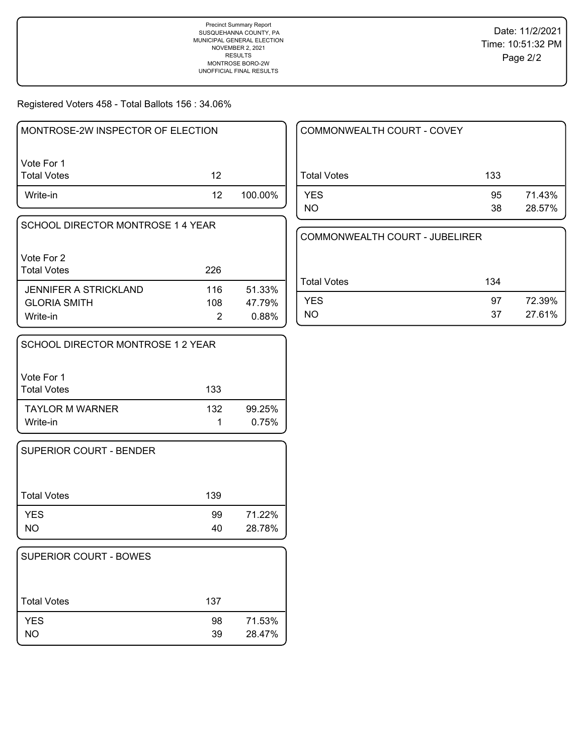Precinct Summary Report
SUSQUEHANNA COUNTY, PA
MUNICIPAL GENERAL ELECTION
NOVEMBER 2, 2021
RESULTS
MONTROSE BORO-2W
UNOFFICIAL FINAL RESULTS

Date: 11/2/2021
Time: 10:51:32 PM

Registered Voters 458 - Total Ballots 156 : 34.06%

## MONTROSE-2W INSPECTOR OF ELECTION

Vote For 1

| | Votes | % |
|---|---|---|
| Total Votes | 12 | |
| Write-in | 12 | 100.00% |

## SCHOOL DIRECTOR MONTROSE 1 4 YEAR

Vote For 2

| | Votes | % |
|---|---|---|
| Total Votes | 226 | |
| JENNIFER A STRICKLAND | 116 | 51.33% |
| GLORIA SMITH | 108 | 47.79% |
| Write-in | 2 | 0.88% |

## SCHOOL DIRECTOR MONTROSE 1 2 YEAR

Vote For 1

| | Votes | % |
|---|---|---|
| Total Votes | 133 | |
| TAYLOR M WARNER | 132 | 99.25% |
| Write-in | 1 | 0.75% |

## SUPERIOR COURT - BENDER

| | Votes | % |
|---|---|---|
| Total Votes | 139 | |
| YES | 99 | 71.22% |
| NO | 40 | 28.78% |

## SUPERIOR COURT - BOWES

| | Votes | % |
|---|---|---|
| Total Votes | 137 | |
| YES | 98 | 71.53% |
| NO | 39 | 28.47% |

## COMMONWEALTH COURT - COVEY

| | Votes | % |
|---|---|---|
| Total Votes | 133 | |
| YES | 95 | 71.43% |
| NO | 38 | 28.57% |

## COMMONWEALTH COURT - JUBELIRER

| | Votes | % |
|---|---|---|
| Total Votes | 134 | |
| YES | 97 | 72.39% |
| NO | 37 | 27.61% |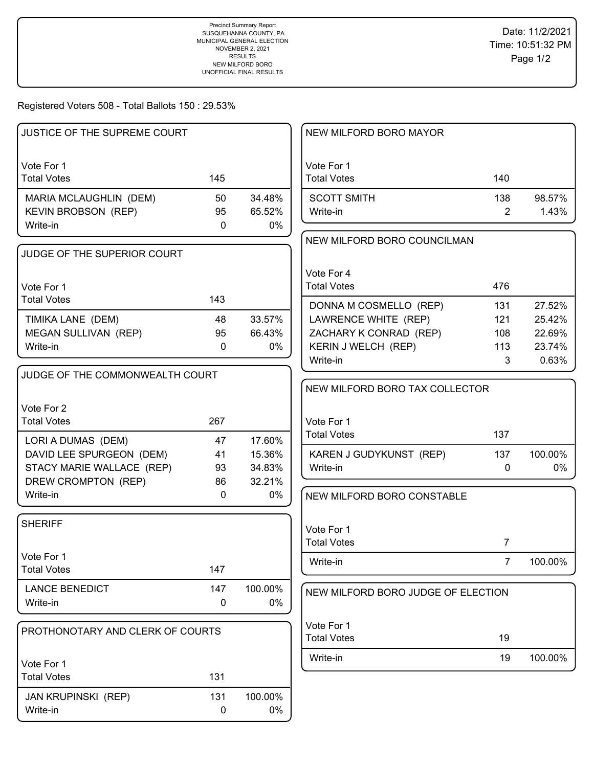Precinct Summary Report
SUSQUEHANNA COUNTY, PA
MUNICIPAL GENERAL ELECTION
NOVEMBER 2, 2021
RESULTS
NEW MILFORD BORO
UNOFFICIAL FINAL RESULTS

Date: 11/2/2021
Time: 10:51:32 PM

Registered Voters 508 - Total Ballots 150 : 29.53%

## JUSTICE OF THE SUPREME COURT

Vote For 1

| Total Votes | 145 | |
|---|---|---|
| MARIA MCLAUGHLIN (DEM) | 50 | 34.48% |
| KEVIN BROBSON (REP) | 95 | 65.52% |
| Write-in | 0 | 0% |

## JUDGE OF THE SUPERIOR COURT

Vote For 1

| Total Votes | 143 | |
|---|---|---|
| TIMIKA LANE (DEM) | 48 | 33.57% |
| MEGAN SULLIVAN (REP) | 95 | 66.43% |
| Write-in | 0 | 0% |

## JUDGE OF THE COMMONWEALTH COURT

Vote For 2

| Total Votes | 267 | |
|---|---|---|
| LORI A DUMAS (DEM) | 47 | 17.60% |
| DAVID LEE SPURGEON (DEM) | 41 | 15.36% |
| STACY MARIE WALLACE (REP) | 93 | 34.83% |
| DREW CROMPTON (REP) | 86 | 32.21% |
| Write-in | 0 | 0% |

## SHERIFF

Vote For 1

| Total Votes | 147 | |
|---|---|---|
| LANCE BENEDICT | 147 | 100.00% |
| Write-in | 0 | 0% |

## PROTHONOTARY AND CLERK OF COURTS

Vote For 1

| Total Votes | 131 | |
|---|---|---|
| JAN KRUPINSKI (REP) | 131 | 100.00% |
| Write-in | 0 | 0% |

## NEW MILFORD BORO MAYOR

Vote For 1

| Total Votes | 140 | |
|---|---|---|
| SCOTT SMITH | 138 | 98.57% |
| Write-in | 2 | 1.43% |

## NEW MILFORD BORO COUNCILMAN

Vote For 4

| Total Votes | 476 | |
|---|---|---|
| DONNA M COSMELLO (REP) | 131 | 27.52% |
| LAWRENCE WHITE (REP) | 121 | 25.42% |
| ZACHARY K CONRAD (REP) | 108 | 22.69% |
| KERIN J WELCH (REP) | 113 | 23.74% |
| Write-in | 3 | 0.63% |

## NEW MILFORD BORO TAX COLLECTOR

Vote For 1

| Total Votes | 137 | |
|---|---|---|
| KAREN J GUDYKUNST (REP) | 137 | 100.00% |
| Write-in | 0 | 0% |

## NEW MILFORD BORO CONSTABLE

Vote For 1

| Total Votes | 7 | |
|---|---|---|
| Write-in | 7 | 100.00% |

## NEW MILFORD BORO JUDGE OF ELECTION

Vote For 1

| Total Votes | 19 | |
|---|---|---|
| Write-in | 19 | 100.00% |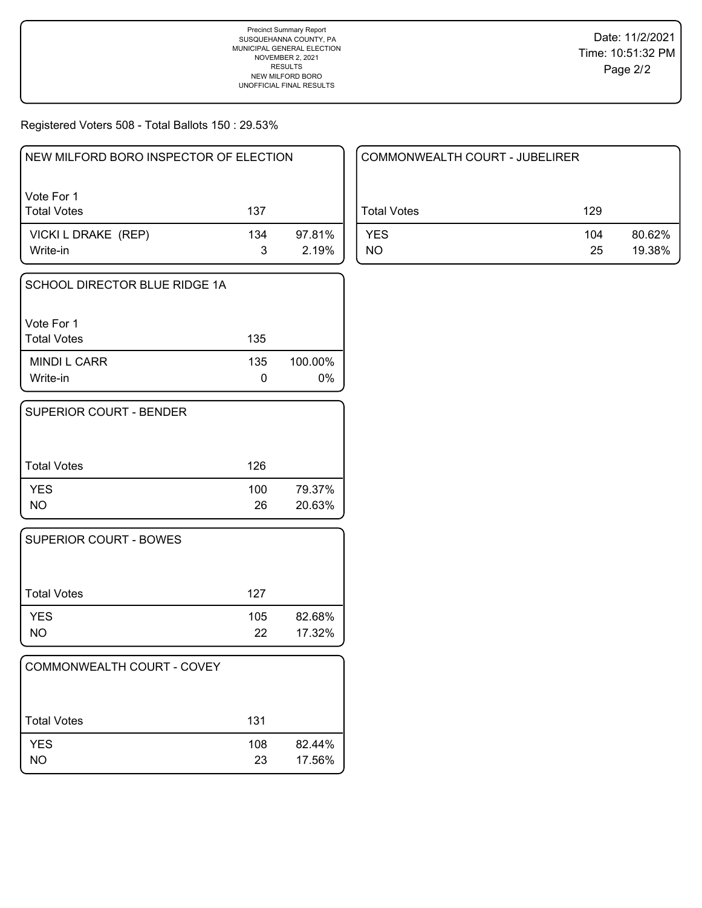Precinct Summary Report
SUSQUEHANNA COUNTY, PA
MUNICIPAL GENERAL ELECTION
NOVEMBER 2, 2021
RESULTS
NEW MILFORD BORO
UNOFFICIAL FINAL RESULTS

Date: 11/2/2021
Time: 10:51:32 PM

Registered Voters 508 - Total Ballots 150 : 29.53%

## NEW MILFORD BORO INSPECTOR OF ELECTION

Vote For 1

| Total Votes | 137 | |
|---|---|---|
| VICKI L DRAKE (REP) | 134 | 97.81% |
| Write-in | 3 | 2.19% |

## SCHOOL DIRECTOR BLUE RIDGE 1A

Vote For 1

| Total Votes | 135 | |
|---|---|---|
| MINDI L CARR | 135 | 100.00% |
| Write-in | 0 | 0% |

## SUPERIOR COURT - BENDER

| Total Votes | 126 | |
|---|---|---|
| YES | 100 | 79.37% |
| NO | 26 | 20.63% |

## SUPERIOR COURT - BOWES

| Total Votes | 127 | |
|---|---|---|
| YES | 105 | 82.68% |
| NO | 22 | 17.32% |

## COMMONWEALTH COURT - COVEY

| Total Votes | 131 | |
|---|---|---|
| YES | 108 | 82.44% |
| NO | 23 | 17.56% |

## COMMONWEALTH COURT - JUBELIRER

| Total Votes | 129 | |
|---|---|---|
| YES | 104 | 80.62% |
| NO | 25 | 19.38% |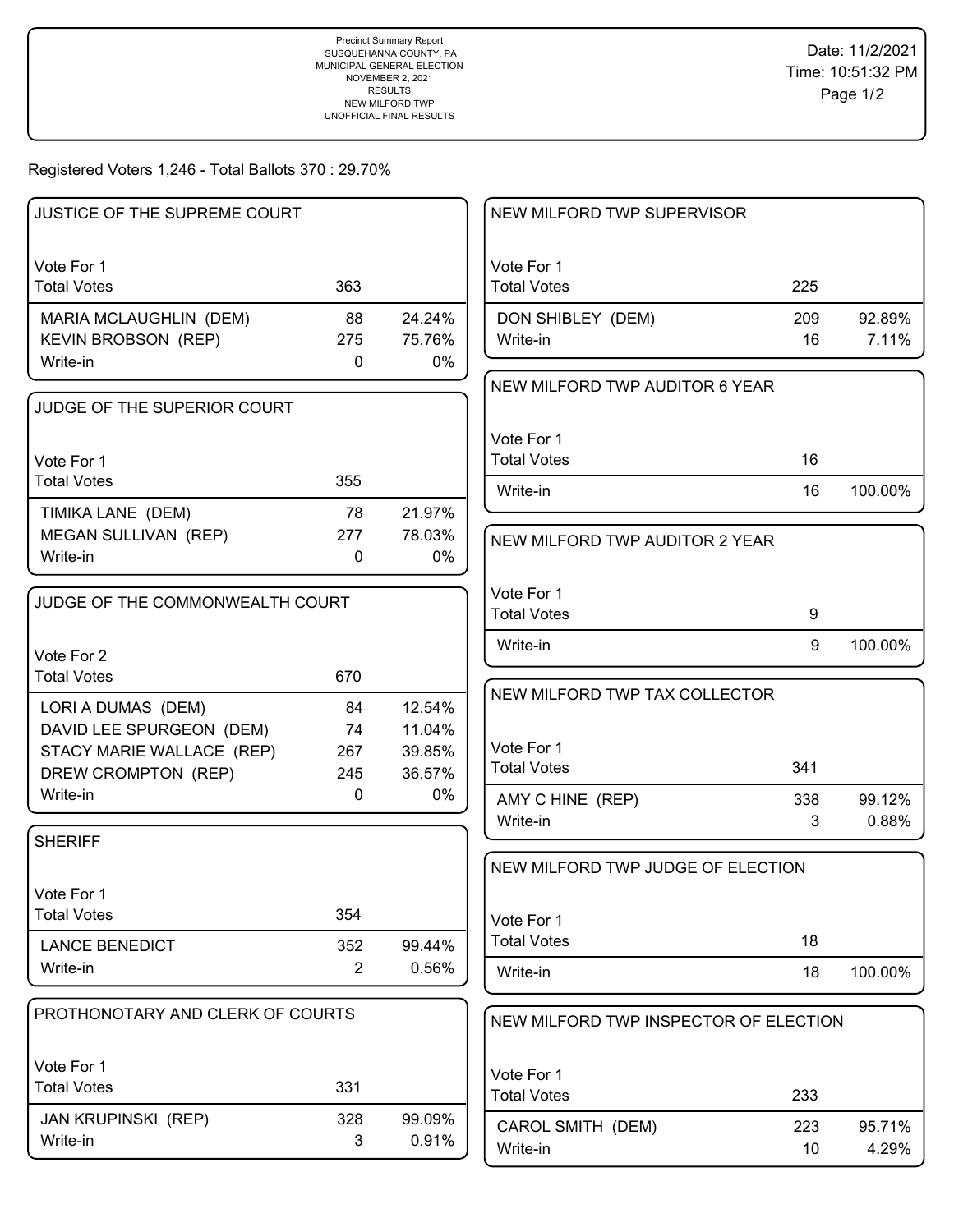Precinct Summary Report
SUSQUEHANNA COUNTY, PA
MUNICIPAL GENERAL ELECTION
NOVEMBER 2, 2021
RESULTS
NEW MILFORD TWP
UNOFFICIAL FINAL RESULTS

Date: 11/2/2021
Time: 10:51:32 PM

Registered Voters 1,246 - Total Ballots 370 : 29.70%

### JUSTICE OF THE SUPREME COURT

Vote For 1

| | | |
|---|---|---|
| Total Votes | 363 | |
| MARIA MCLAUGHLIN (DEM) | 88 | 24.24% |
| KEVIN BROBSON (REP) | 275 | 75.76% |
| Write-in | 0 | 0% |

### JUDGE OF THE SUPERIOR COURT

Vote For 1

| | | |
|---|---|---|
| Total Votes | 355 | |
| TIMIKA LANE (DEM) | 78 | 21.97% |
| MEGAN SULLIVAN (REP) | 277 | 78.03% |
| Write-in | 0 | 0% |

### JUDGE OF THE COMMONWEALTH COURT

Vote For 2

| | | |
|---|---|---|
| Total Votes | 670 | |
| LORI A DUMAS (DEM) | 84 | 12.54% |
| DAVID LEE SPURGEON (DEM) | 74 | 11.04% |
| STACY MARIE WALLACE (REP) | 267 | 39.85% |
| DREW CROMPTON (REP) | 245 | 36.57% |
| Write-in | 0 | 0% |

### SHERIFF

Vote For 1

| | | |
|---|---|---|
| Total Votes | 354 | |
| LANCE BENEDICT | 352 | 99.44% |
| Write-in | 2 | 0.56% |

### PROTHONOTARY AND CLERK OF COURTS

Vote For 1

| | | |
|---|---|---|
| Total Votes | 331 | |
| JAN KRUPINSKI (REP) | 328 | 99.09% |
| Write-in | 3 | 0.91% |

### NEW MILFORD TWP SUPERVISOR

Vote For 1

| | | |
|---|---|---|
| Total Votes | 225 | |
| DON SHIBLEY (DEM) | 209 | 92.89% |
| Write-in | 16 | 7.11% |

### NEW MILFORD TWP AUDITOR 6 YEAR

Vote For 1

| | | |
|---|---|---|
| Total Votes | 16 | |
| Write-in | 16 | 100.00% |

### NEW MILFORD TWP AUDITOR 2 YEAR

Vote For 1

| | | |
|---|---|---|
| Total Votes | 9 | |
| Write-in | 9 | 100.00% |

### NEW MILFORD TWP TAX COLLECTOR

Vote For 1

| | | |
|---|---|---|
| Total Votes | 341 | |
| AMY C HINE (REP) | 338 | 99.12% |
| Write-in | 3 | 0.88% |

### NEW MILFORD TWP JUDGE OF ELECTION

Vote For 1

| | | |
|---|---|---|
| Total Votes | 18 | |
| Write-in | 18 | 100.00% |

### NEW MILFORD TWP INSPECTOR OF ELECTION

Vote For 1

| | | |
|---|---|---|
| Total Votes | 233 | |
| CAROL SMITH (DEM) | 223 | 95.71% |
| Write-in | 10 | 4.29% |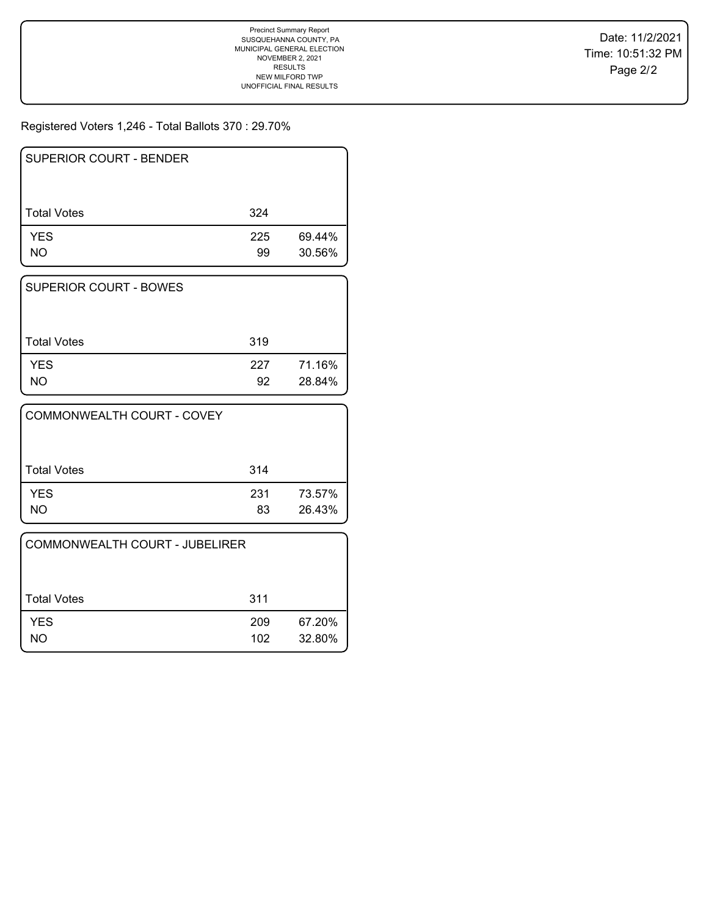Precinct Summary Report
SUSQUEHANNA COUNTY, PA
MUNICIPAL GENERAL ELECTION
NOVEMBER 2, 2021
RESULTS
NEW MILFORD TWP
UNOFFICIAL FINAL RESULTS

Date: 11/2/2021
Time: 10:51:32 PM

Registered Voters 1,246 - Total Ballots 370 : 29.70%

| SUPERIOR COURT - BENDER | | |
|---|---|---|
| Total Votes | 324 | |
| YES | 225 | 69.44% |
| NO | 99 | 30.56% |

| SUPERIOR COURT - BOWES | | |
|---|---|---|
| Total Votes | 319 | |
| YES | 227 | 71.16% |
| NO | 92 | 28.84% |

| COMMONWEALTH COURT - COVEY | | |
|---|---|---|
| Total Votes | 314 | |
| YES | 231 | 73.57% |
| NO | 83 | 26.43% |

| COMMONWEALTH COURT - JUBELIRER | | |
|---|---|---|
| Total Votes | 311 | |
| YES | 209 | 67.20% |
| NO | 102 | 32.80% |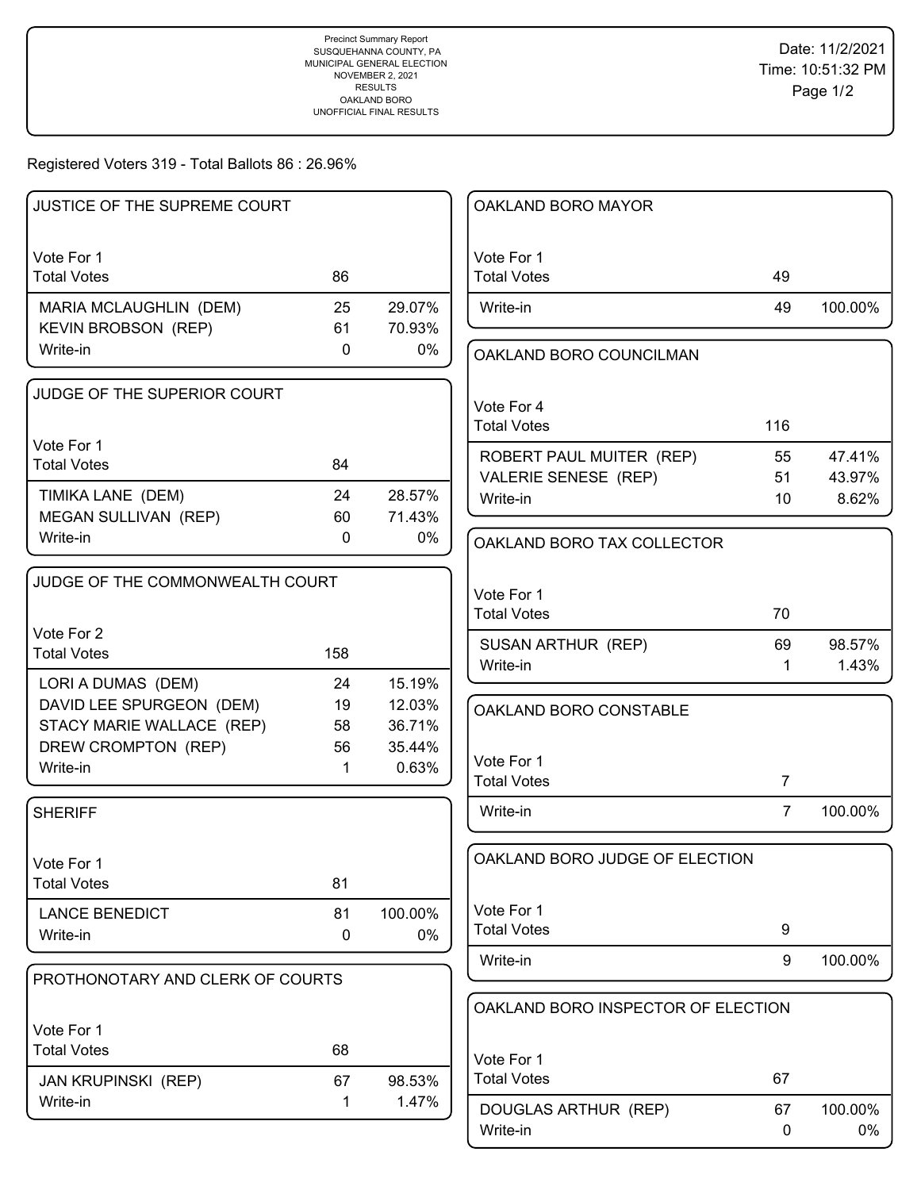Precinct Summary Report
SUSQUEHANNA COUNTY, PA
MUNICIPAL GENERAL ELECTION
NOVEMBER 2, 2021
RESULTS
OAKLAND BORO
UNOFFICIAL FINAL RESULTS

Date: 11/2/2021
Time: 10:51:32 PM

Registered Voters 319 - Total Ballots 86 : 26.96%

## JUSTICE OF THE SUPREME COURT

| Vote For 1 | | |
|---|---|---|
| Total Votes | 86 | |
| MARIA MCLAUGHLIN (DEM) | 25 | 29.07% |
| KEVIN BROBSON (REP) | 61 | 70.93% |
| Write-in | 0 | 0% |

## JUDGE OF THE SUPERIOR COURT

| Vote For 1 | | |
|---|---|---|
| Total Votes | 84 | |
| TIMIKA LANE (DEM) | 24 | 28.57% |
| MEGAN SULLIVAN (REP) | 60 | 71.43% |
| Write-in | 0 | 0% |

## JUDGE OF THE COMMONWEALTH COURT

| Vote For 2 | | |
|---|---|---|
| Total Votes | 158 | |
| LORI A DUMAS (DEM) | 24 | 15.19% |
| DAVID LEE SPURGEON (DEM) | 19 | 12.03% |
| STACY MARIE WALLACE (REP) | 58 | 36.71% |
| DREW CROMPTON (REP) | 56 | 35.44% |
| Write-in | 1 | 0.63% |

## SHERIFF

| Vote For 1 | | |
|---|---|---|
| Total Votes | 81 | |
| LANCE BENEDICT | 81 | 100.00% |
| Write-in | 0 | 0% |

## PROTHONOTARY AND CLERK OF COURTS

| Vote For 1 | | |
|---|---|---|
| Total Votes | 68 | |
| JAN KRUPINSKI (REP) | 67 | 98.53% |
| Write-in | 1 | 1.47% |

## OAKLAND BORO MAYOR

| Vote For 1 | | |
|---|---|---|
| Total Votes | 49 | |
| Write-in | 49 | 100.00% |

## OAKLAND BORO COUNCILMAN

| Vote For 4 | | |
|---|---|---|
| Total Votes | 116 | |
| ROBERT PAUL MUITER (REP) | 55 | 47.41% |
| VALERIE SENESE (REP) | 51 | 43.97% |
| Write-in | 10 | 8.62% |

## OAKLAND BORO TAX COLLECTOR

| Vote For 1 | | |
|---|---|---|
| Total Votes | 70 | |
| SUSAN ARTHUR (REP) | 69 | 98.57% |
| Write-in | 1 | 1.43% |

## OAKLAND BORO CONSTABLE

| Vote For 1 | | |
|---|---|---|
| Total Votes | 7 | |
| Write-in | 7 | 100.00% |

## OAKLAND BORO JUDGE OF ELECTION

| Vote For 1 | | |
|---|---|---|
| Total Votes | 9 | |
| Write-in | 9 | 100.00% |

## OAKLAND BORO INSPECTOR OF ELECTION

| Vote For 1 | | |
|---|---|---|
| Total Votes | 67 | |
| DOUGLAS ARTHUR (REP) | 67 | 100.00% |
| Write-in | 0 | 0% |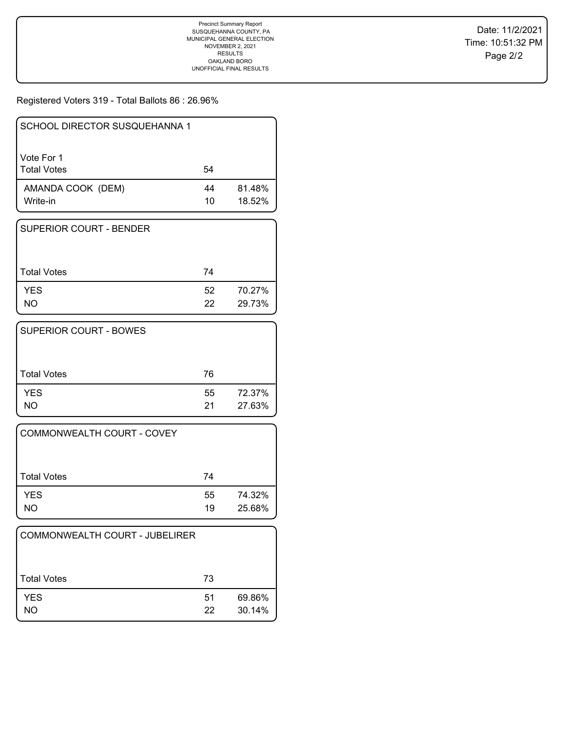Precinct Summary Report
SUSQUEHANNA COUNTY, PA
MUNICIPAL GENERAL ELECTION
NOVEMBER 2, 2021
RESULTS
OAKLAND BORO
UNOFFICIAL FINAL RESULTS

Date: 11/2/2021
Time: 10:51:32 PM

Registered Voters 319 - Total Ballots 86 : 26.96%

## SCHOOL DIRECTOR SUSQUEHANNA 1

Vote For 1

| Total Votes | 54 | |
|---|---|---|
| AMANDA COOK (DEM) | 44 | 81.48% |
| Write-in | 10 | 18.52% |

## SUPERIOR COURT - BENDER

| Total Votes | 74 | |
|---|---|---|
| YES | 52 | 70.27% |
| NO | 22 | 29.73% |

## SUPERIOR COURT - BOWES

| Total Votes | 76 | |
|---|---|---|
| YES | 55 | 72.37% |
| NO | 21 | 27.63% |

## COMMONWEALTH COURT - COVEY

| Total Votes | 74 | |
|---|---|---|
| YES | 55 | 74.32% |
| NO | 19 | 25.68% |

## COMMONWEALTH COURT - JUBELIRER

| Total Votes | 73 | |
|---|---|---|
| YES | 51 | 69.86% |
| NO | 22 | 30.14% |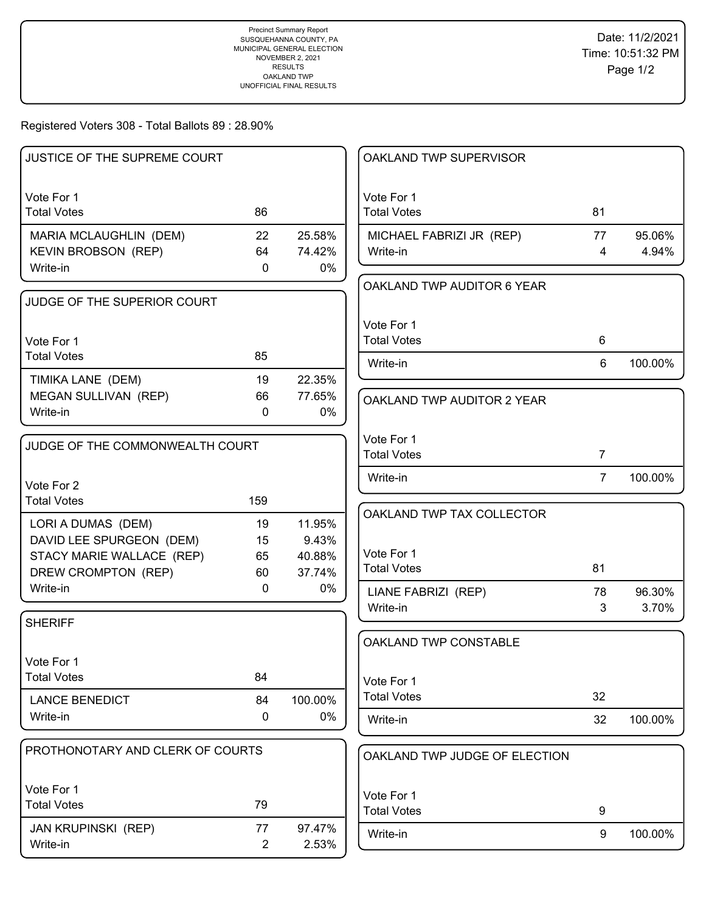Precinct Summary Report
SUSQUEHANNA COUNTY, PA
MUNICIPAL GENERAL ELECTION
NOVEMBER 2, 2021
RESULTS
OAKLAND TWP
UNOFFICIAL FINAL RESULTS

Date: 11/2/2021
Time: 10:51:32 PM

Registered Voters 308 - Total Ballots 89 : 28.90%

### JUSTICE OF THE SUPREME COURT

Vote For 1

| | | |
|---|---|---|
| Total Votes | 86 | |
| MARIA MCLAUGHLIN (DEM) | 22 | 25.58% |
| KEVIN BROBSON (REP) | 64 | 74.42% |
| Write-in | 0 | 0% |

### JUDGE OF THE SUPERIOR COURT

Vote For 1

| | | |
|---|---|---|
| Total Votes | 85 | |
| TIMIKA LANE (DEM) | 19 | 22.35% |
| MEGAN SULLIVAN (REP) | 66 | 77.65% |
| Write-in | 0 | 0% |

### JUDGE OF THE COMMONWEALTH COURT

Vote For 2

| | | |
|---|---|---|
| Total Votes | 159 | |
| LORI A DUMAS (DEM) | 19 | 11.95% |
| DAVID LEE SPURGEON (DEM) | 15 | 9.43% |
| STACY MARIE WALLACE (REP) | 65 | 40.88% |
| DREW CROMPTON (REP) | 60 | 37.74% |
| Write-in | 0 | 0% |

### SHERIFF

Vote For 1

| | | |
|---|---|---|
| Total Votes | 84 | |
| LANCE BENEDICT | 84 | 100.00% |
| Write-in | 0 | 0% |

### PROTHONOTARY AND CLERK OF COURTS

Vote For 1

| | | |
|---|---|---|
| Total Votes | 79 | |
| JAN KRUPINSKI (REP) | 77 | 97.47% |
| Write-in | 2 | 2.53% |

### OAKLAND TWP SUPERVISOR

Vote For 1

| | | |
|---|---|---|
| Total Votes | 81 | |
| MICHAEL FABRIZI JR (REP) | 77 | 95.06% |
| Write-in | 4 | 4.94% |

### OAKLAND TWP AUDITOR 6 YEAR

Vote For 1

| | | |
|---|---|---|
| Total Votes | 6 | |
| Write-in | 6 | 100.00% |

### OAKLAND TWP AUDITOR 2 YEAR

Vote For 1

| | | |
|---|---|---|
| Total Votes | 7 | |
| Write-in | 7 | 100.00% |

### OAKLAND TWP TAX COLLECTOR

Vote For 1

| | | |
|---|---|---|
| Total Votes | 81 | |
| LIANE FABRIZI (REP) | 78 | 96.30% |
| Write-in | 3 | 3.70% |

### OAKLAND TWP CONSTABLE

Vote For 1

| | | |
|---|---|---|
| Total Votes | 32 | |
| Write-in | 32 | 100.00% |

### OAKLAND TWP JUDGE OF ELECTION

Vote For 1

| | | |
|---|---|---|
| Total Votes | 9 | |
| Write-in | 9 | 100.00% |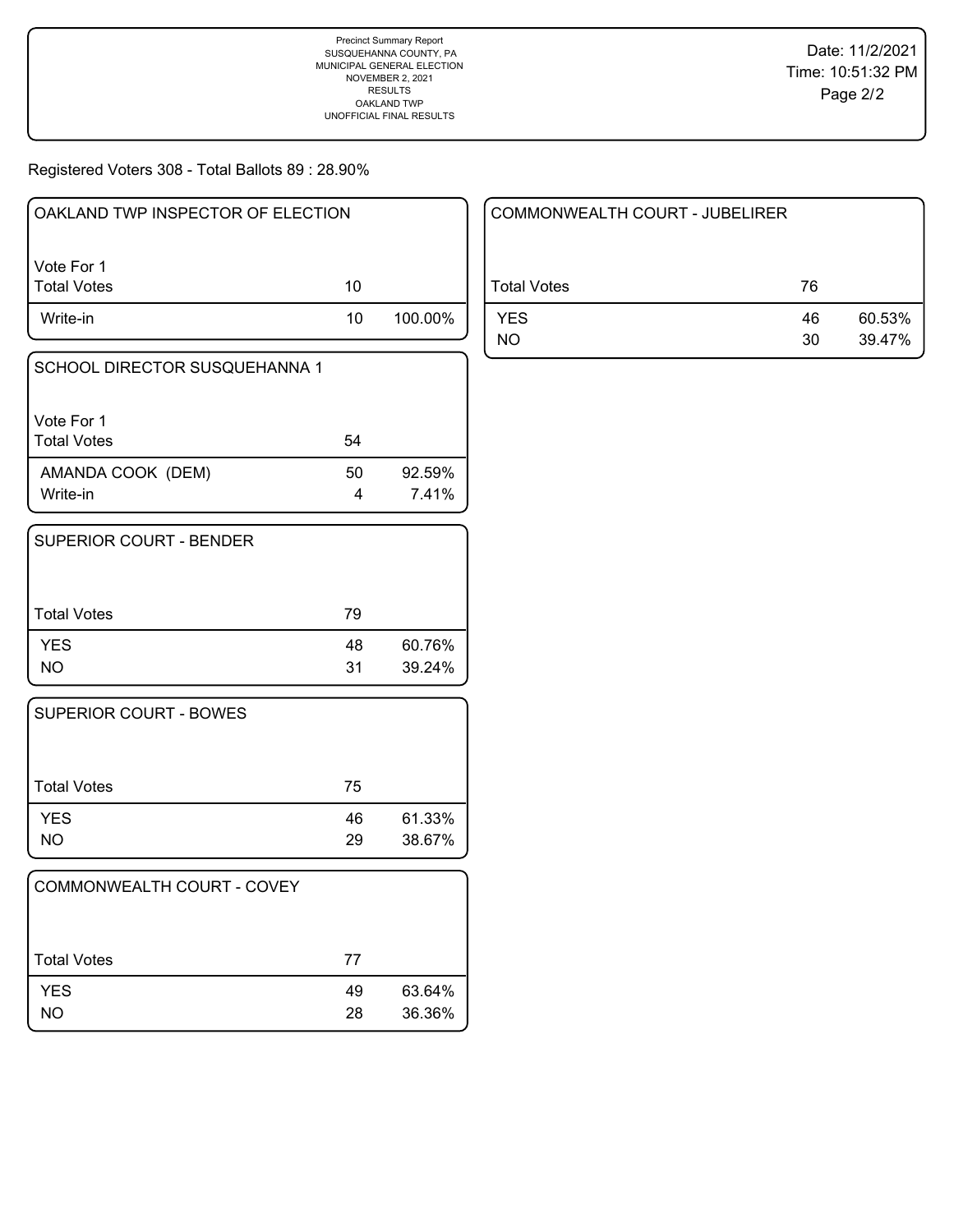Precinct Summary Report
SUSQUEHANNA COUNTY, PA
MUNICIPAL GENERAL ELECTION
NOVEMBER 2, 2021
RESULTS
OAKLAND TWP
UNOFFICIAL FINAL RESULTS

Date: 11/2/2021
Time: 10:51:32 PM

Registered Voters 308 - Total Ballots 89 : 28.90%

### OAKLAND TWP INSPECTOR OF ELECTION

Vote For 1

| Total Votes | 10 | |
|---|---|---|
| Write-in | 10 | 100.00% |

### SCHOOL DIRECTOR SUSQUEHANNA 1

Vote For 1

| Total Votes | 54 | |
|---|---|---|
| AMANDA COOK (DEM) | 50 | 92.59% |
| Write-in | 4 | 7.41% |

### SUPERIOR COURT - BENDER

| Total Votes | 79 | |
|---|---|---|
| YES | 48 | 60.76% |
| NO | 31 | 39.24% |

### SUPERIOR COURT - BOWES

| Total Votes | 75 | |
|---|---|---|
| YES | 46 | 61.33% |
| NO | 29 | 38.67% |

### COMMONWEALTH COURT - COVEY

| Total Votes | 77 | |
|---|---|---|
| YES | 49 | 63.64% |
| NO | 28 | 36.36% |

### COMMONWEALTH COURT - JUBELIRER

| Total Votes | 76 | |
|---|---|---|
| YES | 46 | 60.53% |
| NO | 30 | 39.47% |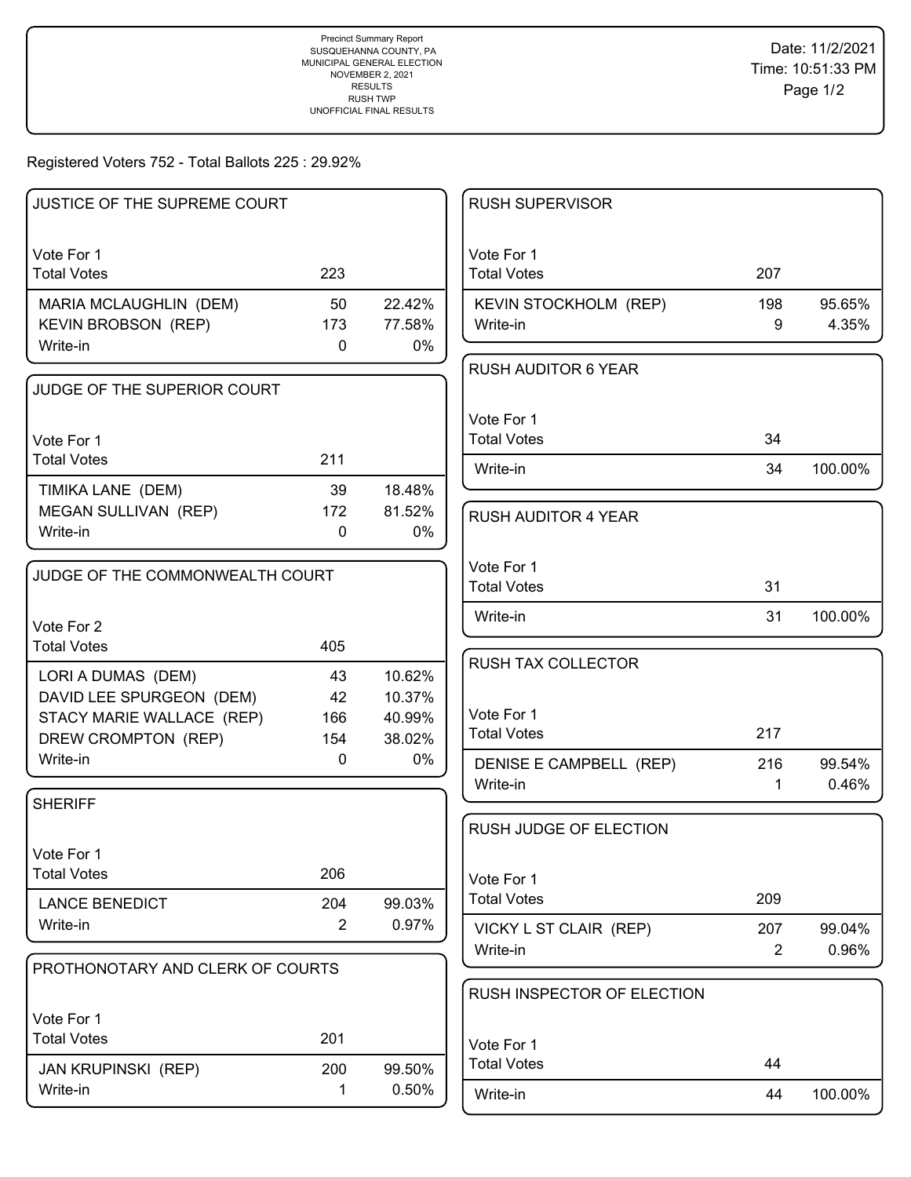Precinct Summary Report
SUSQUEHANNA COUNTY, PA
MUNICIPAL GENERAL ELECTION
NOVEMBER 2, 2021
RESULTS
RUSH TWP
UNOFFICIAL FINAL RESULTS

Date: 11/2/2021
Time: 10:51:33 PM

Registered Voters 752 - Total Ballots 225 : 29.92%

## JUSTICE OF THE SUPREME COURT

| Vote For 1 | | |
|---|---|---|
| Total Votes | 223 | |
| MARIA MCLAUGHLIN (DEM) | 50 | 22.42% |
| KEVIN BROBSON (REP) | 173 | 77.58% |
| Write-in | 0 | 0% |

## JUDGE OF THE SUPERIOR COURT

| Vote For 1 | | |
|---|---|---|
| Total Votes | 211 | |
| TIMIKA LANE (DEM) | 39 | 18.48% |
| MEGAN SULLIVAN (REP) | 172 | 81.52% |
| Write-in | 0 | 0% |

## JUDGE OF THE COMMONWEALTH COURT

| Vote For 2 | | |
|---|---|---|
| Total Votes | 405 | |
| LORI A DUMAS (DEM) | 43 | 10.62% |
| DAVID LEE SPURGEON (DEM) | 42 | 10.37% |
| STACY MARIE WALLACE (REP) | 166 | 40.99% |
| DREW CROMPTON (REP) | 154 | 38.02% |
| Write-in | 0 | 0% |

## SHERIFF

| Vote For 1 | | |
|---|---|---|
| Total Votes | 206 | |
| LANCE BENEDICT | 204 | 99.03% |
| Write-in | 2 | 0.97% |

## PROTHONOTARY AND CLERK OF COURTS

| Vote For 1 | | |
|---|---|---|
| Total Votes | 201 | |
| JAN KRUPINSKI (REP) | 200 | 99.50% |
| Write-in | 1 | 0.50% |

## RUSH SUPERVISOR

| Vote For 1 | | |
|---|---|---|
| Total Votes | 207 | |
| KEVIN STOCKHOLM (REP) | 198 | 95.65% |
| Write-in | 9 | 4.35% |

## RUSH AUDITOR 6 YEAR

| Vote For 1 | | |
|---|---|---|
| Total Votes | 34 | |
| Write-in | 34 | 100.00% |

## RUSH AUDITOR 4 YEAR

| Vote For 1 | | |
|---|---|---|
| Total Votes | 31 | |
| Write-in | 31 | 100.00% |

## RUSH TAX COLLECTOR

| Vote For 1 | | |
|---|---|---|
| Total Votes | 217 | |
| DENISE E CAMPBELL (REP) | 216 | 99.54% |
| Write-in | 1 | 0.46% |

## RUSH JUDGE OF ELECTION

| Vote For 1 | | |
|---|---|---|
| Total Votes | 209 | |
| VICKY L ST CLAIR (REP) | 207 | 99.04% |
| Write-in | 2 | 0.96% |

## RUSH INSPECTOR OF ELECTION

| Vote For 1 | | |
|---|---|---|
| Total Votes | 44 | |
| Write-in | 44 | 100.00% |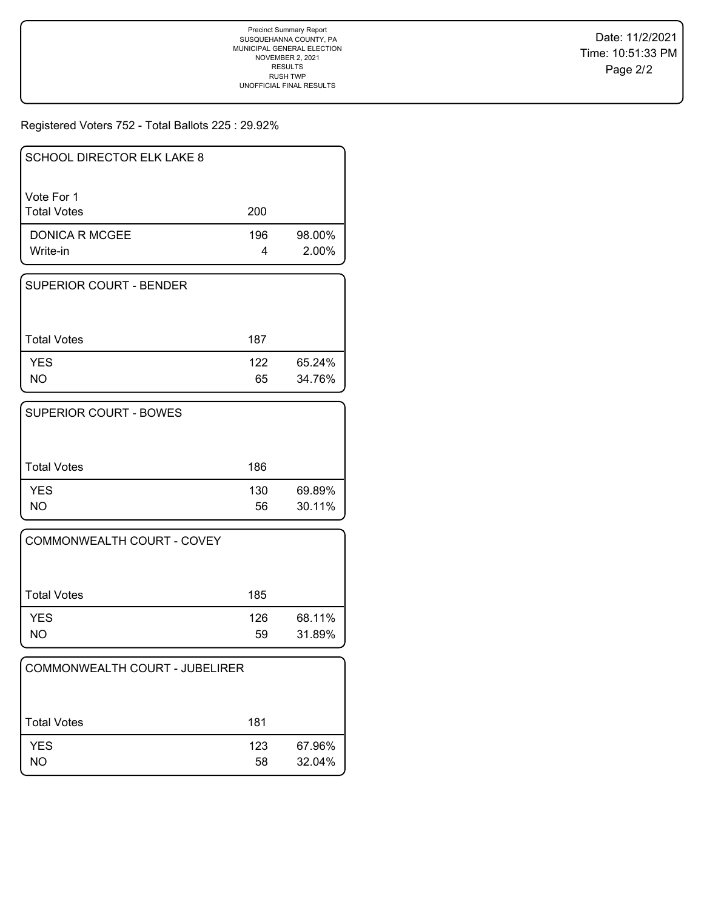Precinct Summary Report
SUSQUEHANNA COUNTY, PA
MUNICIPAL GENERAL ELECTION
NOVEMBER 2, 2021
RESULTS
RUSH TWP
UNOFFICIAL FINAL RESULTS

Date: 11/2/2021
Time: 10:51:33 PM

Registered Voters 752 - Total Ballots 225 : 29.92%

## SCHOOL DIRECTOR ELK LAKE 8

Vote For 1

| Total Votes | 200 | |
|---|---|---|
| DONICA R MCGEE | 196 | 98.00% |
| Write-in | 4 | 2.00% |

## SUPERIOR COURT - BENDER

| Total Votes | 187 | |
|---|---|---|
| YES | 122 | 65.24% |
| NO | 65 | 34.76% |

## SUPERIOR COURT - BOWES

| Total Votes | 186 | |
|---|---|---|
| YES | 130 | 69.89% |
| NO | 56 | 30.11% |

## COMMONWEALTH COURT - COVEY

| Total Votes | 185 | |
|---|---|---|
| YES | 126 | 68.11% |
| NO | 59 | 31.89% |

## COMMONWEALTH COURT - JUBELIRER

| Total Votes | 181 | |
|---|---|---|
| YES | 123 | 67.96% |
| NO | 58 | 32.04% |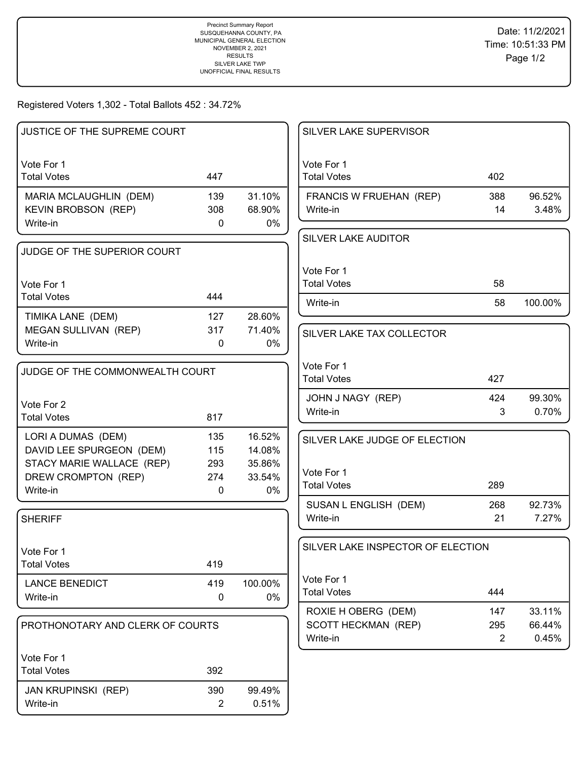Precinct Summary Report
SUSQUEHANNA COUNTY, PA
MUNICIPAL GENERAL ELECTION
NOVEMBER 2, 2021
RESULTS
SILVER LAKE TWP
UNOFFICIAL FINAL RESULTS

Date: 11/2/2021
Time: 10:51:33 PM

Registered Voters 1,302 - Total Ballots 452 : 34.72%

### JUSTICE OF THE SUPREME COURT

Vote For 1

| | | |
|---|---|---|
| Total Votes | 447 | |
| MARIA MCLAUGHLIN (DEM) | 139 | 31.10% |
| KEVIN BROBSON (REP) | 308 | 68.90% |
| Write-in | 0 | 0% |

### JUDGE OF THE SUPERIOR COURT

Vote For 1

| | | |
|---|---|---|
| Total Votes | 444 | |
| TIMIKA LANE (DEM) | 127 | 28.60% |
| MEGAN SULLIVAN (REP) | 317 | 71.40% |
| Write-in | 0 | 0% |

### JUDGE OF THE COMMONWEALTH COURT

Vote For 2

| | | |
|---|---|---|
| Total Votes | 817 | |
| LORI A DUMAS (DEM) | 135 | 16.52% |
| DAVID LEE SPURGEON (DEM) | 115 | 14.08% |
| STACY MARIE WALLACE (REP) | 293 | 35.86% |
| DREW CROMPTON (REP) | 274 | 33.54% |
| Write-in | 0 | 0% |

### SHERIFF

Vote For 1

| | | |
|---|---|---|
| Total Votes | 419 | |
| LANCE BENEDICT | 419 | 100.00% |
| Write-in | 0 | 0% |

### PROTHONOTARY AND CLERK OF COURTS

Vote For 1

| | | |
|---|---|---|
| Total Votes | 392 | |
| JAN KRUPINSKI (REP) | 390 | 99.49% |
| Write-in | 2 | 0.51% |

### SILVER LAKE SUPERVISOR

Vote For 1

| | | |
|---|---|---|
| Total Votes | 402 | |
| FRANCIS W FRUEHAN (REP) | 388 | 96.52% |
| Write-in | 14 | 3.48% |

### SILVER LAKE AUDITOR

Vote For 1

| | | |
|---|---|---|
| Total Votes | 58 | |
| Write-in | 58 | 100.00% |

### SILVER LAKE TAX COLLECTOR

Vote For 1

| | | |
|---|---|---|
| Total Votes | 427 | |
| JOHN J NAGY (REP) | 424 | 99.30% |
| Write-in | 3 | 0.70% |

### SILVER LAKE JUDGE OF ELECTION

Vote For 1

| | | |
|---|---|---|
| Total Votes | 289 | |
| SUSAN L ENGLISH (DEM) | 268 | 92.73% |
| Write-in | 21 | 7.27% |

### SILVER LAKE INSPECTOR OF ELECTION

Vote For 1

| | | |
|---|---|---|
| Total Votes | 444 | |
| ROXIE H OBERG (DEM) | 147 | 33.11% |
| SCOTT HECKMAN (REP) | 295 | 66.44% |
| Write-in | 2 | 0.45% |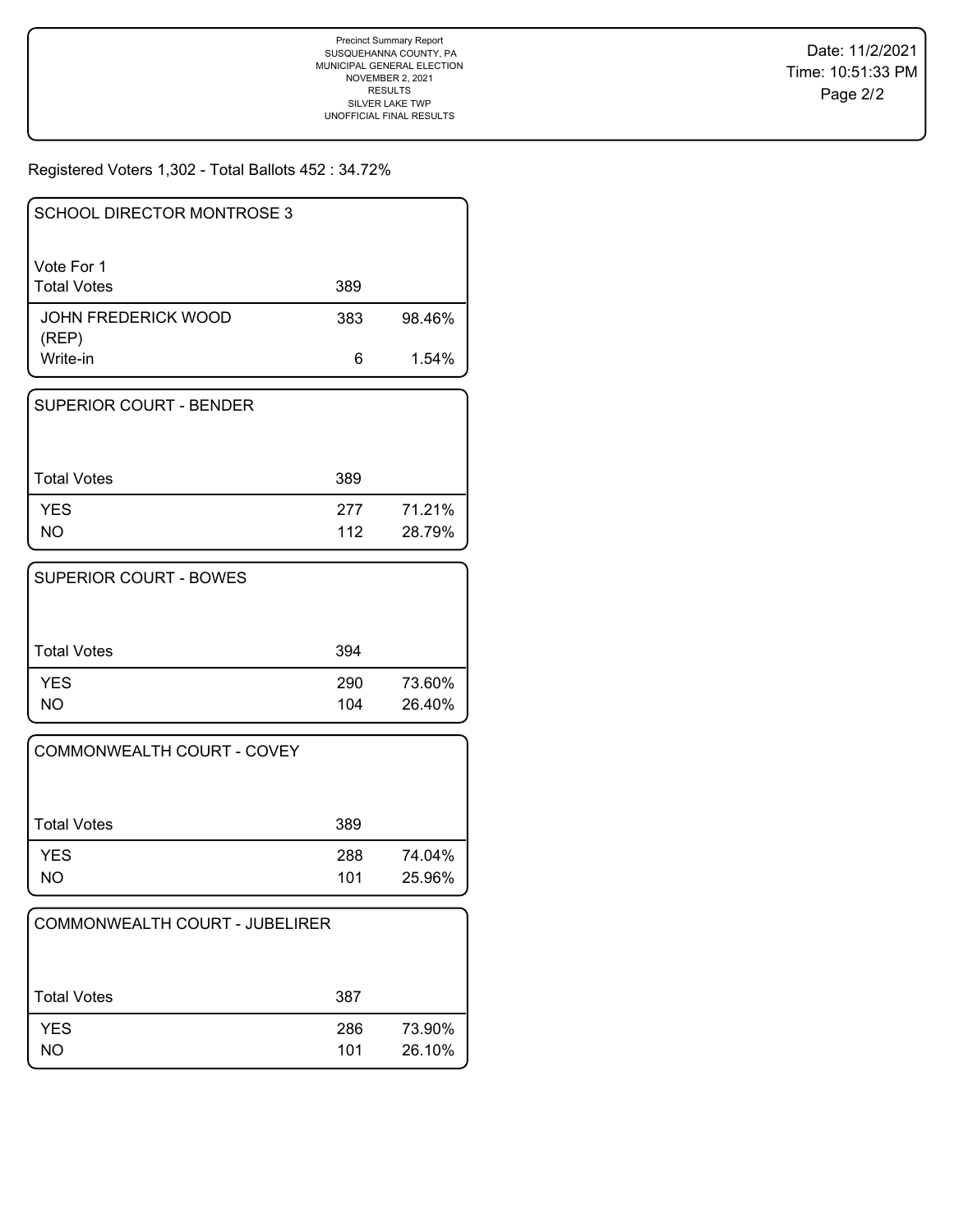Precinct Summary Report
SUSQUEHANNA COUNTY, PA
MUNICIPAL GENERAL ELECTION
NOVEMBER 2, 2021
RESULTS
SILVER LAKE TWP
UNOFFICIAL FINAL RESULTS

Date: 11/2/2021
Time: 10:51:33 PM

Registered Voters 1,302 - Total Ballots 452 : 34.72%

## SCHOOL DIRECTOR MONTROSE 3

Vote For 1

| Total Votes | 389 | |
|---|---|---|
| JOHN FREDERICK WOOD (REP) | 383 | 98.46% |
| Write-in | 6 | 1.54% |

## SUPERIOR COURT - BENDER

| Total Votes | 389 | |
|---|---|---|
| YES | 277 | 71.21% |
| NO | 112 | 28.79% |

## SUPERIOR COURT - BOWES

| Total Votes | 394 | |
|---|---|---|
| YES | 290 | 73.60% |
| NO | 104 | 26.40% |

## COMMONWEALTH COURT - COVEY

| Total Votes | 389 | |
|---|---|---|
| YES | 288 | 74.04% |
| NO | 101 | 25.96% |

## COMMONWEALTH COURT - JUBELIRER

| Total Votes | 387 | |
|---|---|---|
| YES | 286 | 73.90% |
| NO | 101 | 26.10% |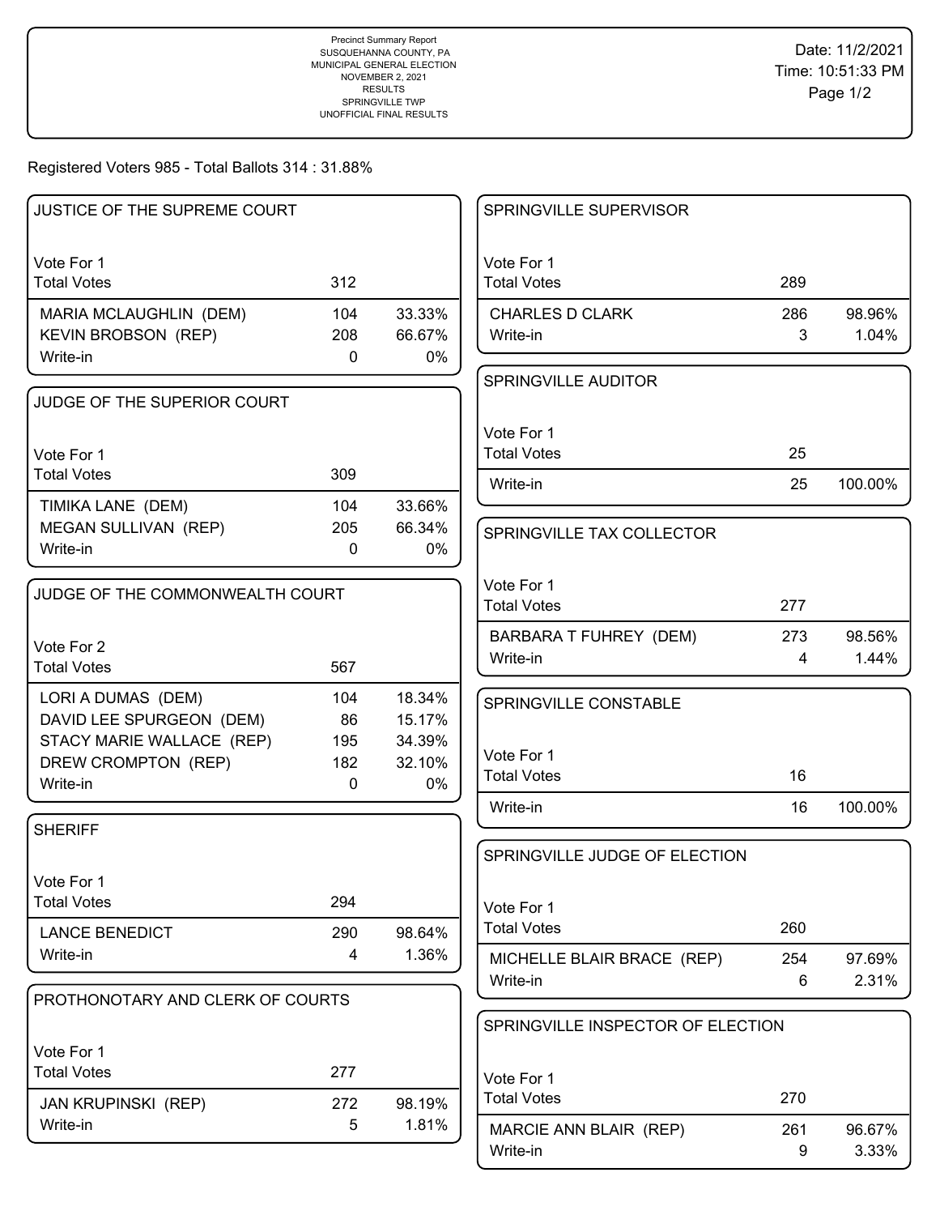Precinct Summary Report
SUSQUEHANNA COUNTY, PA
MUNICIPAL GENERAL ELECTION
NOVEMBER 2, 2021
RESULTS
SPRINGVILLE TWP
UNOFFICIAL FINAL RESULTS

Date: 11/2/2021
Time: 10:51:33 PM

Registered Voters 985 - Total Ballots 314 : 31.88%

## JUSTICE OF THE SUPREME COURT

Vote For 1

| | | |
|---|---|---|
| Total Votes | 312 | |
| MARIA MCLAUGHLIN (DEM) | 104 | 33.33% |
| KEVIN BROBSON (REP) | 208 | 66.67% |
| Write-in | 0 | 0% |

## JUDGE OF THE SUPERIOR COURT

Vote For 1

| | | |
|---|---|---|
| Total Votes | 309 | |
| TIMIKA LANE (DEM) | 104 | 33.66% |
| MEGAN SULLIVAN (REP) | 205 | 66.34% |
| Write-in | 0 | 0% |

## JUDGE OF THE COMMONWEALTH COURT

Vote For 2

| | | |
|---|---|---|
| Total Votes | 567 | |
| LORI A DUMAS (DEM) | 104 | 18.34% |
| DAVID LEE SPURGEON (DEM) | 86 | 15.17% |
| STACY MARIE WALLACE (REP) | 195 | 34.39% |
| DREW CROMPTON (REP) | 182 | 32.10% |
| Write-in | 0 | 0% |

## SHERIFF

Vote For 1

| | | |
|---|---|---|
| Total Votes | 294 | |
| LANCE BENEDICT | 290 | 98.64% |
| Write-in | 4 | 1.36% |

## PROTHONOTARY AND CLERK OF COURTS

Vote For 1

| | | |
|---|---|---|
| Total Votes | 277 | |
| JAN KRUPINSKI (REP) | 272 | 98.19% |
| Write-in | 5 | 1.81% |

## SPRINGVILLE SUPERVISOR

Vote For 1

| | | |
|---|---|---|
| Total Votes | 289 | |
| CHARLES D CLARK | 286 | 98.96% |
| Write-in | 3 | 1.04% |

## SPRINGVILLE AUDITOR

Vote For 1

| | | |
|---|---|---|
| Total Votes | 25 | |
| Write-in | 25 | 100.00% |

## SPRINGVILLE TAX COLLECTOR

Vote For 1

| | | |
|---|---|---|
| Total Votes | 277 | |
| BARBARA T FUHREY (DEM) | 273 | 98.56% |
| Write-in | 4 | 1.44% |

## SPRINGVILLE CONSTABLE

Vote For 1

| | | |
|---|---|---|
| Total Votes | 16 | |
| Write-in | 16 | 100.00% |

## SPRINGVILLE JUDGE OF ELECTION

Vote For 1

| | | |
|---|---|---|
| Total Votes | 260 | |
| MICHELLE BLAIR BRACE (REP) | 254 | 97.69% |
| Write-in | 6 | 2.31% |

## SPRINGVILLE INSPECTOR OF ELECTION

Vote For 1

| | | |
|---|---|---|
| Total Votes | 270 | |
| MARCIE ANN BLAIR (REP) | 261 | 96.67% |
| Write-in | 9 | 3.33% |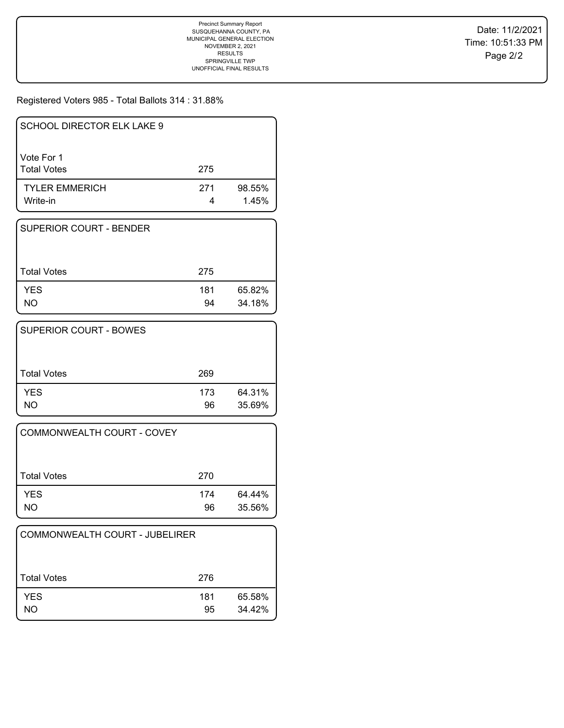Precinct Summary Report
SUSQUEHANNA COUNTY, PA
MUNICIPAL GENERAL ELECTION
NOVEMBER 2, 2021
RESULTS
SPRINGVILLE TWP
UNOFFICIAL FINAL RESULTS

Date: 11/2/2021
Time: 10:51:33 PM

Registered Voters 985 - Total Ballots 314 : 31.88%

### SCHOOL DIRECTOR ELK LAKE 9

Vote For 1

| | | |
|---|---|---|
| Total Votes | 275 | |
| TYLER EMMERICH | 271 | 98.55% |
| Write-in | 4 | 1.45% |

### SUPERIOR COURT - BENDER

| | | |
|---|---|---|
| Total Votes | 275 | |
| YES | 181 | 65.82% |
| NO | 94 | 34.18% |

### SUPERIOR COURT - BOWES

| | | |
|---|---|---|
| Total Votes | 269 | |
| YES | 173 | 64.31% |
| NO | 96 | 35.69% |

### COMMONWEALTH COURT - COVEY

| | | |
|---|---|---|
| Total Votes | 270 | |
| YES | 174 | 64.44% |
| NO | 96 | 35.56% |

### COMMONWEALTH COURT - JUBELIRER

| | | |
|---|---|---|
| Total Votes | 276 | |
| YES | 181 | 65.58% |
| NO | 95 | 34.42% |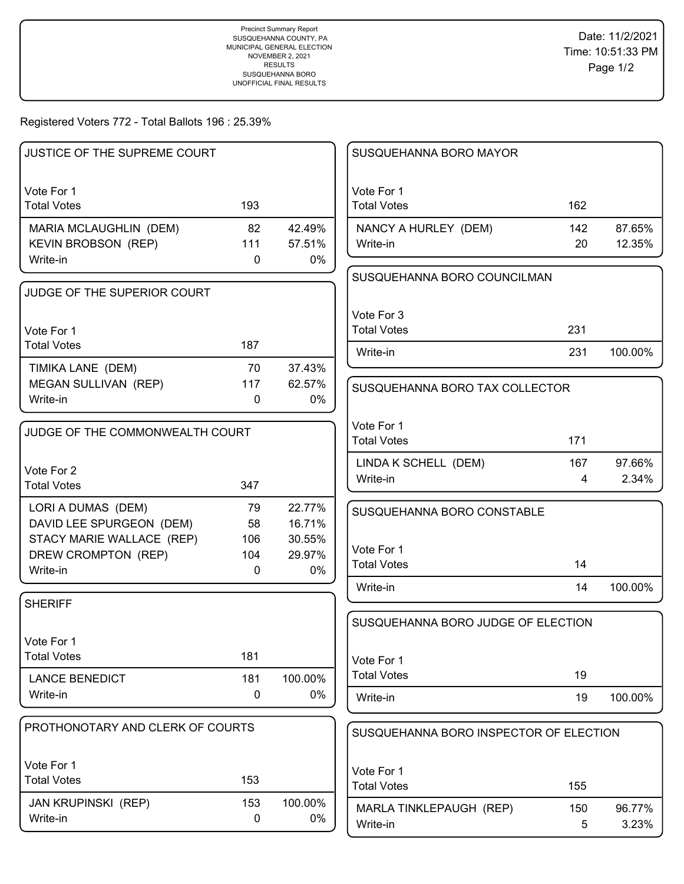Precinct Summary Report
SUSQUEHANNA COUNTY, PA
MUNICIPAL GENERAL ELECTION
NOVEMBER 2, 2021
RESULTS
SUSQUEHANNA BORO
UNOFFICIAL FINAL RESULTS

Date: 11/2/2021
Time: 10:51:33 PM

Registered Voters 772 - Total Ballots 196 : 25.39%

## JUSTICE OF THE SUPREME COURT

Vote For 1

| | | |
|---|---|---|
| Total Votes | 193 | |
| MARIA MCLAUGHLIN (DEM) | 82 | 42.49% |
| KEVIN BROBSON (REP) | 111 | 57.51% |
| Write-in | 0 | 0% |

## JUDGE OF THE SUPERIOR COURT

Vote For 1

| | | |
|---|---|---|
| Total Votes | 187 | |
| TIMIKA LANE (DEM) | 70 | 37.43% |
| MEGAN SULLIVAN (REP) | 117 | 62.57% |
| Write-in | 0 | 0% |

## JUDGE OF THE COMMONWEALTH COURT

Vote For 2

| | | |
|---|---|---|
| Total Votes | 347 | |
| LORI A DUMAS (DEM) | 79 | 22.77% |
| DAVID LEE SPURGEON (DEM) | 58 | 16.71% |
| STACY MARIE WALLACE (REP) | 106 | 30.55% |
| DREW CROMPTON (REP) | 104 | 29.97% |
| Write-in | 0 | 0% |

## SHERIFF

Vote For 1

| | | |
|---|---|---|
| Total Votes | 181 | |
| LANCE BENEDICT | 181 | 100.00% |
| Write-in | 0 | 0% |

## PROTHONOTARY AND CLERK OF COURTS

Vote For 1

| | | |
|---|---|---|
| Total Votes | 153 | |
| JAN KRUPINSKI (REP) | 153 | 100.00% |
| Write-in | 0 | 0% |

## SUSQUEHANNA BORO MAYOR

Vote For 1

| | | |
|---|---|---|
| Total Votes | 162 | |
| NANCY A HURLEY (DEM) | 142 | 87.65% |
| Write-in | 20 | 12.35% |

## SUSQUEHANNA BORO COUNCILMAN

Vote For 3

| | | |
|---|---|---|
| Total Votes | 231 | |
| Write-in | 231 | 100.00% |

## SUSQUEHANNA BORO TAX COLLECTOR

Vote For 1

| | | |
|---|---|---|
| Total Votes | 171 | |
| LINDA K SCHELL (DEM) | 167 | 97.66% |
| Write-in | 4 | 2.34% |

## SUSQUEHANNA BORO CONSTABLE

Vote For 1

| | | |
|---|---|---|
| Total Votes | 14 | |
| Write-in | 14 | 100.00% |

## SUSQUEHANNA BORO JUDGE OF ELECTION

Vote For 1

| | | |
|---|---|---|
| Total Votes | 19 | |
| Write-in | 19 | 100.00% |

## SUSQUEHANNA BORO INSPECTOR OF ELECTION

Vote For 1

| | | |
|---|---|---|
| Total Votes | 155 | |
| MARLA TINKLEPAUGH (REP) | 150 | 96.77% |
| Write-in | 5 | 3.23% |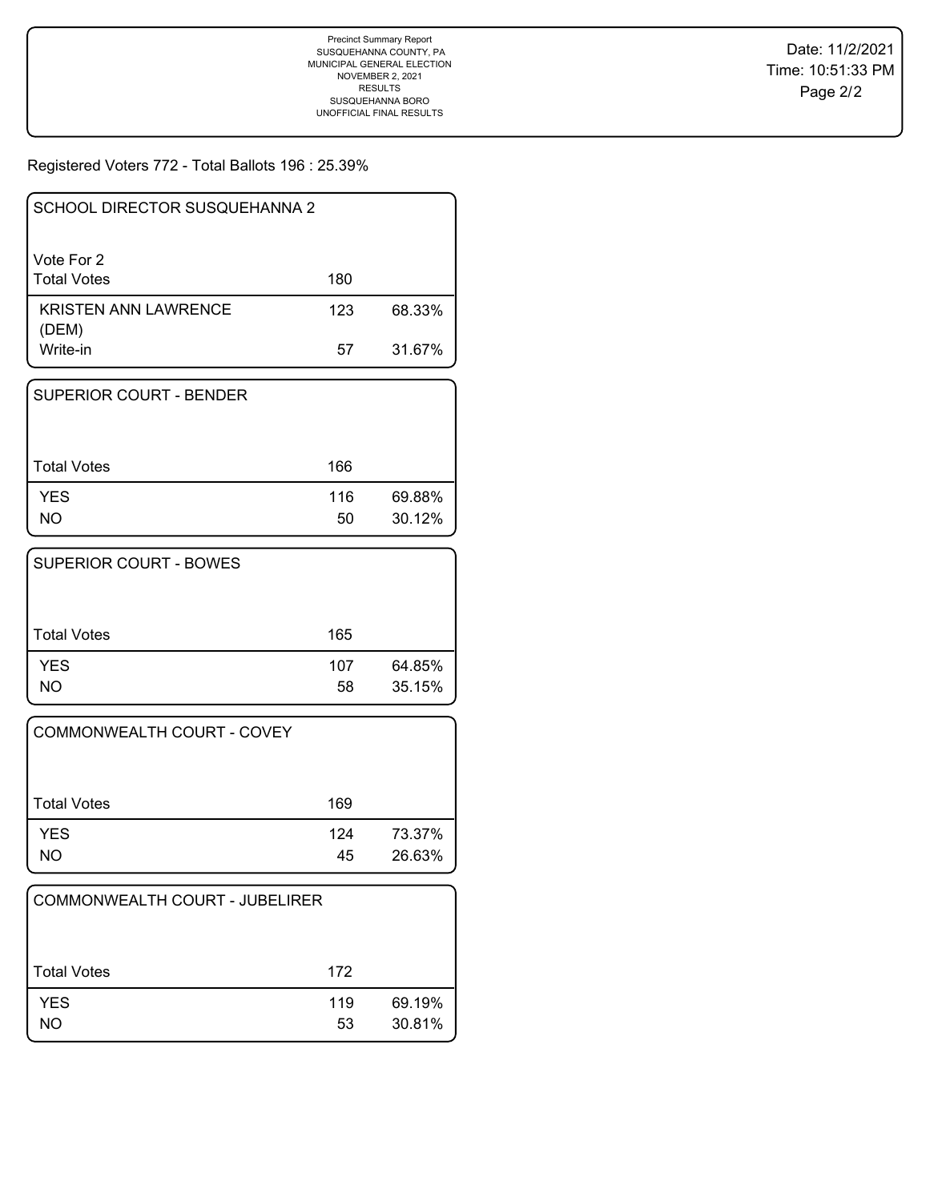Precinct Summary Report
SUSQUEHANNA COUNTY, PA
MUNICIPAL GENERAL ELECTION
NOVEMBER 2, 2021
RESULTS
SUSQUEHANNA BORO
UNOFFICIAL FINAL RESULTS

Date: 11/2/2021
Time: 10:51:33 PM

Registered Voters 772 - Total Ballots 196 : 25.39%

### SCHOOL DIRECTOR SUSQUEHANNA 2

Vote For 2

| | | |
|---|---|---|
| Total Votes | 180 | |
| KRISTEN ANN LAWRENCE (DEM) | 123 | 68.33% |
| Write-in | 57 | 31.67% |

### SUPERIOR COURT - BENDER

| | | |
|---|---|---|
| Total Votes | 166 | |
| YES | 116 | 69.88% |
| NO | 50 | 30.12% |

### SUPERIOR COURT - BOWES

| | | |
|---|---|---|
| Total Votes | 165 | |
| YES | 107 | 64.85% |
| NO | 58 | 35.15% |

### COMMONWEALTH COURT - COVEY

| | | |
|---|---|---|
| Total Votes | 169 | |
| YES | 124 | 73.37% |
| NO | 45 | 26.63% |

### COMMONWEALTH COURT - JUBELIRER

| | | |
|---|---|---|
| Total Votes | 172 | |
| YES | 119 | 69.19% |
| NO | 53 | 30.81% |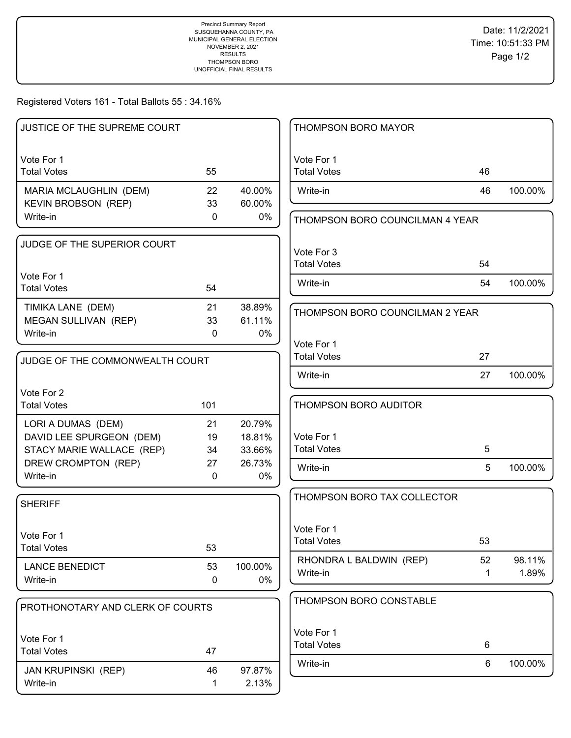Precinct Summary Report
SUSQUEHANNA COUNTY, PA
MUNICIPAL GENERAL ELECTION
NOVEMBER 2, 2021
RESULTS
THOMPSON BORO
UNOFFICIAL FINAL RESULTS

Date: 11/2/2021
Time: 10:51:33 PM

Registered Voters 161 - Total Ballots 55 : 34.16%

## JUSTICE OF THE SUPREME COURT

Vote For 1

| Total Votes | 55 | |
|---|---|---|
| MARIA MCLAUGHLIN (DEM) | 22 | 40.00% |
| KEVIN BROBSON (REP) | 33 | 60.00% |
| Write-in | 0 | 0% |

## JUDGE OF THE SUPERIOR COURT

Vote For 1

| Total Votes | 54 | |
|---|---|---|
| TIMIKA LANE (DEM) | 21 | 38.89% |
| MEGAN SULLIVAN (REP) | 33 | 61.11% |
| Write-in | 0 | 0% |

## JUDGE OF THE COMMONWEALTH COURT

Vote For 2

| Total Votes | 101 | |
|---|---|---|
| LORI A DUMAS (DEM) | 21 | 20.79% |
| DAVID LEE SPURGEON (DEM) | 19 | 18.81% |
| STACY MARIE WALLACE (REP) | 34 | 33.66% |
| DREW CROMPTON (REP) | 27 | 26.73% |
| Write-in | 0 | 0% |

## SHERIFF

Vote For 1

| Total Votes | 53 | |
|---|---|---|
| LANCE BENEDICT | 53 | 100.00% |
| Write-in | 0 | 0% |

## PROTHONOTARY AND CLERK OF COURTS

Vote For 1

| Total Votes | 47 | |
|---|---|---|
| JAN KRUPINSKI (REP) | 46 | 97.87% |
| Write-in | 1 | 2.13% |

## THOMPSON BORO MAYOR

Vote For 1

| Total Votes | 46 | |
|---|---|---|
| Write-in | 46 | 100.00% |

## THOMPSON BORO COUNCILMAN 4 YEAR

Vote For 3

| Total Votes | 54 | |
|---|---|---|
| Write-in | 54 | 100.00% |

## THOMPSON BORO COUNCILMAN 2 YEAR

Vote For 1

| Total Votes | 27 | |
|---|---|---|
| Write-in | 27 | 100.00% |

## THOMPSON BORO AUDITOR

Vote For 1

| Total Votes | 5 | |
|---|---|---|
| Write-in | 5 | 100.00% |

## THOMPSON BORO TAX COLLECTOR

Vote For 1

| Total Votes | 53 | |
|---|---|---|
| RHONDRA L BALDWIN (REP) | 52 | 98.11% |
| Write-in | 1 | 1.89% |

## THOMPSON BORO CONSTABLE

Vote For 1

| Total Votes | 6 | |
|---|---|---|
| Write-in | 6 | 100.00% |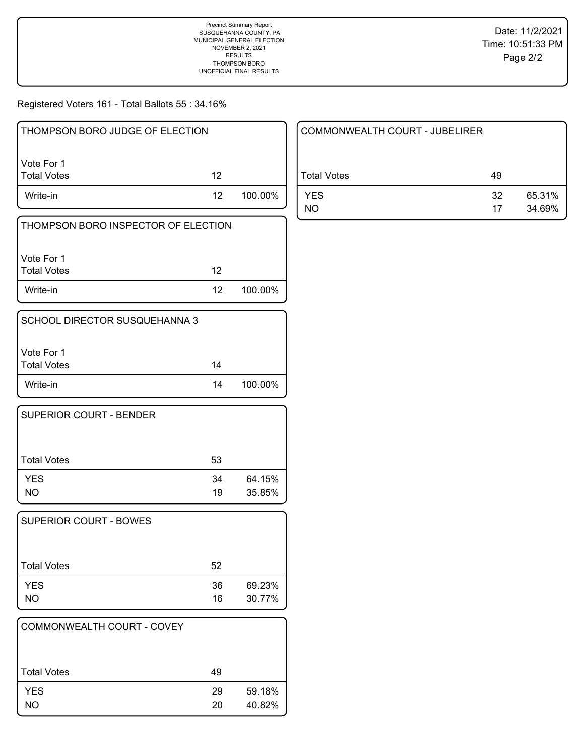Precinct Summary Report
SUSQUEHANNA COUNTY, PA
MUNICIPAL GENERAL ELECTION
NOVEMBER 2, 2021
RESULTS
THOMPSON BORO
UNOFFICIAL FINAL RESULTS

Date: 11/2/2021
Time: 10:51:33 PM

Registered Voters 161 - Total Ballots 55 : 34.16%

## THOMPSON BORO JUDGE OF ELECTION

Vote For 1

| | | |
|---|---|---|
| Total Votes | 12 | |
| Write-in | 12 | 100.00% |

## THOMPSON BORO INSPECTOR OF ELECTION

Vote For 1

| | | |
|---|---|---|
| Total Votes | 12 | |
| Write-in | 12 | 100.00% |

## SCHOOL DIRECTOR SUSQUEHANNA 3

Vote For 1

| | | |
|---|---|---|
| Total Votes | 14 | |
| Write-in | 14 | 100.00% |

## SUPERIOR COURT - BENDER

| | | |
|---|---|---|
| Total Votes | 53 | |
| YES | 34 | 64.15% |
| NO | 19 | 35.85% |

## SUPERIOR COURT - BOWES

| | | |
|---|---|---|
| Total Votes | 52 | |
| YES | 36 | 69.23% |
| NO | 16 | 30.77% |

## COMMONWEALTH COURT - COVEY

| | | |
|---|---|---|
| Total Votes | 49 | |
| YES | 29 | 59.18% |
| NO | 20 | 40.82% |

## COMMONWEALTH COURT - JUBELIRER

| | | |
|---|---|---|
| Total Votes | 49 | |
| YES | 32 | 65.31% |
| NO | 17 | 34.69% |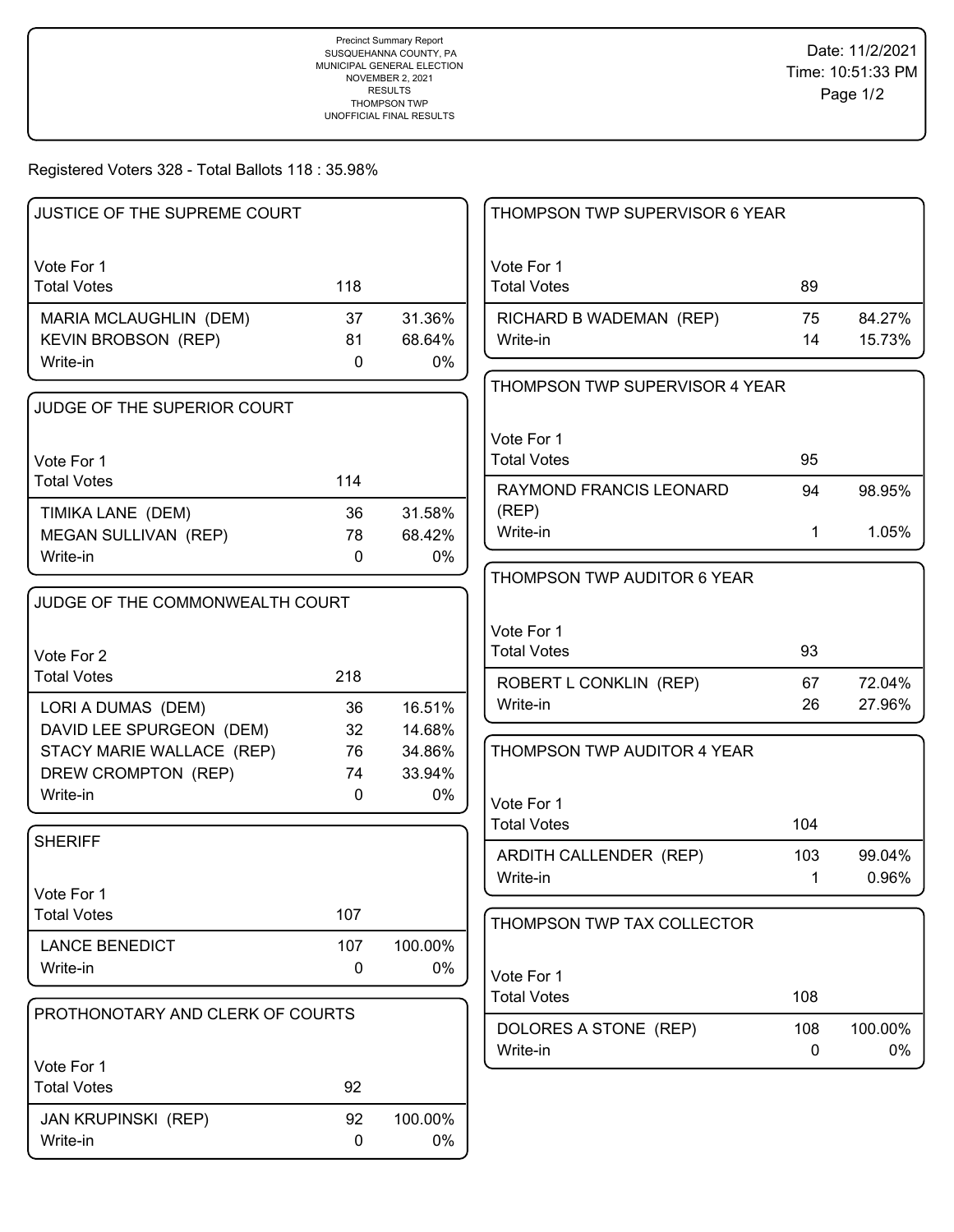Precinct Summary Report
SUSQUEHANNA COUNTY, PA
MUNICIPAL GENERAL ELECTION
NOVEMBER 2, 2021
RESULTS
THOMPSON TWP
UNOFFICIAL FINAL RESULTS

Date: 11/2/2021
Time: 10:51:33 PM

Registered Voters 328 - Total Ballots 118 : 35.98%

## JUSTICE OF THE SUPREME COURT

Vote For 1

| | Votes | % |
|---|---|---|
| Total Votes | 118 | |
| MARIA MCLAUGHLIN (DEM) | 37 | 31.36% |
| KEVIN BROBSON (REP) | 81 | 68.64% |
| Write-in | 0 | 0% |

## JUDGE OF THE SUPERIOR COURT

Vote For 1

| | Votes | % |
|---|---|---|
| Total Votes | 114 | |
| TIMIKA LANE (DEM) | 36 | 31.58% |
| MEGAN SULLIVAN (REP) | 78 | 68.42% |
| Write-in | 0 | 0% |

## JUDGE OF THE COMMONWEALTH COURT

Vote For 2

| | Votes | % |
|---|---|---|
| Total Votes | 218 | |
| LORI A DUMAS (DEM) | 36 | 16.51% |
| DAVID LEE SPURGEON (DEM) | 32 | 14.68% |
| STACY MARIE WALLACE (REP) | 76 | 34.86% |
| DREW CROMPTON (REP) | 74 | 33.94% |
| Write-in | 0 | 0% |

## SHERIFF

Vote For 1

| | Votes | % |
|---|---|---|
| Total Votes | 107 | |
| LANCE BENEDICT | 107 | 100.00% |
| Write-in | 0 | 0% |

## PROTHONOTARY AND CLERK OF COURTS

Vote For 1

| | Votes | % |
|---|---|---|
| Total Votes | 92 | |
| JAN KRUPINSKI (REP) | 92 | 100.00% |
| Write-in | 0 | 0% |

## THOMPSON TWP SUPERVISOR 6 YEAR

Vote For 1

| | Votes | % |
|---|---|---|
| Total Votes | 89 | |
| RICHARD B WADEMAN (REP) | 75 | 84.27% |
| Write-in | 14 | 15.73% |

## THOMPSON TWP SUPERVISOR 4 YEAR

Vote For 1

| | Votes | % |
|---|---|---|
| Total Votes | 95 | |
| RAYMOND FRANCIS LEONARD (REP) | 94 | 98.95% |
| Write-in | 1 | 1.05% |

## THOMPSON TWP AUDITOR 6 YEAR

Vote For 1

| | Votes | % |
|---|---|---|
| Total Votes | 93 | |
| ROBERT L CONKLIN (REP) | 67 | 72.04% |
| Write-in | 26 | 27.96% |

## THOMPSON TWP AUDITOR 4 YEAR

Vote For 1

| | Votes | % |
|---|---|---|
| Total Votes | 104 | |
| ARDITH CALLENDER (REP) | 103 | 99.04% |
| Write-in | 1 | 0.96% |

## THOMPSON TWP TAX COLLECTOR

Vote For 1

| | Votes | % |
|---|---|---|
| Total Votes | 108 | |
| DOLORES A STONE (REP) | 108 | 100.00% |
| Write-in | 0 | 0% |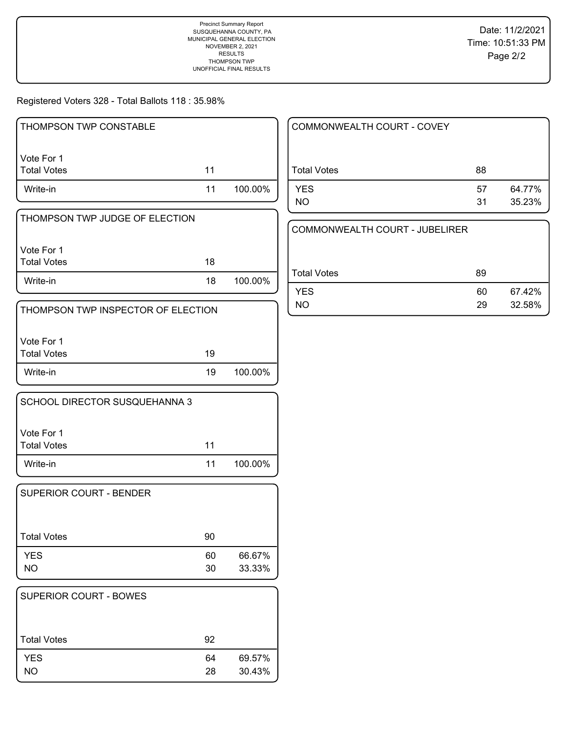Precinct Summary Report
SUSQUEHANNA COUNTY, PA
MUNICIPAL GENERAL ELECTION
NOVEMBER 2, 2021
RESULTS
THOMPSON TWP
UNOFFICIAL FINAL RESULTS

Date: 11/2/2021
Time: 10:51:33 PM

Registered Voters 328 - Total Ballots 118 : 35.98%

### THOMPSON TWP CONSTABLE

Vote For 1

| | Votes | Percent |
|---|---|---|
| Total Votes | 11 | |
| Write-in | 11 | 100.00% |

### THOMPSON TWP JUDGE OF ELECTION

Vote For 1

| | Votes | Percent |
|---|---|---|
| Total Votes | 18 | |
| Write-in | 18 | 100.00% |

### THOMPSON TWP INSPECTOR OF ELECTION

Vote For 1

| | Votes | Percent |
|---|---|---|
| Total Votes | 19 | |
| Write-in | 19 | 100.00% |

### SCHOOL DIRECTOR SUSQUEHANNA 3

Vote For 1

| | Votes | Percent |
|---|---|---|
| Total Votes | 11 | |
| Write-in | 11 | 100.00% |

### SUPERIOR COURT - BENDER

| | Votes | Percent |
|---|---|---|
| Total Votes | 90 | |
| YES | 60 | 66.67% |
| NO | 30 | 33.33% |

### SUPERIOR COURT - BOWES

| | Votes | Percent |
|---|---|---|
| Total Votes | 92 | |
| YES | 64 | 69.57% |
| NO | 28 | 30.43% |

### COMMONWEALTH COURT - COVEY

| | Votes | Percent |
|---|---|---|
| Total Votes | 88 | |
| YES | 57 | 64.77% |
| NO | 31 | 35.23% |

### COMMONWEALTH COURT - JUBELIRER

| | Votes | Percent |
|---|---|---|
| Total Votes | 89 | |
| YES | 60 | 67.42% |
| NO | 29 | 32.58% |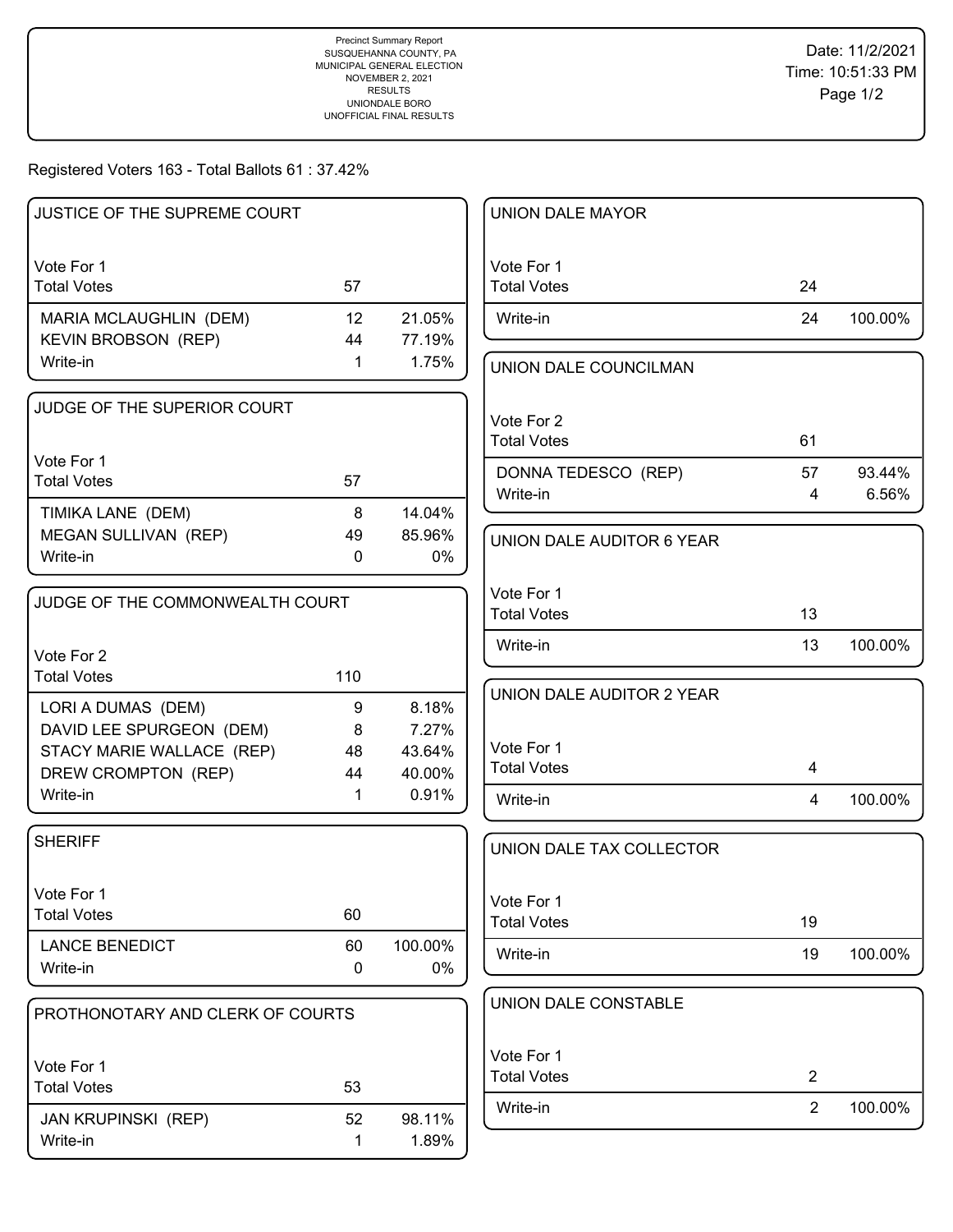Precinct Summary Report
SUSQUEHANNA COUNTY, PA
MUNICIPAL GENERAL ELECTION
NOVEMBER 2, 2021
RESULTS
UNIONDALE BORO
UNOFFICIAL FINAL RESULTS

Date: 11/2/2021
Time: 10:51:33 PM

Registered Voters 163 - Total Ballots 61 : 37.42%

### JUSTICE OF THE SUPREME COURT

Vote For 1

| | Votes | % |
|---|---|---|
| Total Votes | 57 | |
| MARIA MCLAUGHLIN (DEM) | 12 | 21.05% |
| KEVIN BROBSON (REP) | 44 | 77.19% |
| Write-in | 1 | 1.75% |

### JUDGE OF THE SUPERIOR COURT

Vote For 1

| | Votes | % |
|---|---|---|
| Total Votes | 57 | |
| TIMIKA LANE (DEM) | 8 | 14.04% |
| MEGAN SULLIVAN (REP) | 49 | 85.96% |
| Write-in | 0 | 0% |

### JUDGE OF THE COMMONWEALTH COURT

Vote For 2

| | Votes | % |
|---|---|---|
| Total Votes | 110 | |
| LORI A DUMAS (DEM) | 9 | 8.18% |
| DAVID LEE SPURGEON (DEM) | 8 | 7.27% |
| STACY MARIE WALLACE (REP) | 48 | 43.64% |
| DREW CROMPTON (REP) | 44 | 40.00% |
| Write-in | 1 | 0.91% |

### SHERIFF

Vote For 1

| | Votes | % |
|---|---|---|
| Total Votes | 60 | |
| LANCE BENEDICT | 60 | 100.00% |
| Write-in | 0 | 0% |

### PROTHONOTARY AND CLERK OF COURTS

Vote For 1

| | Votes | % |
|---|---|---|
| Total Votes | 53 | |
| JAN KRUPINSKI (REP) | 52 | 98.11% |
| Write-in | 1 | 1.89% |

### UNION DALE MAYOR

Vote For 1

| | Votes | % |
|---|---|---|
| Total Votes | 24 | |
| Write-in | 24 | 100.00% |

### UNION DALE COUNCILMAN

Vote For 2

| | Votes | % |
|---|---|---|
| Total Votes | 61 | |
| DONNA TEDESCO (REP) | 57 | 93.44% |
| Write-in | 4 | 6.56% |

### UNION DALE AUDITOR 6 YEAR

Vote For 1

| | Votes | % |
|---|---|---|
| Total Votes | 13 | |
| Write-in | 13 | 100.00% |

### UNION DALE AUDITOR 2 YEAR

Vote For 1

| | Votes | % |
|---|---|---|
| Total Votes | 4 | |
| Write-in | 4 | 100.00% |

### UNION DALE TAX COLLECTOR

Vote For 1

| | Votes | % |
|---|---|---|
| Total Votes | 19 | |
| Write-in | 19 | 100.00% |

### UNION DALE CONSTABLE

Vote For 1

| | Votes | % |
|---|---|---|
| Total Votes | 2 | |
| Write-in | 2 | 100.00% |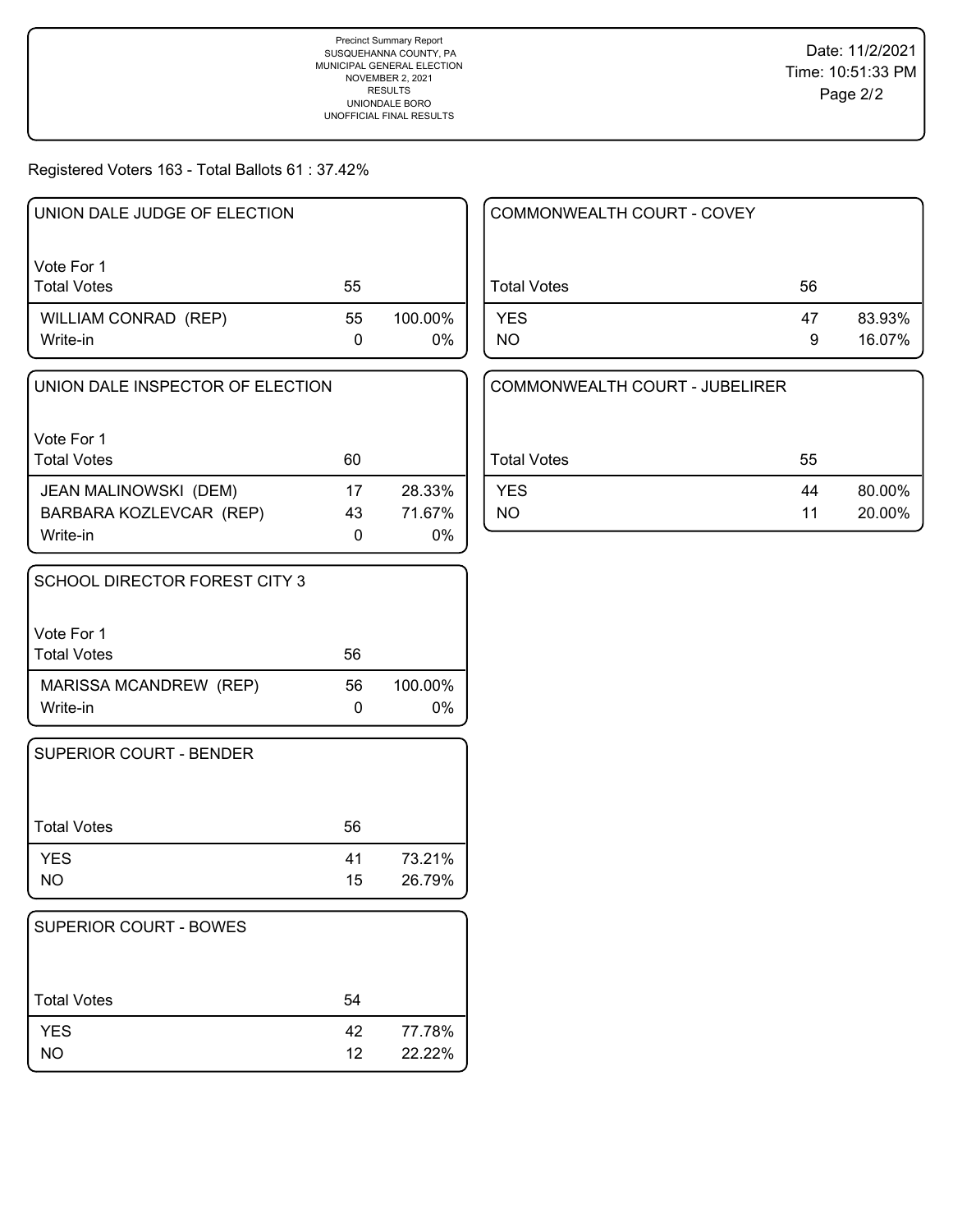Precinct Summary Report
SUSQUEHANNA COUNTY, PA
MUNICIPAL GENERAL ELECTION
NOVEMBER 2, 2021
RESULTS
UNIONDALE BORO
UNOFFICIAL FINAL RESULTS

Date: 11/2/2021
Time: 10:51:33 PM

Registered Voters 163 - Total Ballots 61 : 37.42%

| UNION DALE JUDGE OF ELECTION | | |
|---|---|---|
| Vote For 1 | | |
| Total Votes | 55 | |
| WILLIAM CONRAD (REP) | 55 | 100.00% |
| Write-in | 0 | 0% |

| UNION DALE INSPECTOR OF ELECTION | | |
|---|---|---|
| Vote For 1 | | |
| Total Votes | 60 | |
| JEAN MALINOWSKI (DEM) | 17 | 28.33% |
| BARBARA KOZLEVCAR (REP) | 43 | 71.67% |
| Write-in | 0 | 0% |

| SCHOOL DIRECTOR FOREST CITY 3 | | |
|---|---|---|
| Vote For 1 | | |
| Total Votes | 56 | |
| MARISSA MCANDREW (REP) | 56 | 100.00% |
| Write-in | 0 | 0% |

| SUPERIOR COURT - BENDER | | |
|---|---|---|
| Total Votes | 56 | |
| YES | 41 | 73.21% |
| NO | 15 | 26.79% |

| SUPERIOR COURT - BOWES | | |
|---|---|---|
| Total Votes | 54 | |
| YES | 42 | 77.78% |
| NO | 12 | 22.22% |

| COMMONWEALTH COURT - COVEY | | |
|---|---|---|
| Total Votes | 56 | |
| YES | 47 | 83.93% |
| NO | 9 | 16.07% |

| COMMONWEALTH COURT - JUBELIRER | | |
|---|---|---|
| Total Votes | 55 | |
| YES | 44 | 80.00% |
| NO | 11 | 20.00% |